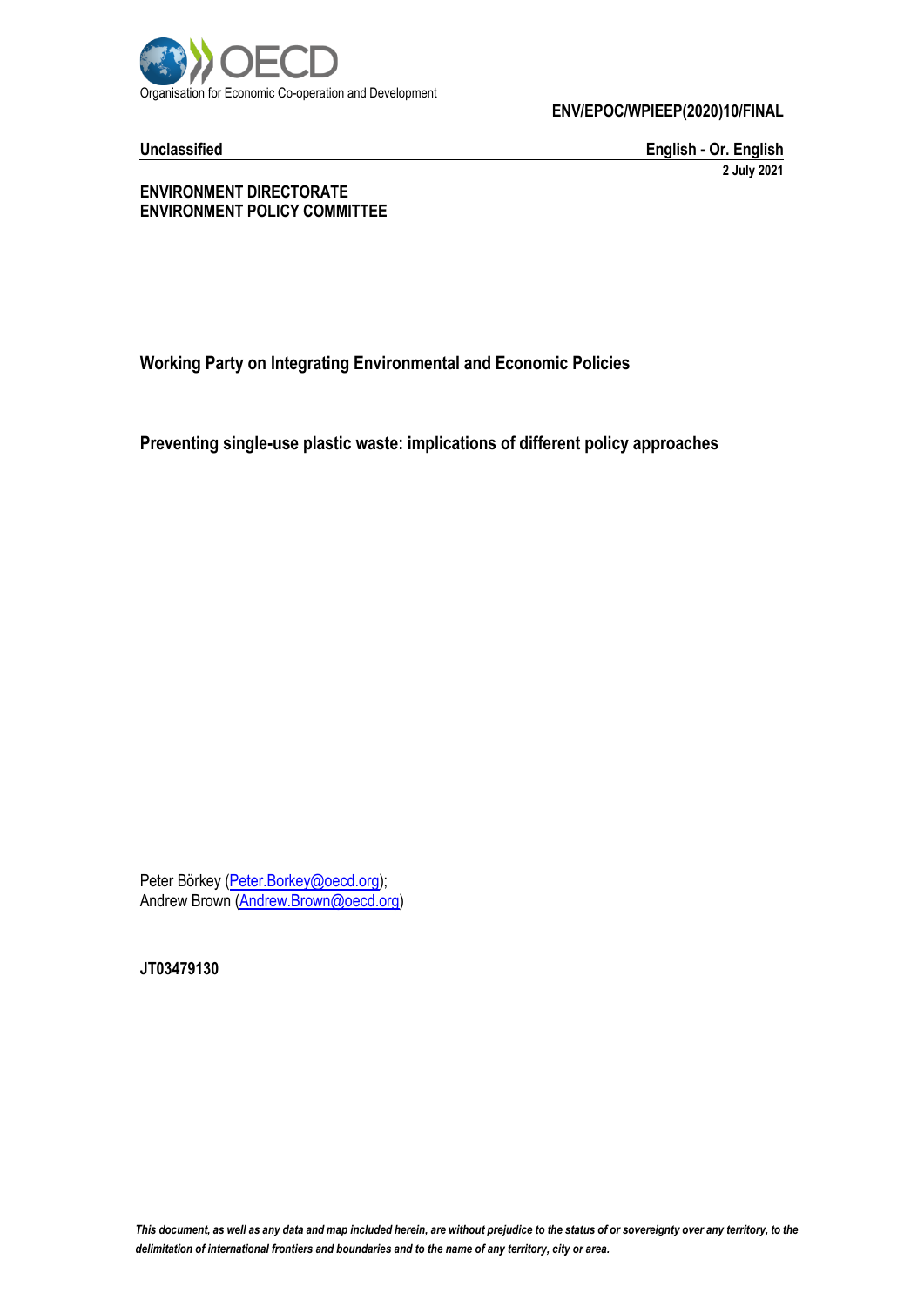Organisation for Economic Co-operation and Development

**ENV/EPOC/WPIEEP(2020)10/FINAL**

**Unclassified** **English - Or. English**

**2 July 2021**

**ENVIRONMENT DIRECTORATE**
**ENVIRONMENT POLICY COMMITTEE**

**Working Party on Integrating Environmental and Economic Policies**

# Preventing single-use plastic waste: implications of different policy approaches

Peter Börkey (Peter.Borkey@oecd.org);
Andrew Brown (Andrew.Brown@oecd.org)

**JT03479130**

*This document, as well as any data and map included herein, are without prejudice to the status of or sovereignty over any territory, to the delimitation of international frontiers and boundaries and to the name of any territory, city or area.*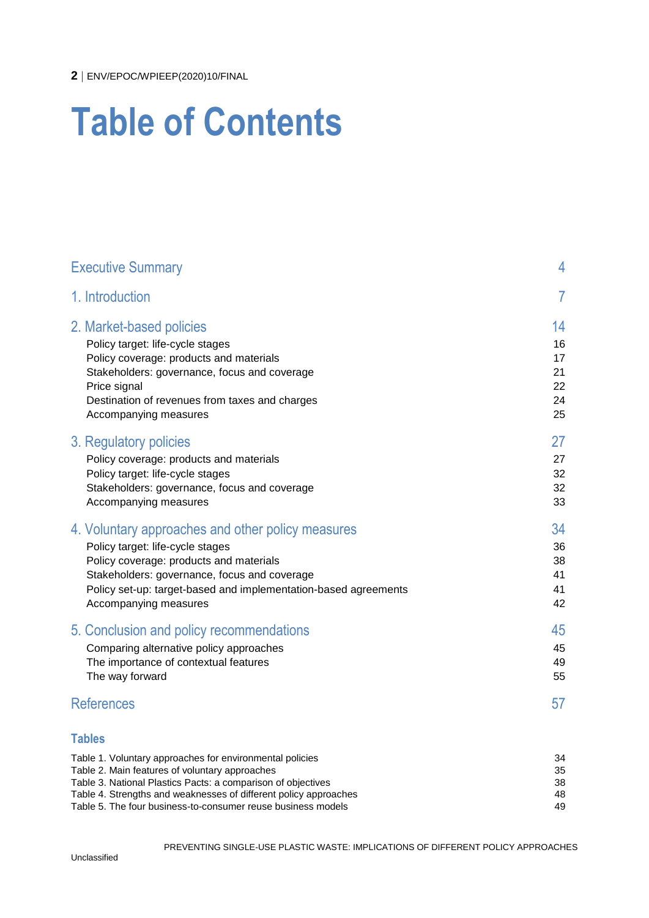# Table of Contents

| | |
|---|---|
| **Executive Summary** | **4** |
| **1. Introduction** | **7** |
| **2. Market-based policies** | **14** |
| Policy target: life-cycle stages | 16 |
| Policy coverage: products and materials | 17 |
| Stakeholders: governance, focus and coverage | 21 |
| Price signal | 22 |
| Destination of revenues from taxes and charges | 24 |
| Accompanying measures | 25 |
| **3. Regulatory policies** | **27** |
| Policy coverage: products and materials | 27 |
| Policy target: life-cycle stages | 32 |
| Stakeholders: governance, focus and coverage | 32 |
| Accompanying measures | 33 |
| **4. Voluntary approaches and other policy measures** | **34** |
| Policy target: life-cycle stages | 36 |
| Policy coverage: products and materials | 38 |
| Stakeholders: governance, focus and coverage | 41 |
| Policy set-up: target-based and implementation-based agreements | 41 |
| Accompanying measures | 42 |
| **5. Conclusion and policy recommendations** | **45** |
| Comparing alternative policy approaches | 45 |
| The importance of contextual features | 49 |
| The way forward | 55 |
| **References** | **57** |

## Tables

| | |
|---|---|
| Table 1. Voluntary approaches for environmental policies | 34 |
| Table 2. Main features of voluntary approaches | 35 |
| Table 3. National Plastics Pacts: a comparison of objectives | 38 |
| Table 4. Strengths and weaknesses of different policy approaches | 48 |
| Table 5. The four business-to-consumer reuse business models | 49 |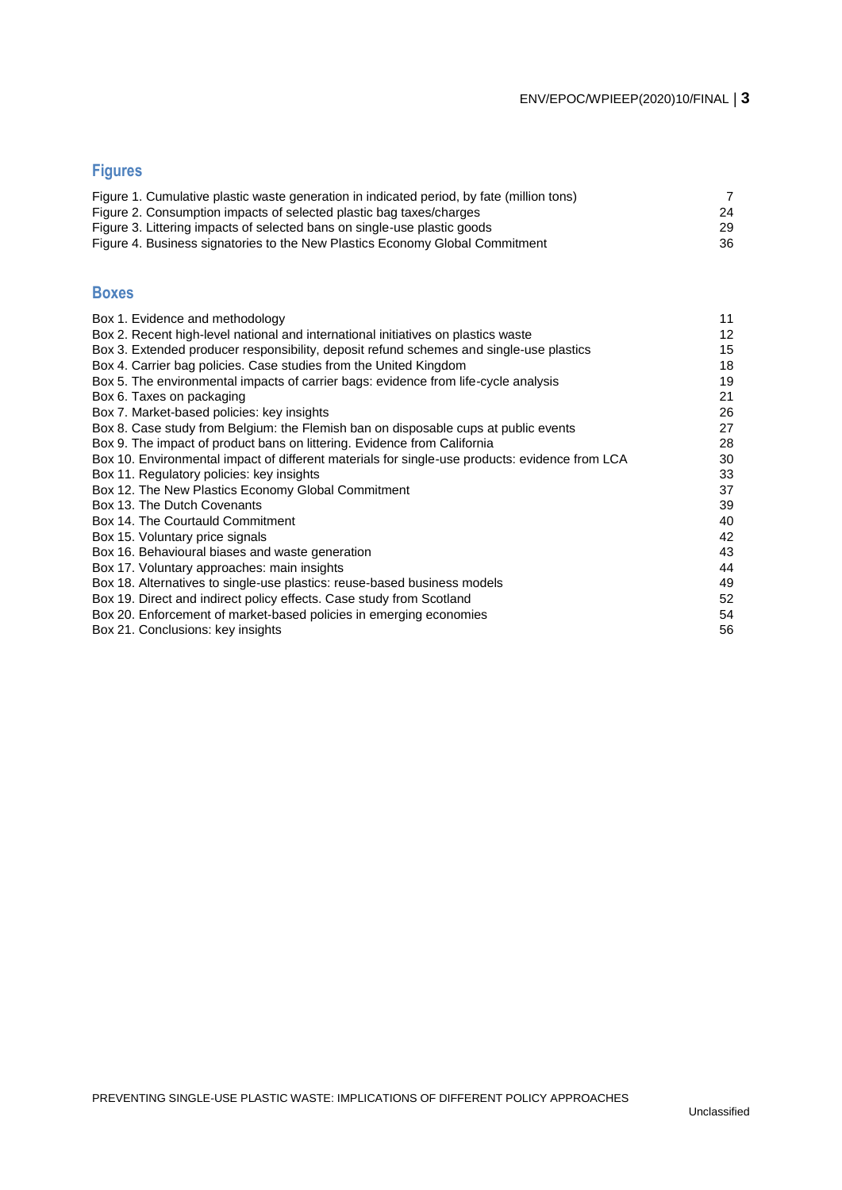## Figures

| | |
|---|---|
| Figure 1. Cumulative plastic waste generation in indicated period, by fate (million tons) | 7 |
| Figure 2. Consumption impacts of selected plastic bag taxes/charges | 24 |
| Figure 3. Littering impacts of selected bans on single-use plastic goods | 29 |
| Figure 4. Business signatories to the New Plastics Economy Global Commitment | 36 |

## Boxes

| | |
|---|---|
| Box 1. Evidence and methodology | 11 |
| Box 2. Recent high-level national and international initiatives on plastics waste | 12 |
| Box 3. Extended producer responsibility, deposit refund schemes and single-use plastics | 15 |
| Box 4. Carrier bag policies. Case studies from the United Kingdom | 18 |
| Box 5. The environmental impacts of carrier bags: evidence from life-cycle analysis | 19 |
| Box 6. Taxes on packaging | 21 |
| Box 7. Market-based policies: key insights | 26 |
| Box 8. Case study from Belgium: the Flemish ban on disposable cups at public events | 27 |
| Box 9. The impact of product bans on littering. Evidence from California | 28 |
| Box 10. Environmental impact of different materials for single-use products: evidence from LCA | 30 |
| Box 11. Regulatory policies: key insights | 33 |
| Box 12. The New Plastics Economy Global Commitment | 37 |
| Box 13. The Dutch Covenants | 39 |
| Box 14. The Courtauld Commitment | 40 |
| Box 15. Voluntary price signals | 42 |
| Box 16. Behavioural biases and waste generation | 43 |
| Box 17. Voluntary approaches: main insights | 44 |
| Box 18. Alternatives to single-use plastics: reuse-based business models | 49 |
| Box 19. Direct and indirect policy effects. Case study from Scotland | 52 |
| Box 20. Enforcement of market-based policies in emerging economies | 54 |
| Box 21. Conclusions: key insights | 56 |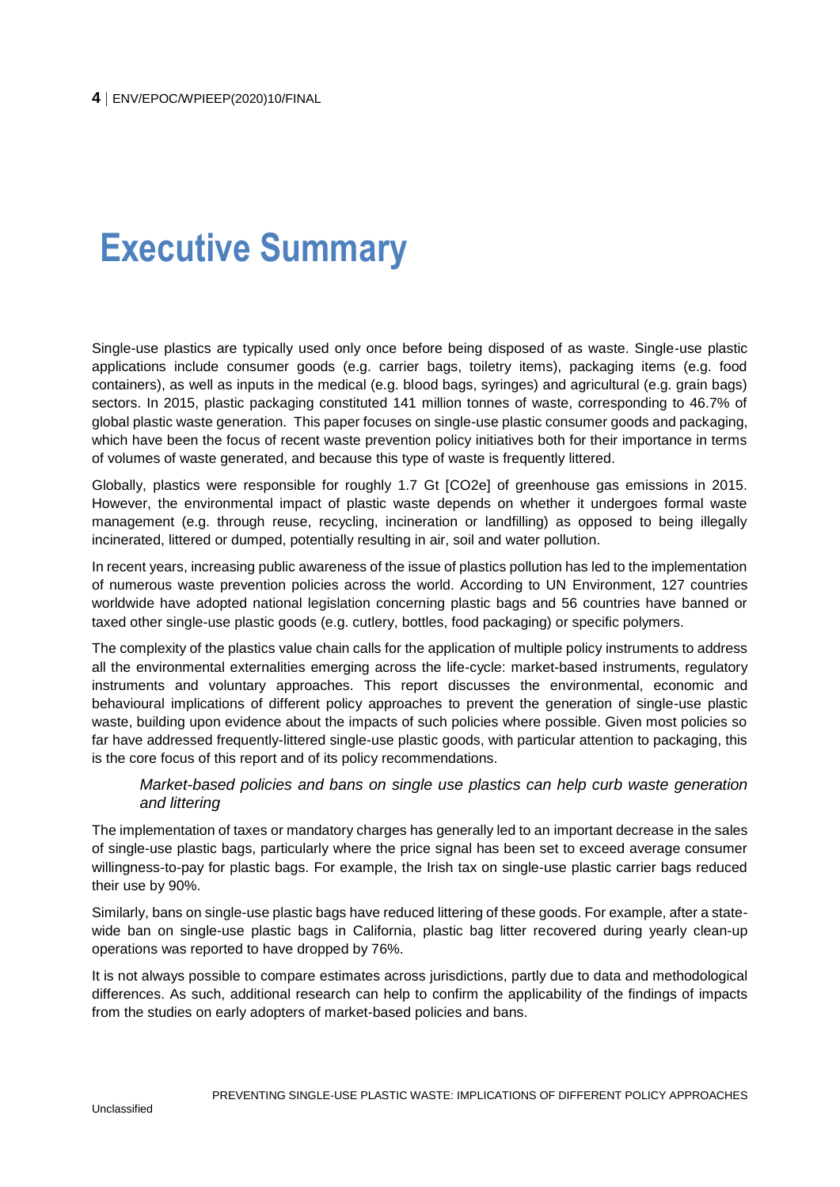# Executive Summary

Single-use plastics are typically used only once before being disposed of as waste. Single-use plastic applications include consumer goods (e.g. carrier bags, toiletry items), packaging items (e.g. food containers), as well as inputs in the medical (e.g. blood bags, syringes) and agricultural (e.g. grain bags) sectors. In 2015, plastic packaging constituted 141 million tonnes of waste, corresponding to 46.7% of global plastic waste generation. This paper focuses on single-use plastic consumer goods and packaging, which have been the focus of recent waste prevention policy initiatives both for their importance in terms of volumes of waste generated, and because this type of waste is frequently littered.

Globally, plastics were responsible for roughly 1.7 Gt [CO2e] of greenhouse gas emissions in 2015. However, the environmental impact of plastic waste depends on whether it undergoes formal waste management (e.g. through reuse, recycling, incineration or landfilling) as opposed to being illegally incinerated, littered or dumped, potentially resulting in air, soil and water pollution.

In recent years, increasing public awareness of the issue of plastics pollution has led to the implementation of numerous waste prevention policies across the world. According to UN Environment, 127 countries worldwide have adopted national legislation concerning plastic bags and 56 countries have banned or taxed other single-use plastic goods (e.g. cutlery, bottles, food packaging) or specific polymers.

The complexity of the plastics value chain calls for the application of multiple policy instruments to address all the environmental externalities emerging across the life-cycle: market-based instruments, regulatory instruments and voluntary approaches. This report discusses the environmental, economic and behavioural implications of different policy approaches to prevent the generation of single-use plastic waste, building upon evidence about the impacts of such policies where possible. Given most policies so far have addressed frequently-littered single-use plastic goods, with particular attention to packaging, this is the core focus of this report and of its policy recommendations.

*Market-based policies and bans on single use plastics can help curb waste generation and littering*

The implementation of taxes or mandatory charges has generally led to an important decrease in the sales of single-use plastic bags, particularly where the price signal has been set to exceed average consumer willingness-to-pay for plastic bags. For example, the Irish tax on single-use plastic carrier bags reduced their use by 90%.

Similarly, bans on single-use plastic bags have reduced littering of these goods. For example, after a state-wide ban on single-use plastic bags in California, plastic bag litter recovered during yearly clean-up operations was reported to have dropped by 76%.

It is not always possible to compare estimates across jurisdictions, partly due to data and methodological differences. As such, additional research can help to confirm the applicability of the findings of impacts from the studies on early adopters of market-based policies and bans.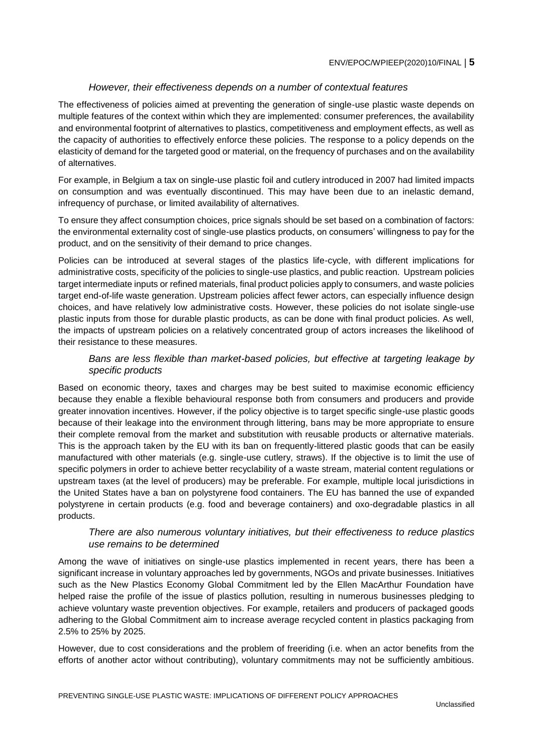### *However, their effectiveness depends on a number of contextual features*

The effectiveness of policies aimed at preventing the generation of single-use plastic waste depends on multiple features of the context within which they are implemented: consumer preferences, the availability and environmental footprint of alternatives to plastics, competitiveness and employment effects, as well as the capacity of authorities to effectively enforce these policies. The response to a policy depends on the elasticity of demand for the targeted good or material, on the frequency of purchases and on the availability of alternatives.

For example, in Belgium a tax on single-use plastic foil and cutlery introduced in 2007 had limited impacts on consumption and was eventually discontinued. This may have been due to an inelastic demand, infrequency of purchase, or limited availability of alternatives.

To ensure they affect consumption choices, price signals should be set based on a combination of factors: the environmental externality cost of single-use plastics products, on consumers' willingness to pay for the product, and on the sensitivity of their demand to price changes.

Policies can be introduced at several stages of the plastics life-cycle, with different implications for administrative costs, specificity of the policies to single-use plastics, and public reaction. Upstream policies target intermediate inputs or refined materials, final product policies apply to consumers, and waste policies target end-of-life waste generation. Upstream policies affect fewer actors, can especially influence design choices, and have relatively low administrative costs. However, these policies do not isolate single-use plastic inputs from those for durable plastic products, as can be done with final product policies. As well, the impacts of upstream policies on a relatively concentrated group of actors increases the likelihood of their resistance to these measures.

### *Bans are less flexible than market-based policies, but effective at targeting leakage by specific products*

Based on economic theory, taxes and charges may be best suited to maximise economic efficiency because they enable a flexible behavioural response both from consumers and producers and provide greater innovation incentives. However, if the policy objective is to target specific single-use plastic goods because of their leakage into the environment through littering, bans may be more appropriate to ensure their complete removal from the market and substitution with reusable products or alternative materials. This is the approach taken by the EU with its ban on frequently-littered plastic goods that can be easily manufactured with other materials (e.g. single-use cutlery, straws). If the objective is to limit the use of specific polymers in order to achieve better recyclability of a waste stream, material content regulations or upstream taxes (at the level of producers) may be preferable. For example, multiple local jurisdictions in the United States have a ban on polystyrene food containers. The EU has banned the use of expanded polystyrene in certain products (e.g. food and beverage containers) and oxo-degradable plastics in all products.

### *There are also numerous voluntary initiatives, but their effectiveness to reduce plastics use remains to be determined*

Among the wave of initiatives on single-use plastics implemented in recent years, there has been a significant increase in voluntary approaches led by governments, NGOs and private businesses. Initiatives such as the New Plastics Economy Global Commitment led by the Ellen MacArthur Foundation have helped raise the profile of the issue of plastics pollution, resulting in numerous businesses pledging to achieve voluntary waste prevention objectives. For example, retailers and producers of packaged goods adhering to the Global Commitment aim to increase average recycled content in plastics packaging from 2.5% to 25% by 2025.

However, due to cost considerations and the problem of freeriding (i.e. when an actor benefits from the efforts of another actor without contributing), voluntary commitments may not be sufficiently ambitious.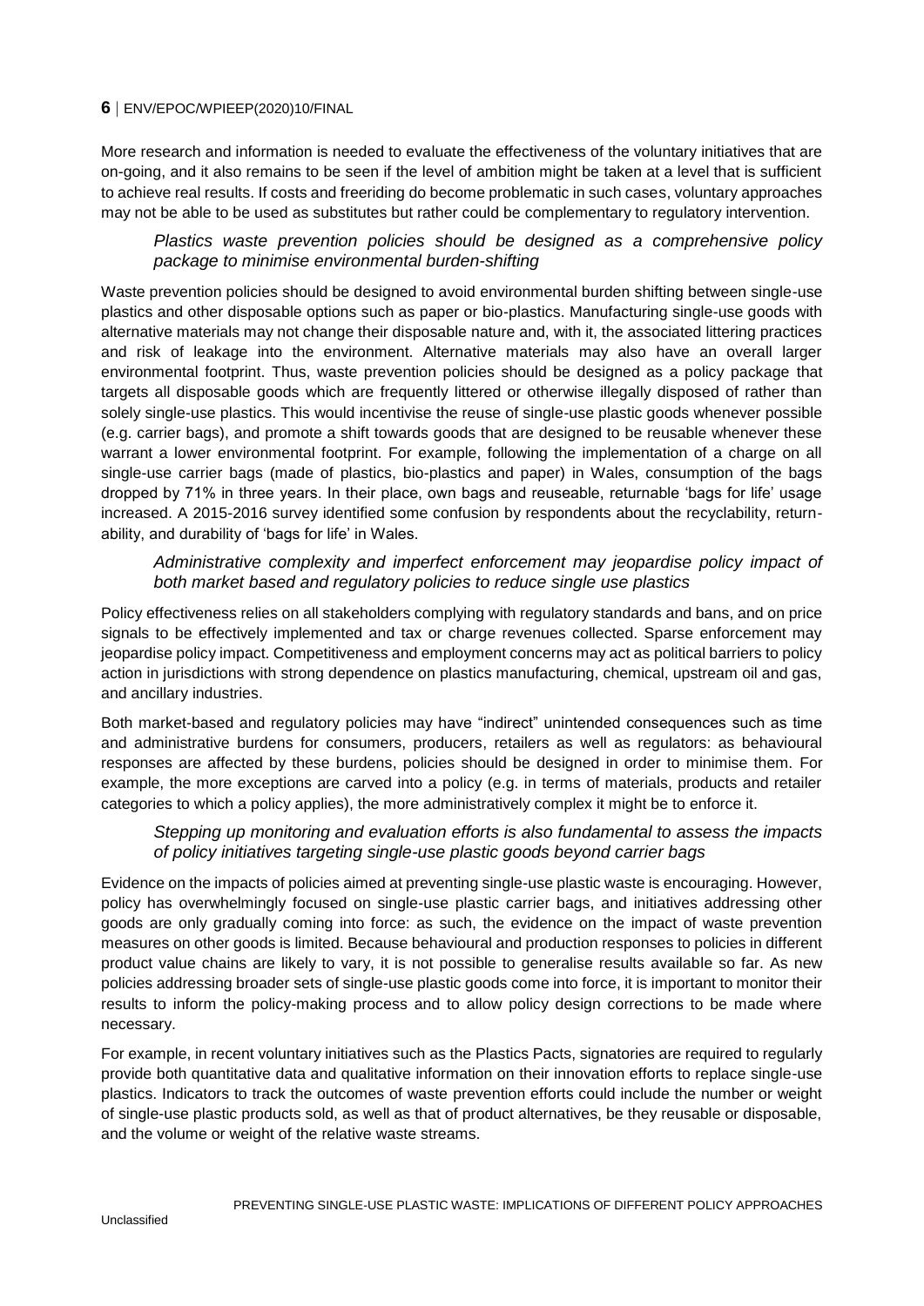More research and information is needed to evaluate the effectiveness of the voluntary initiatives that are on-going, and it also remains to be seen if the level of ambition might be taken at a level that is sufficient to achieve real results. If costs and freeriding do become problematic in such cases, voluntary approaches may not be able to be used as substitutes but rather could be complementary to regulatory intervention.

*Plastics waste prevention policies should be designed as a comprehensive policy package to minimise environmental burden-shifting*

Waste prevention policies should be designed to avoid environmental burden shifting between single-use plastics and other disposable options such as paper or bio-plastics. Manufacturing single-use goods with alternative materials may not change their disposable nature and, with it, the associated littering practices and risk of leakage into the environment. Alternative materials may also have an overall larger environmental footprint. Thus, waste prevention policies should be designed as a policy package that targets all disposable goods which are frequently littered or otherwise illegally disposed of rather than solely single-use plastics. This would incentivise the reuse of single-use plastic goods whenever possible (e.g. carrier bags), and promote a shift towards goods that are designed to be reusable whenever these warrant a lower environmental footprint. For example, following the implementation of a charge on all single-use carrier bags (made of plastics, bio-plastics and paper) in Wales, consumption of the bags dropped by 71% in three years. In their place, own bags and reuseable, returnable 'bags for life' usage increased. A 2015-2016 survey identified some confusion by respondents about the recyclability, return-ability, and durability of 'bags for life' in Wales.

*Administrative complexity and imperfect enforcement may jeopardise policy impact of both market based and regulatory policies to reduce single use plastics*

Policy effectiveness relies on all stakeholders complying with regulatory standards and bans, and on price signals to be effectively implemented and tax or charge revenues collected. Sparse enforcement may jeopardise policy impact. Competitiveness and employment concerns may act as political barriers to policy action in jurisdictions with strong dependence on plastics manufacturing, chemical, upstream oil and gas, and ancillary industries.

Both market-based and regulatory policies may have "indirect" unintended consequences such as time and administrative burdens for consumers, producers, retailers as well as regulators: as behavioural responses are affected by these burdens, policies should be designed in order to minimise them. For example, the more exceptions are carved into a policy (e.g. in terms of materials, products and retailer categories to which a policy applies), the more administratively complex it might be to enforce it.

*Stepping up monitoring and evaluation efforts is also fundamental to assess the impacts of policy initiatives targeting single-use plastic goods beyond carrier bags*

Evidence on the impacts of policies aimed at preventing single-use plastic waste is encouraging. However, policy has overwhelmingly focused on single-use plastic carrier bags, and initiatives addressing other goods are only gradually coming into force: as such, the evidence on the impact of waste prevention measures on other goods is limited. Because behavioural and production responses to policies in different product value chains are likely to vary, it is not possible to generalise results available so far. As new policies addressing broader sets of single-use plastic goods come into force, it is important to monitor their results to inform the policy-making process and to allow policy design corrections to be made where necessary.

For example, in recent voluntary initiatives such as the Plastics Pacts, signatories are required to regularly provide both quantitative data and qualitative information on their innovation efforts to replace single-use plastics. Indicators to track the outcomes of waste prevention efforts could include the number or weight of single-use plastic products sold, as well as that of product alternatives, be they reusable or disposable, and the volume or weight of the relative waste streams.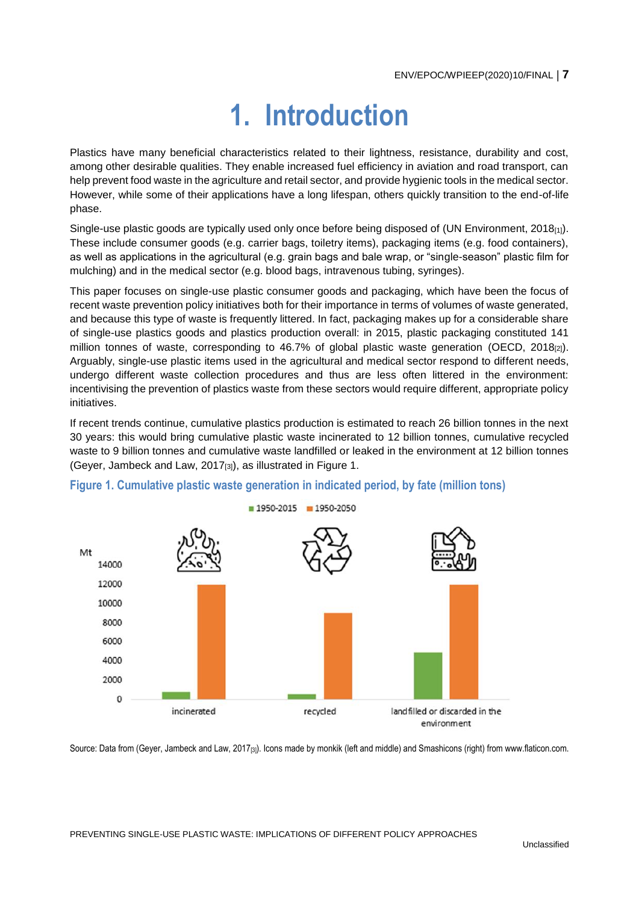# 1. Introduction

Plastics have many beneficial characteristics related to their lightness, resistance, durability and cost, among other desirable qualities. They enable increased fuel efficiency in aviation and road transport, can help prevent food waste in the agriculture and retail sector, and provide hygienic tools in the medical sector. However, while some of their applications have a long lifespan, others quickly transition to the end-of-life phase.

Single-use plastic goods are typically used only once before being disposed of (UN Environment, 2018[1]). These include consumer goods (e.g. carrier bags, toiletry items), packaging items (e.g. food containers), as well as applications in the agricultural (e.g. grain bags and bale wrap, or "single-season" plastic film for mulching) and in the medical sector (e.g. blood bags, intravenous tubing, syringes).

This paper focuses on single-use plastic consumer goods and packaging, which have been the focus of recent waste prevention policy initiatives both for their importance in terms of volumes of waste generated, and because this type of waste is frequently littered. In fact, packaging makes up for a considerable share of single-use plastics goods and plastics production overall: in 2015, plastic packaging constituted 141 million tonnes of waste, corresponding to 46.7% of global plastic waste generation (OECD, 2018[2]). Arguably, single-use plastic items used in the agricultural and medical sector respond to different needs, undergo different waste collection procedures and thus are less often littered in the environment: incentivising the prevention of plastics waste from these sectors would require different, appropriate policy initiatives.

If recent trends continue, cumulative plastics production is estimated to reach 26 billion tonnes in the next 30 years: this would bring cumulative plastic waste incinerated to 12 billion tonnes, cumulative recycled waste to 9 billion tonnes and cumulative waste landfilled or leaked in the environment at 12 billion tonnes (Geyer, Jambeck and Law, 2017[3]), as illustrated in Figure 1.

**Figure 1. Cumulative plastic waste generation in indicated period, by fate (million tons)**

1950-2015
1950-2050

Mt
14000
12000
10000
8000
6000
4000
2000
0

incinerated
recycled
landfilled or discarded in the environment

Source: Data from (Geyer, Jambeck and Law, 2017[3]). Icons made by monkik (left and middle) and Smashicons (right) from www.flaticon.com.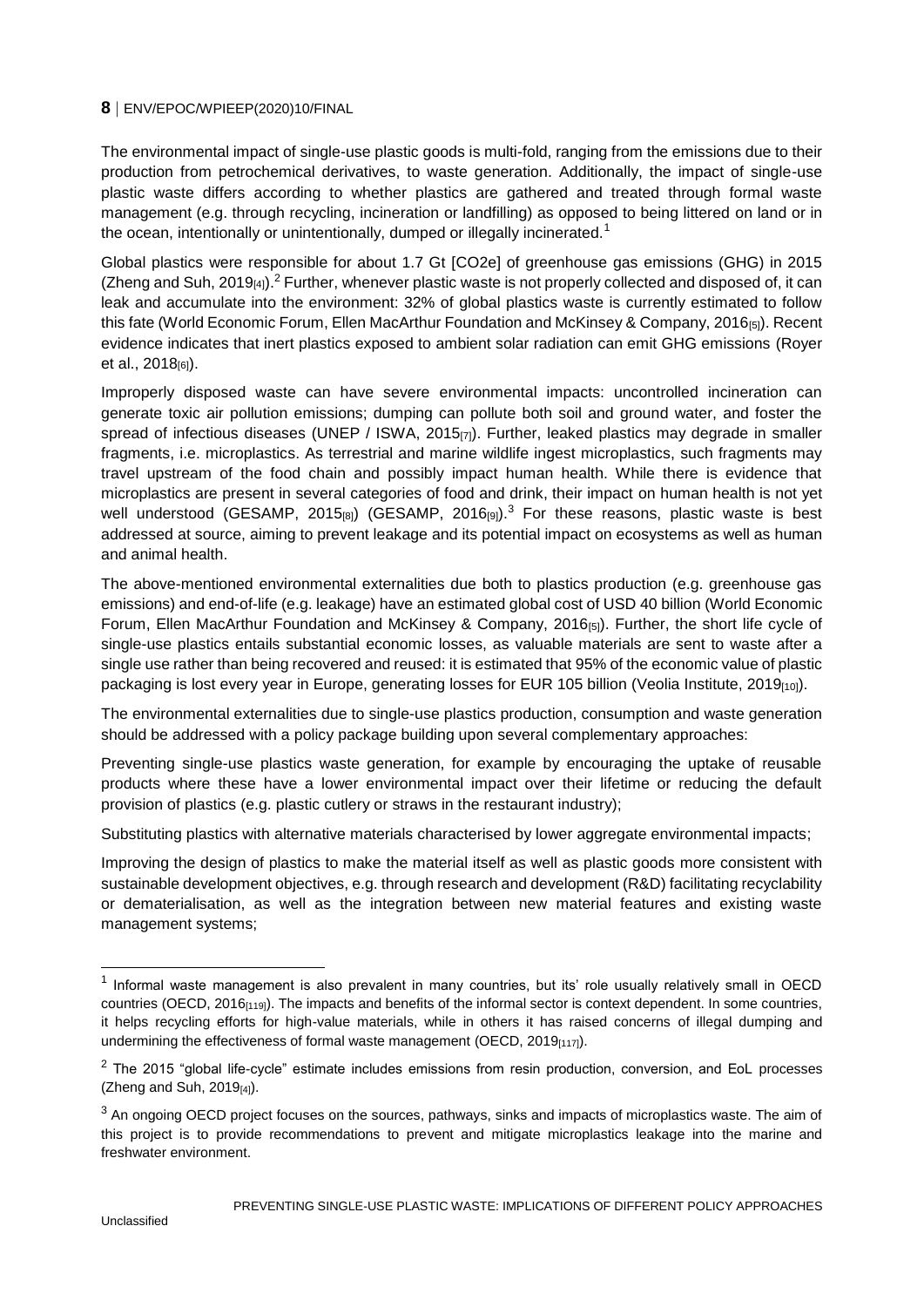The environmental impact of single-use plastic goods is multi-fold, ranging from the emissions due to their production from petrochemical derivatives, to waste generation. Additionally, the impact of single-use plastic waste differs according to whether plastics are gathered and treated through formal waste management (e.g. through recycling, incineration or landfilling) as opposed to being littered on land or in the ocean, intentionally or unintentionally, dumped or illegally incinerated.[1]

Global plastics were responsible for about 1.7 Gt [CO2e] of greenhouse gas emissions (GHG) in 2015 (Zheng and Suh, 2019[4]).[2] Further, whenever plastic waste is not properly collected and disposed of, it can leak and accumulate into the environment: 32% of global plastics waste is currently estimated to follow this fate (World Economic Forum, Ellen MacArthur Foundation and McKinsey & Company, 2016[5]). Recent evidence indicates that inert plastics exposed to ambient solar radiation can emit GHG emissions (Royer et al., 2018[6]).

Improperly disposed waste can have severe environmental impacts: uncontrolled incineration can generate toxic air pollution emissions; dumping can pollute both soil and ground water, and foster the spread of infectious diseases (UNEP / ISWA, 2015[7]). Further, leaked plastics may degrade in smaller fragments, i.e. microplastics. As terrestrial and marine wildlife ingest microplastics, such fragments may travel upstream of the food chain and possibly impact human health. While there is evidence that microplastics are present in several categories of food and drink, their impact on human health is not yet well understood (GESAMP, 2015[8]) (GESAMP, 2016[9]).[3] For these reasons, plastic waste is best addressed at source, aiming to prevent leakage and its potential impact on ecosystems as well as human and animal health.

The above-mentioned environmental externalities due both to plastics production (e.g. greenhouse gas emissions) and end-of-life (e.g. leakage) have an estimated global cost of USD 40 billion (World Economic Forum, Ellen MacArthur Foundation and McKinsey & Company, 2016[5]). Further, the short life cycle of single-use plastics entails substantial economic losses, as valuable materials are sent to waste after a single use rather than being recovered and reused: it is estimated that 95% of the economic value of plastic packaging is lost every year in Europe, generating losses for EUR 105 billion (Veolia Institute, 2019[10]).

The environmental externalities due to single-use plastics production, consumption and waste generation should be addressed with a policy package building upon several complementary approaches:

Preventing single-use plastics waste generation, for example by encouraging the uptake of reusable products where these have a lower environmental impact over their lifetime or reducing the default provision of plastics (e.g. plastic cutlery or straws in the restaurant industry);

Substituting plastics with alternative materials characterised by lower aggregate environmental impacts;

Improving the design of plastics to make the material itself as well as plastic goods more consistent with sustainable development objectives, e.g. through research and development (R&D) facilitating recyclability or dematerialisation, as well as the integration between new material features and existing waste management systems;

---

[1] Informal waste management is also prevalent in many countries, but its' role usually relatively small in OECD countries (OECD, 2016[119]). The impacts and benefits of the informal sector is context dependent. In some countries, it helps recycling efforts for high-value materials, while in others it has raised concerns of illegal dumping and undermining the effectiveness of formal waste management (OECD, 2019[117]).

[2] The 2015 "global life-cycle" estimate includes emissions from resin production, conversion, and EoL processes (Zheng and Suh, 2019[4]).

[3] An ongoing OECD project focuses on the sources, pathways, sinks and impacts of microplastics waste. The aim of this project is to provide recommendations to prevent and mitigate microplastics leakage into the marine and freshwater environment.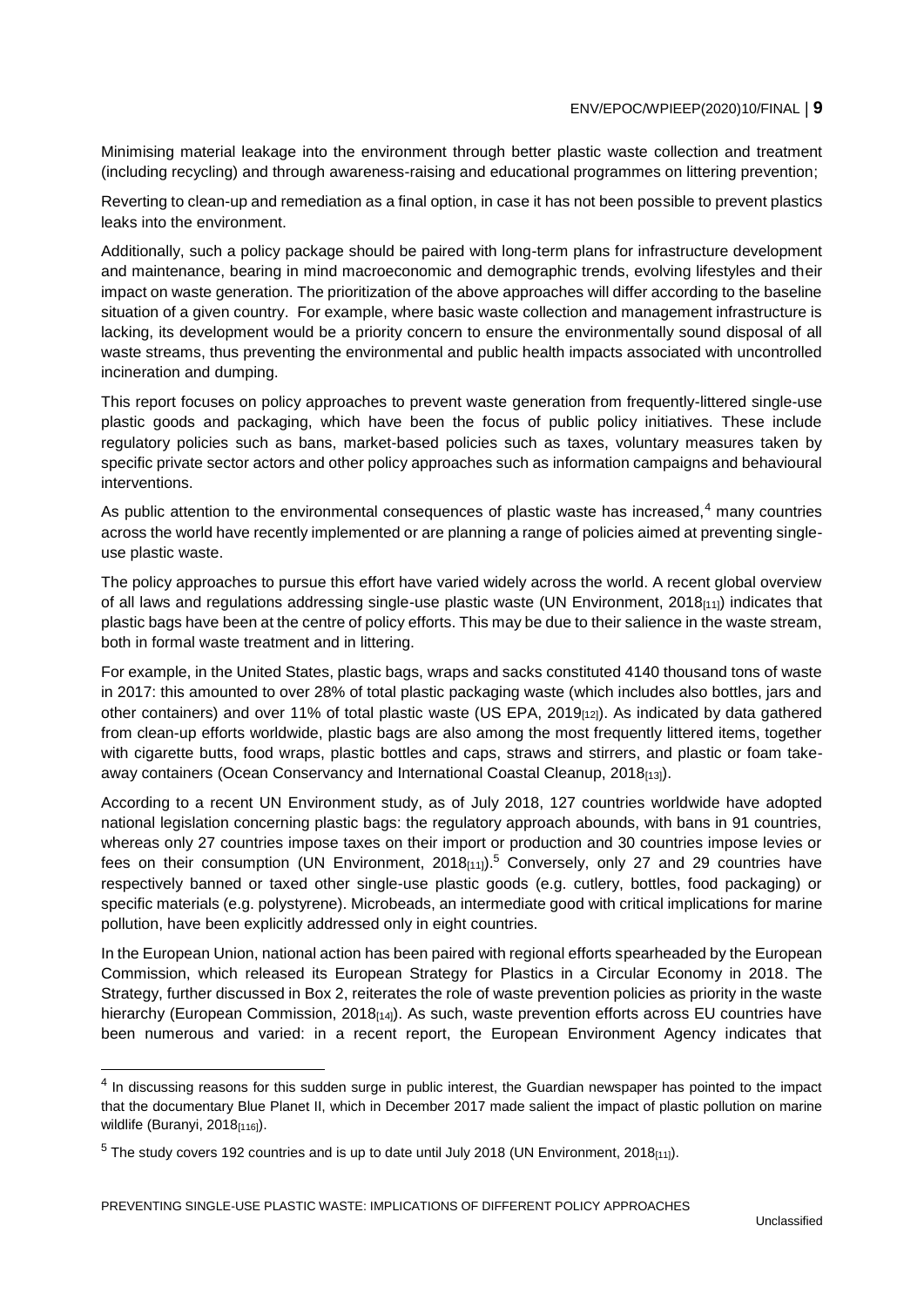Minimising material leakage into the environment through better plastic waste collection and treatment (including recycling) and through awareness-raising and educational programmes on littering prevention;

Reverting to clean-up and remediation as a final option, in case it has not been possible to prevent plastics leaks into the environment.

Additionally, such a policy package should be paired with long-term plans for infrastructure development and maintenance, bearing in mind macroeconomic and demographic trends, evolving lifestyles and their impact on waste generation. The prioritization of the above approaches will differ according to the baseline situation of a given country. For example, where basic waste collection and management infrastructure is lacking, its development would be a priority concern to ensure the environmentally sound disposal of all waste streams, thus preventing the environmental and public health impacts associated with uncontrolled incineration and dumping.

This report focuses on policy approaches to prevent waste generation from frequently-littered single-use plastic goods and packaging, which have been the focus of public policy initiatives. These include regulatory policies such as bans, market-based policies such as taxes, voluntary measures taken by specific private sector actors and other policy approaches such as information campaigns and behavioural interventions.

As public attention to the environmental consequences of plastic waste has increased,[4] many countries across the world have recently implemented or are planning a range of policies aimed at preventing single-use plastic waste.

The policy approaches to pursue this effort have varied widely across the world. A recent global overview of all laws and regulations addressing single-use plastic waste (UN Environment, 2018[11]) indicates that plastic bags have been at the centre of policy efforts. This may be due to their salience in the waste stream, both in formal waste treatment and in littering.

For example, in the United States, plastic bags, wraps and sacks constituted 4140 thousand tons of waste in 2017: this amounted to over 28% of total plastic packaging waste (which includes also bottles, jars and other containers) and over 11% of total plastic waste (US EPA, 2019[12]). As indicated by data gathered from clean-up efforts worldwide, plastic bags are also among the most frequently littered items, together with cigarette butts, food wraps, plastic bottles and caps, straws and stirrers, and plastic or foam take-away containers (Ocean Conservancy and International Coastal Cleanup, 2018[13]).

According to a recent UN Environment study, as of July 2018, 127 countries worldwide have adopted national legislation concerning plastic bags: the regulatory approach abounds, with bans in 91 countries, whereas only 27 countries impose taxes on their import or production and 30 countries impose levies or fees on their consumption (UN Environment, 2018[11]).[5] Conversely, only 27 and 29 countries have respectively banned or taxed other single-use plastic goods (e.g. cutlery, bottles, food packaging) or specific materials (e.g. polystyrene). Microbeads, an intermediate good with critical implications for marine pollution, have been explicitly addressed only in eight countries.

In the European Union, national action has been paired with regional efforts spearheaded by the European Commission, which released its European Strategy for Plastics in a Circular Economy in 2018. The Strategy, further discussed in Box 2, reiterates the role of waste prevention policies as priority in the waste hierarchy (European Commission, 2018[14]). As such, waste prevention efforts across EU countries have been numerous and varied: in a recent report, the European Environment Agency indicates that

[4] In discussing reasons for this sudden surge in public interest, the Guardian newspaper has pointed to the impact that the documentary Blue Planet II, which in December 2017 made salient the impact of plastic pollution on marine wildlife (Buranyi, 2018[116]).

[5] The study covers 192 countries and is up to date until July 2018 (UN Environment, 2018[11]).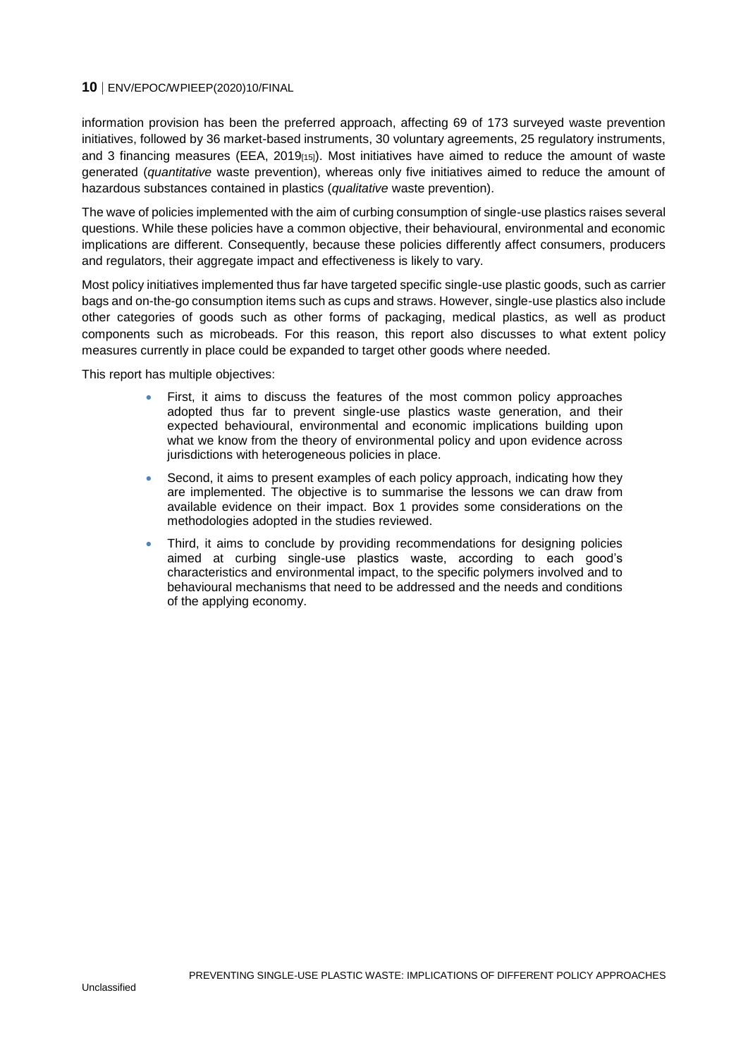information provision has been the preferred approach, affecting 69 of 173 surveyed waste prevention initiatives, followed by 36 market-based instruments, 30 voluntary agreements, 25 regulatory instruments, and 3 financing measures (EEA, 2019[15]). Most initiatives have aimed to reduce the amount of waste generated (*quantitative* waste prevention), whereas only five initiatives aimed to reduce the amount of hazardous substances contained in plastics (*qualitative* waste prevention).

The wave of policies implemented with the aim of curbing consumption of single-use plastics raises several questions. While these policies have a common objective, their behavioural, environmental and economic implications are different. Consequently, because these policies differently affect consumers, producers and regulators, their aggregate impact and effectiveness is likely to vary.

Most policy initiatives implemented thus far have targeted specific single-use plastic goods, such as carrier bags and on-the-go consumption items such as cups and straws. However, single-use plastics also include other categories of goods such as other forms of packaging, medical plastics, as well as product components such as microbeads. For this reason, this report also discusses to what extent policy measures currently in place could be expanded to target other goods where needed.

This report has multiple objectives:

- First, it aims to discuss the features of the most common policy approaches adopted thus far to prevent single-use plastics waste generation, and their expected behavioural, environmental and economic implications building upon what we know from the theory of environmental policy and upon evidence across jurisdictions with heterogeneous policies in place.
- Second, it aims to present examples of each policy approach, indicating how they are implemented. The objective is to summarise the lessons we can draw from available evidence on their impact. Box 1 provides some considerations on the methodologies adopted in the studies reviewed.
- Third, it aims to conclude by providing recommendations for designing policies aimed at curbing single-use plastics waste, according to each good's characteristics and environmental impact, to the specific polymers involved and to behavioural mechanisms that need to be addressed and the needs and conditions of the applying economy.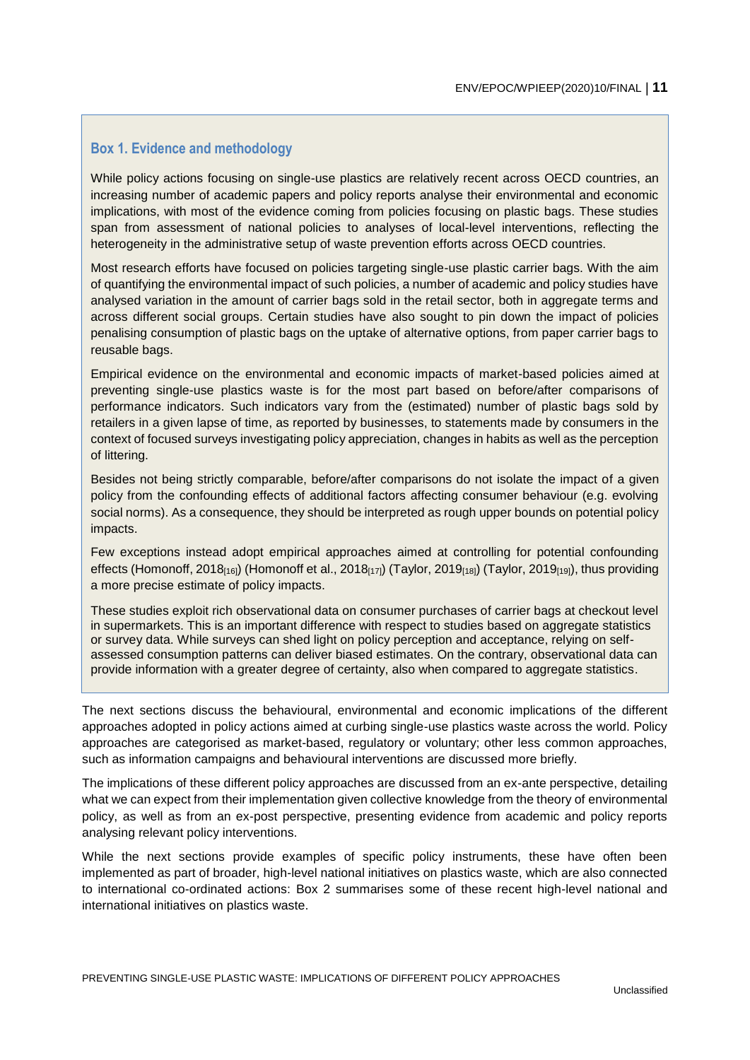### Box 1. Evidence and methodology

While policy actions focusing on single-use plastics are relatively recent across OECD countries, an increasing number of academic papers and policy reports analyse their environmental and economic implications, with most of the evidence coming from policies focusing on plastic bags. These studies span from assessment of national policies to analyses of local-level interventions, reflecting the heterogeneity in the administrative setup of waste prevention efforts across OECD countries.

Most research efforts have focused on policies targeting single-use plastic carrier bags. With the aim of quantifying the environmental impact of such policies, a number of academic and policy studies have analysed variation in the amount of carrier bags sold in the retail sector, both in aggregate terms and across different social groups. Certain studies have also sought to pin down the impact of policies penalising consumption of plastic bags on the uptake of alternative options, from paper carrier bags to reusable bags.

Empirical evidence on the environmental and economic impacts of market-based policies aimed at preventing single-use plastics waste is for the most part based on before/after comparisons of performance indicators. Such indicators vary from the (estimated) number of plastic bags sold by retailers in a given lapse of time, as reported by businesses, to statements made by consumers in the context of focused surveys investigating policy appreciation, changes in habits as well as the perception of littering.

Besides not being strictly comparable, before/after comparisons do not isolate the impact of a given policy from the confounding effects of additional factors affecting consumer behaviour (e.g. evolving social norms). As a consequence, they should be interpreted as rough upper bounds on potential policy impacts.

Few exceptions instead adopt empirical approaches aimed at controlling for potential confounding effects (Homonoff, 2018[16]) (Homonoff et al., 2018[17]) (Taylor, 2019[18]) (Taylor, 2019[19]), thus providing a more precise estimate of policy impacts.

These studies exploit rich observational data on consumer purchases of carrier bags at checkout level in supermarkets. This is an important difference with respect to studies based on aggregate statistics or survey data. While surveys can shed light on policy perception and acceptance, relying on self-assessed consumption patterns can deliver biased estimates. On the contrary, observational data can provide information with a greater degree of certainty, also when compared to aggregate statistics.

The next sections discuss the behavioural, environmental and economic implications of the different approaches adopted in policy actions aimed at curbing single-use plastics waste across the world. Policy approaches are categorised as market-based, regulatory or voluntary; other less common approaches, such as information campaigns and behavioural interventions are discussed more briefly.

The implications of these different policy approaches are discussed from an ex-ante perspective, detailing what we can expect from their implementation given collective knowledge from the theory of environmental policy, as well as from an ex-post perspective, presenting evidence from academic and policy reports analysing relevant policy interventions.

While the next sections provide examples of specific policy instruments, these have often been implemented as part of broader, high-level national initiatives on plastics waste, which are also connected to international co-ordinated actions: Box 2 summarises some of these recent high-level national and international initiatives on plastics waste.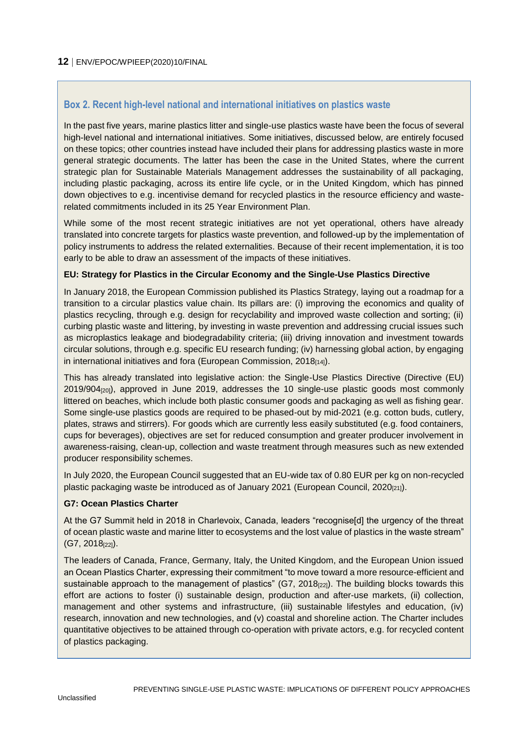### Box 2. Recent high-level national and international initiatives on plastics waste

In the past five years, marine plastics litter and single-use plastics waste have been the focus of several high-level national and international initiatives. Some initiatives, discussed below, are entirely focused on these topics; other countries instead have included their plans for addressing plastics waste in more general strategic documents. The latter has been the case in the United States, where the current strategic plan for Sustainable Materials Management addresses the sustainability of all packaging, including plastic packaging, across its entire life cycle, or in the United Kingdom, which has pinned down objectives to e.g. incentivise demand for recycled plastics in the resource efficiency and waste-related commitments included in its 25 Year Environment Plan.

While some of the most recent strategic initiatives are not yet operational, others have already translated into concrete targets for plastics waste prevention, and followed-up by the implementation of policy instruments to address the related externalities. Because of their recent implementation, it is too early to be able to draw an assessment of the impacts of these initiatives.

**EU: Strategy for Plastics in the Circular Economy and the Single-Use Plastics Directive**

In January 2018, the European Commission published its Plastics Strategy, laying out a roadmap for a transition to a circular plastics value chain. Its pillars are: (i) improving the economics and quality of plastics recycling, through e.g. design for recyclability and improved waste collection and sorting; (ii) curbing plastic waste and littering, by investing in waste prevention and addressing crucial issues such as microplastics leakage and biodegradability criteria; (iii) driving innovation and investment towards circular solutions, through e.g. specific EU research funding; (iv) harnessing global action, by engaging in international initiatives and fora (European Commission, 2018[14]).

This has already translated into legislative action: the Single-Use Plastics Directive (Directive (EU) 2019/904[20]), approved in June 2019, addresses the 10 single-use plastic goods most commonly littered on beaches, which include both plastic consumer goods and packaging as well as fishing gear. Some single-use plastics goods are required to be phased-out by mid-2021 (e.g. cotton buds, cutlery, plates, straws and stirrers). For goods which are currently less easily substituted (e.g. food containers, cups for beverages), objectives are set for reduced consumption and greater producer involvement in awareness-raising, clean-up, collection and waste treatment through measures such as new extended producer responsibility schemes.

In July 2020, the European Council suggested that an EU-wide tax of 0.80 EUR per kg on non-recycled plastic packaging waste be introduced as of January 2021 (European Council, 2020[21]).

**G7: Ocean Plastics Charter**

At the G7 Summit held in 2018 in Charlevoix, Canada, leaders "recognise[d] the urgency of the threat of ocean plastic waste and marine litter to ecosystems and the lost value of plastics in the waste stream" (G7, 2018[22]).

The leaders of Canada, France, Germany, Italy, the United Kingdom, and the European Union issued an Ocean Plastics Charter, expressing their commitment "to move toward a more resource-efficient and sustainable approach to the management of plastics" (G7, 2018[22]). The building blocks towards this effort are actions to foster (i) sustainable design, production and after-use markets, (ii) collection, management and other systems and infrastructure, (iii) sustainable lifestyles and education, (iv) research, innovation and new technologies, and (v) coastal and shoreline action. The Charter includes quantitative objectives to be attained through co-operation with private actors, e.g. for recycled content of plastics packaging.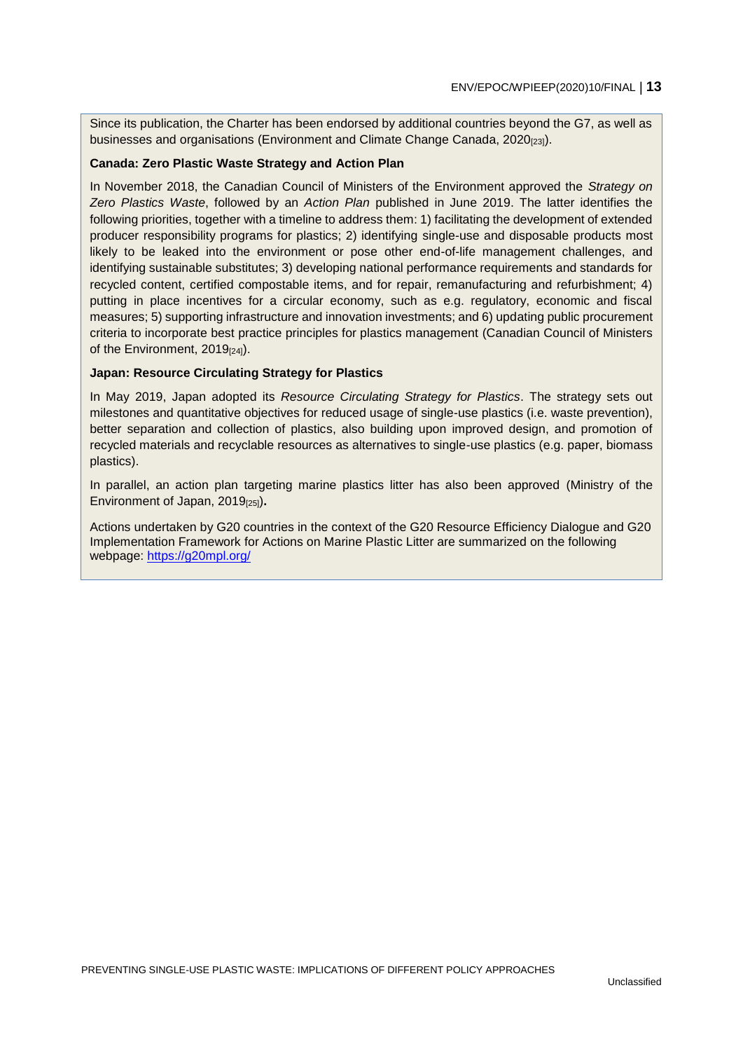Since its publication, the Charter has been endorsed by additional countries beyond the G7, as well as businesses and organisations (Environment and Climate Change Canada, 2020[23]).

**Canada: Zero Plastic Waste Strategy and Action Plan**

In November 2018, the Canadian Council of Ministers of the Environment approved the *Strategy on Zero Plastics Waste*, followed by an *Action Plan* published in June 2019. The latter identifies the following priorities, together with a timeline to address them: 1) facilitating the development of extended producer responsibility programs for plastics; 2) identifying single-use and disposable products most likely to be leaked into the environment or pose other end-of-life management challenges, and identifying sustainable substitutes; 3) developing national performance requirements and standards for recycled content, certified compostable items, and for repair, remanufacturing and refurbishment; 4) putting in place incentives for a circular economy, such as e.g. regulatory, economic and fiscal measures; 5) supporting infrastructure and innovation investments; and 6) updating public procurement criteria to incorporate best practice principles for plastics management (Canadian Council of Ministers of the Environment, 2019[24]).

**Japan: Resource Circulating Strategy for Plastics**

In May 2019, Japan adopted its *Resource Circulating Strategy for Plastics*. The strategy sets out milestones and quantitative objectives for reduced usage of single-use plastics (i.e. waste prevention), better separation and collection of plastics, also building upon improved design, and promotion of recycled materials and recyclable resources as alternatives to single-use plastics (e.g. paper, biomass plastics).

In parallel, an action plan targeting marine plastics litter has also been approved (Ministry of the Environment of Japan, 2019[25]).

Actions undertaken by G20 countries in the context of the G20 Resource Efficiency Dialogue and G20 Implementation Framework for Actions on Marine Plastic Litter are summarized on the following webpage: https://g20mpl.org/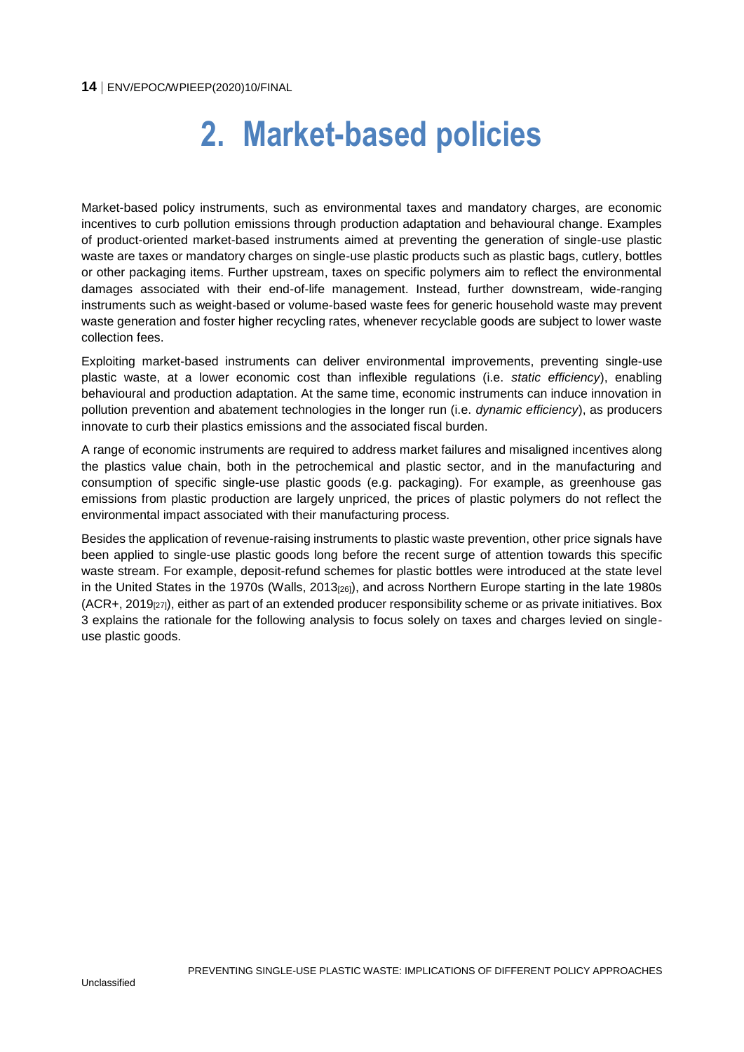# 2. Market-based policies

Market-based policy instruments, such as environmental taxes and mandatory charges, are economic incentives to curb pollution emissions through production adaptation and behavioural change. Examples of product-oriented market-based instruments aimed at preventing the generation of single-use plastic waste are taxes or mandatory charges on single-use plastic products such as plastic bags, cutlery, bottles or other packaging items. Further upstream, taxes on specific polymers aim to reflect the environmental damages associated with their end-of-life management. Instead, further downstream, wide-ranging instruments such as weight-based or volume-based waste fees for generic household waste may prevent waste generation and foster higher recycling rates, whenever recyclable goods are subject to lower waste collection fees.

Exploiting market-based instruments can deliver environmental improvements, preventing single-use plastic waste, at a lower economic cost than inflexible regulations (i.e. *static efficiency*), enabling behavioural and production adaptation. At the same time, economic instruments can induce innovation in pollution prevention and abatement technologies in the longer run (i.e. *dynamic efficiency*), as producers innovate to curb their plastics emissions and the associated fiscal burden.

A range of economic instruments are required to address market failures and misaligned incentives along the plastics value chain, both in the petrochemical and plastic sector, and in the manufacturing and consumption of specific single-use plastic goods (e.g. packaging). For example, as greenhouse gas emissions from plastic production are largely unpriced, the prices of plastic polymers do not reflect the environmental impact associated with their manufacturing process.

Besides the application of revenue-raising instruments to plastic waste prevention, other price signals have been applied to single-use plastic goods long before the recent surge of attention towards this specific waste stream. For example, deposit-refund schemes for plastic bottles were introduced at the state level in the United States in the 1970s (Walls, 2013[26]), and across Northern Europe starting in the late 1980s (ACR+, 2019[27]), either as part of an extended producer responsibility scheme or as private initiatives. Box 3 explains the rationale for the following analysis to focus solely on taxes and charges levied on single-use plastic goods.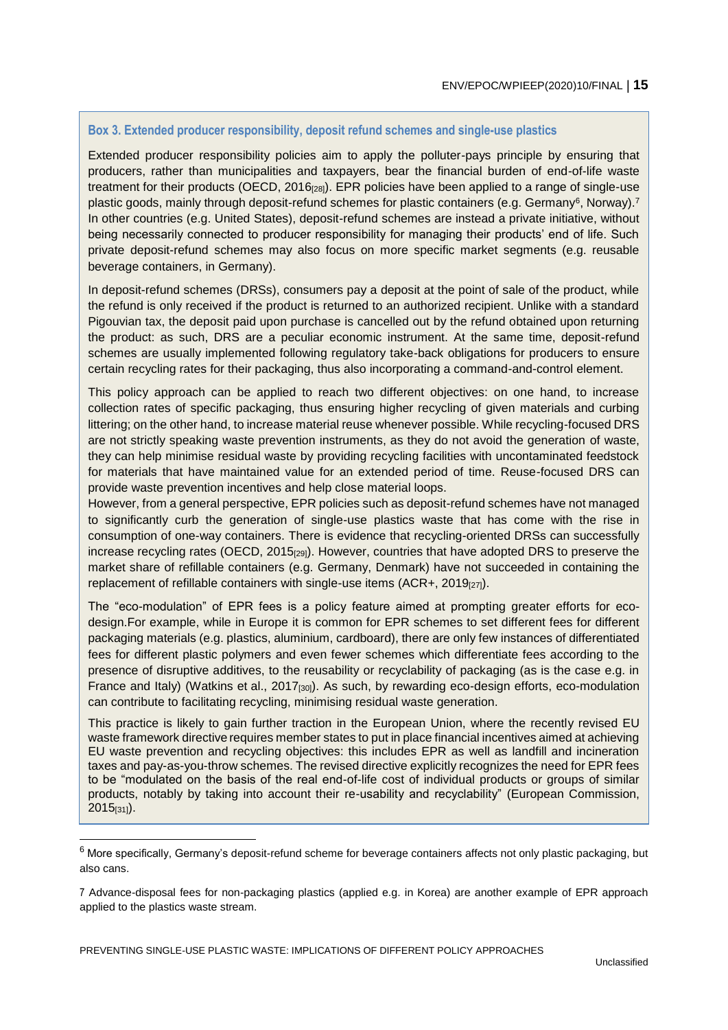**Box 3. Extended producer responsibility, deposit refund schemes and single-use plastics**

Extended producer responsibility policies aim to apply the polluter-pays principle by ensuring that producers, rather than municipalities and taxpayers, bear the financial burden of end-of-life waste treatment for their products (OECD, 2016[28]). EPR policies have been applied to a range of single-use plastic goods, mainly through deposit-refund schemes for plastic containers (e.g. Germany[6], Norway).[7] In other countries (e.g. United States), deposit-refund schemes are instead a private initiative, without being necessarily connected to producer responsibility for managing their products' end of life. Such private deposit-refund schemes may also focus on more specific market segments (e.g. reusable beverage containers, in Germany).

In deposit-refund schemes (DRSs), consumers pay a deposit at the point of sale of the product, while the refund is only received if the product is returned to an authorized recipient. Unlike with a standard Pigouvian tax, the deposit paid upon purchase is cancelled out by the refund obtained upon returning the product: as such, DRS are a peculiar economic instrument. At the same time, deposit-refund schemes are usually implemented following regulatory take-back obligations for producers to ensure certain recycling rates for their packaging, thus also incorporating a command-and-control element.

This policy approach can be applied to reach two different objectives: on one hand, to increase collection rates of specific packaging, thus ensuring higher recycling of given materials and curbing littering; on the other hand, to increase material reuse whenever possible. While recycling-focused DRS are not strictly speaking waste prevention instruments, as they do not avoid the generation of waste, they can help minimise residual waste by providing recycling facilities with uncontaminated feedstock for materials that have maintained value for an extended period of time. Reuse-focused DRS can provide waste prevention incentives and help close material loops.

However, from a general perspective, EPR policies such as deposit-refund schemes have not managed to significantly curb the generation of single-use plastics waste that has come with the rise in consumption of one-way containers. There is evidence that recycling-oriented DRSs can successfully increase recycling rates (OECD, 2015[29]). However, countries that have adopted DRS to preserve the market share of refillable containers (e.g. Germany, Denmark) have not succeeded in containing the replacement of refillable containers with single-use items (ACR+, 2019[27]).

The "eco-modulation" of EPR fees is a policy feature aimed at prompting greater efforts for eco-design.For example, while in Europe it is common for EPR schemes to set different fees for different packaging materials (e.g. plastics, aluminium, cardboard), there are only few instances of differentiated fees for different plastic polymers and even fewer schemes which differentiate fees according to the presence of disruptive additives, to the reusability or recyclability of packaging (as is the case e.g. in France and Italy) (Watkins et al., 2017[30]). As such, by rewarding eco-design efforts, eco-modulation can contribute to facilitating recycling, minimising residual waste generation.

This practice is likely to gain further traction in the European Union, where the recently revised EU waste framework directive requires member states to put in place financial incentives aimed at achieving EU waste prevention and recycling objectives: this includes EPR as well as landfill and incineration taxes and pay-as-you-throw schemes. The revised directive explicitly recognizes the need for EPR fees to be "modulated on the basis of the real end-of-life cost of individual products or groups of similar products, notably by taking into account their re-usability and recyclability" (European Commission, 2015[31]).

---

[6] More specifically, Germany's deposit-refund scheme for beverage containers affects not only plastic packaging, but also cans.

[7] Advance-disposal fees for non-packaging plastics (applied e.g. in Korea) are another example of EPR approach applied to the plastics waste stream.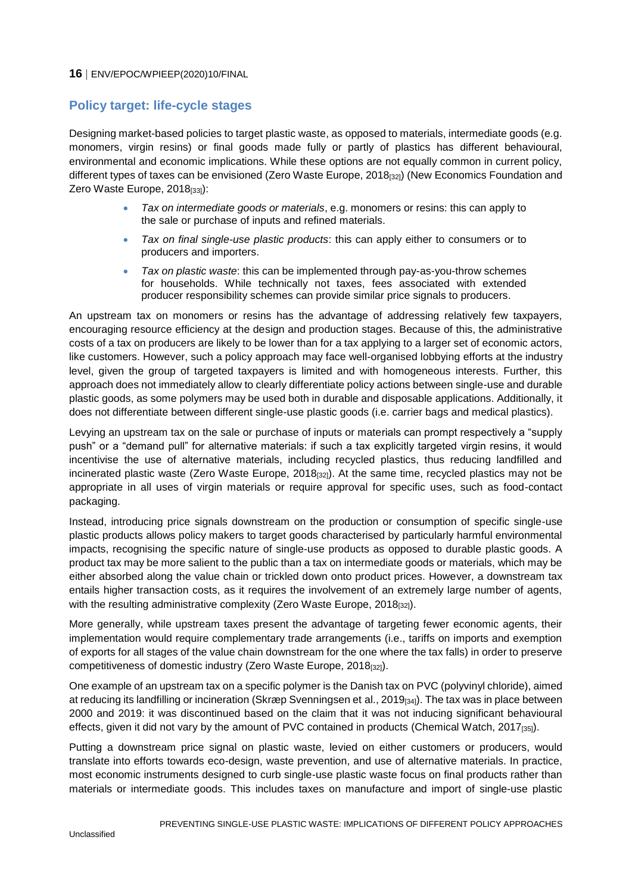## Policy target: life-cycle stages

Designing market-based policies to target plastic waste, as opposed to materials, intermediate goods (e.g. monomers, virgin resins) or final goods made fully or partly of plastics has different behavioural, environmental and economic implications. While these options are not equally common in current policy, different types of taxes can be envisioned (Zero Waste Europe, 2018[32]) (New Economics Foundation and Zero Waste Europe, 2018[33]):

- *Tax on intermediate goods or materials*, e.g. monomers or resins: this can apply to the sale or purchase of inputs and refined materials.
- *Tax on final single-use plastic products*: this can apply either to consumers or to producers and importers.
- *Tax on plastic waste*: this can be implemented through pay-as-you-throw schemes for households. While technically not taxes, fees associated with extended producer responsibility schemes can provide similar price signals to producers.

An upstream tax on monomers or resins has the advantage of addressing relatively few taxpayers, encouraging resource efficiency at the design and production stages. Because of this, the administrative costs of a tax on producers are likely to be lower than for a tax applying to a larger set of economic actors, like customers. However, such a policy approach may face well-organised lobbying efforts at the industry level, given the group of targeted taxpayers is limited and with homogeneous interests. Further, this approach does not immediately allow to clearly differentiate policy actions between single-use and durable plastic goods, as some polymers may be used both in durable and disposable applications. Additionally, it does not differentiate between different single-use plastic goods (i.e. carrier bags and medical plastics).

Levying an upstream tax on the sale or purchase of inputs or materials can prompt respectively a "supply push" or a "demand pull" for alternative materials: if such a tax explicitly targeted virgin resins, it would incentivise the use of alternative materials, including recycled plastics, thus reducing landfilled and incinerated plastic waste (Zero Waste Europe, 2018[32]). At the same time, recycled plastics may not be appropriate in all uses of virgin materials or require approval for specific uses, such as food-contact packaging.

Instead, introducing price signals downstream on the production or consumption of specific single-use plastic products allows policy makers to target goods characterised by particularly harmful environmental impacts, recognising the specific nature of single-use products as opposed to durable plastic goods. A product tax may be more salient to the public than a tax on intermediate goods or materials, which may be either absorbed along the value chain or trickled down onto product prices. However, a downstream tax entails higher transaction costs, as it requires the involvement of an extremely large number of agents, with the resulting administrative complexity (Zero Waste Europe, 2018[32]).

More generally, while upstream taxes present the advantage of targeting fewer economic agents, their implementation would require complementary trade arrangements (i.e., tariffs on imports and exemption of exports for all stages of the value chain downstream for the one where the tax falls) in order to preserve competitiveness of domestic industry (Zero Waste Europe, 2018[32]).

One example of an upstream tax on a specific polymer is the Danish tax on PVC (polyvinyl chloride), aimed at reducing its landfilling or incineration (Skræp Svenningsen et al., 2019[34]). The tax was in place between 2000 and 2019: it was discontinued based on the claim that it was not inducing significant behavioural effects, given it did not vary by the amount of PVC contained in products (Chemical Watch, 2017[35]).

Putting a downstream price signal on plastic waste, levied on either customers or producers, would translate into efforts towards eco-design, waste prevention, and use of alternative materials. In practice, most economic instruments designed to curb single-use plastic waste focus on final products rather than materials or intermediate goods. This includes taxes on manufacture and import of single-use plastic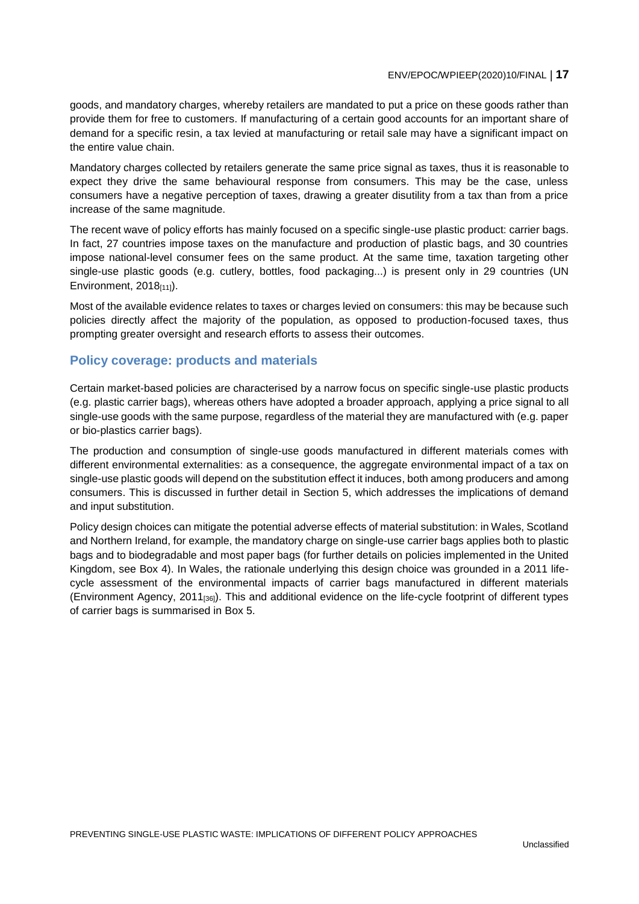goods, and mandatory charges, whereby retailers are mandated to put a price on these goods rather than provide them for free to customers. If manufacturing of a certain good accounts for an important share of demand for a specific resin, a tax levied at manufacturing or retail sale may have a significant impact on the entire value chain.

Mandatory charges collected by retailers generate the same price signal as taxes, thus it is reasonable to expect they drive the same behavioural response from consumers. This may be the case, unless consumers have a negative perception of taxes, drawing a greater disutility from a tax than from a price increase of the same magnitude.

The recent wave of policy efforts has mainly focused on a specific single-use plastic product: carrier bags. In fact, 27 countries impose taxes on the manufacture and production of plastic bags, and 30 countries impose national-level consumer fees on the same product. At the same time, taxation targeting other single-use plastic goods (e.g. cutlery, bottles, food packaging...) is present only in 29 countries (UN Environment, 2018[11]).

Most of the available evidence relates to taxes or charges levied on consumers: this may be because such policies directly affect the majority of the population, as opposed to production-focused taxes, thus prompting greater oversight and research efforts to assess their outcomes.

## Policy coverage: products and materials

Certain market-based policies are characterised by a narrow focus on specific single-use plastic products (e.g. plastic carrier bags), whereas others have adopted a broader approach, applying a price signal to all single-use goods with the same purpose, regardless of the material they are manufactured with (e.g. paper or bio-plastics carrier bags).

The production and consumption of single-use goods manufactured in different materials comes with different environmental externalities: as a consequence, the aggregate environmental impact of a tax on single-use plastic goods will depend on the substitution effect it induces, both among producers and among consumers. This is discussed in further detail in Section 5, which addresses the implications of demand and input substitution.

Policy design choices can mitigate the potential adverse effects of material substitution: in Wales, Scotland and Northern Ireland, for example, the mandatory charge on single-use carrier bags applies both to plastic bags and to biodegradable and most paper bags (for further details on policies implemented in the United Kingdom, see Box 4). In Wales, the rationale underlying this design choice was grounded in a 2011 life-cycle assessment of the environmental impacts of carrier bags manufactured in different materials (Environment Agency, 2011[36]). This and additional evidence on the life-cycle footprint of different types of carrier bags is summarised in Box 5.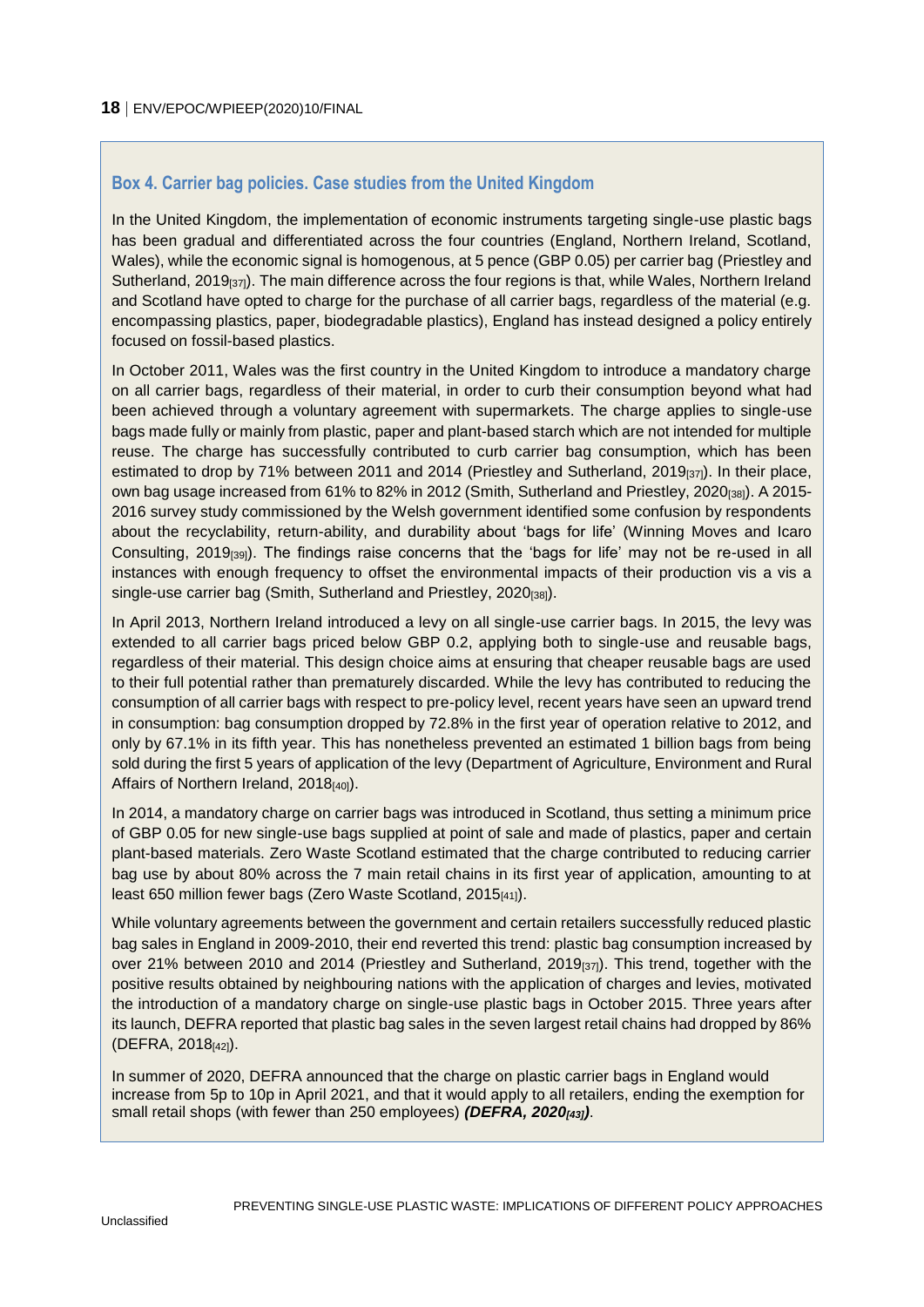### Box 4. Carrier bag policies. Case studies from the United Kingdom

In the United Kingdom, the implementation of economic instruments targeting single-use plastic bags has been gradual and differentiated across the four countries (England, Northern Ireland, Scotland, Wales), while the economic signal is homogenous, at 5 pence (GBP 0.05) per carrier bag (Priestley and Sutherland, 2019[37]). The main difference across the four regions is that, while Wales, Northern Ireland and Scotland have opted to charge for the purchase of all carrier bags, regardless of the material (e.g. encompassing plastics, paper, biodegradable plastics), England has instead designed a policy entirely focused on fossil-based plastics.

In October 2011, Wales was the first country in the United Kingdom to introduce a mandatory charge on all carrier bags, regardless of their material, in order to curb their consumption beyond what had been achieved through a voluntary agreement with supermarkets. The charge applies to single-use bags made fully or mainly from plastic, paper and plant-based starch which are not intended for multiple reuse. The charge has successfully contributed to curb carrier bag consumption, which has been estimated to drop by 71% between 2011 and 2014 (Priestley and Sutherland, 2019[37]). In their place, own bag usage increased from 61% to 82% in 2012 (Smith, Sutherland and Priestley, 2020[38]). A 2015-2016 survey study commissioned by the Welsh government identified some confusion by respondents about the recyclability, return-ability, and durability about 'bags for life' (Winning Moves and Icaro Consulting, 2019[39]). The findings raise concerns that the 'bags for life' may not be re-used in all instances with enough frequency to offset the environmental impacts of their production vis a vis a single-use carrier bag (Smith, Sutherland and Priestley, 2020[38]).

In April 2013, Northern Ireland introduced a levy on all single-use carrier bags. In 2015, the levy was extended to all carrier bags priced below GBP 0.2, applying both to single-use and reusable bags, regardless of their material. This design choice aims at ensuring that cheaper reusable bags are used to their full potential rather than prematurely discarded. While the levy has contributed to reducing the consumption of all carrier bags with respect to pre-policy level, recent years have seen an upward trend in consumption: bag consumption dropped by 72.8% in the first year of operation relative to 2012, and only by 67.1% in its fifth year. This has nonetheless prevented an estimated 1 billion bags from being sold during the first 5 years of application of the levy (Department of Agriculture, Environment and Rural Affairs of Northern Ireland, 2018[40]).

In 2014, a mandatory charge on carrier bags was introduced in Scotland, thus setting a minimum price of GBP 0.05 for new single-use bags supplied at point of sale and made of plastics, paper and certain plant-based materials. Zero Waste Scotland estimated that the charge contributed to reducing carrier bag use by about 80% across the 7 main retail chains in its first year of application, amounting to at least 650 million fewer bags (Zero Waste Scotland, 2015[41]).

While voluntary agreements between the government and certain retailers successfully reduced plastic bag sales in England in 2009-2010, their end reverted this trend: plastic bag consumption increased by over 21% between 2010 and 2014 (Priestley and Sutherland, 2019[37]). This trend, together with the positive results obtained by neighbouring nations with the application of charges and levies, motivated the introduction of a mandatory charge on single-use plastic bags in October 2015. Three years after its launch, DEFRA reported that plastic bag sales in the seven largest retail chains had dropped by 86% (DEFRA, 2018[42]).

In summer of 2020, DEFRA announced that the charge on plastic carrier bags in England would increase from 5p to 10p in April 2021, and that it would apply to all retailers, ending the exemption for small retail shops (with fewer than 250 employees) ***(DEFRA, 2020[43])***.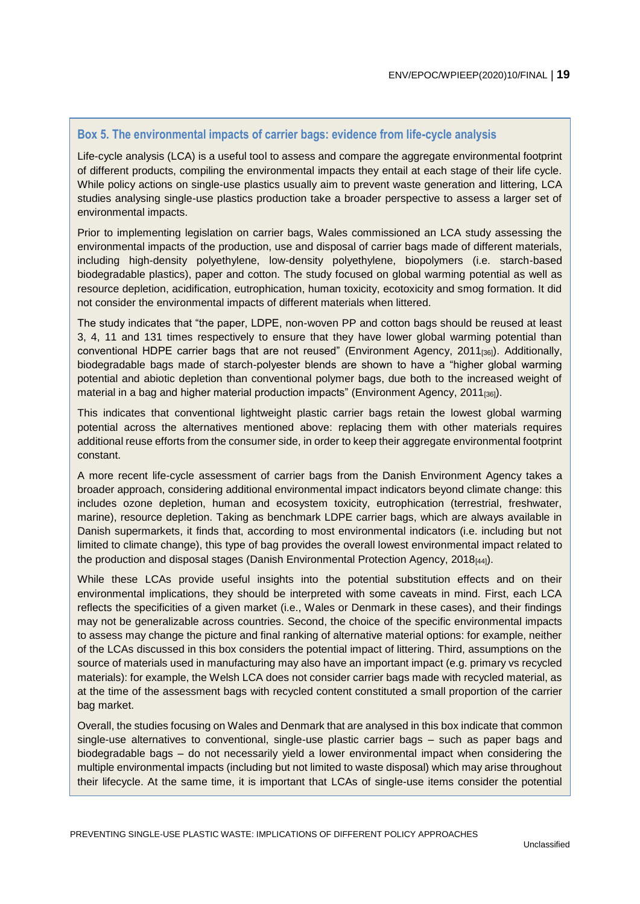### Box 5. The environmental impacts of carrier bags: evidence from life-cycle analysis

Life-cycle analysis (LCA) is a useful tool to assess and compare the aggregate environmental footprint of different products, compiling the environmental impacts they entail at each stage of their life cycle. While policy actions on single-use plastics usually aim to prevent waste generation and littering, LCA studies analysing single-use plastics production take a broader perspective to assess a larger set of environmental impacts.

Prior to implementing legislation on carrier bags, Wales commissioned an LCA study assessing the environmental impacts of the production, use and disposal of carrier bags made of different materials, including high-density polyethylene, low-density polyethylene, biopolymers (i.e. starch-based biodegradable plastics), paper and cotton. The study focused on global warming potential as well as resource depletion, acidification, eutrophication, human toxicity, ecotoxicity and smog formation. It did not consider the environmental impacts of different materials when littered.

The study indicates that "the paper, LDPE, non-woven PP and cotton bags should be reused at least 3, 4, 11 and 131 times respectively to ensure that they have lower global warming potential than conventional HDPE carrier bags that are not reused" (Environment Agency, 2011[36]). Additionally, biodegradable bags made of starch-polyester blends are shown to have a "higher global warming potential and abiotic depletion than conventional polymer bags, due both to the increased weight of material in a bag and higher material production impacts" (Environment Agency, 2011[36]).

This indicates that conventional lightweight plastic carrier bags retain the lowest global warming potential across the alternatives mentioned above: replacing them with other materials requires additional reuse efforts from the consumer side, in order to keep their aggregate environmental footprint constant.

A more recent life-cycle assessment of carrier bags from the Danish Environment Agency takes a broader approach, considering additional environmental impact indicators beyond climate change: this includes ozone depletion, human and ecosystem toxicity, eutrophication (terrestrial, freshwater, marine), resource depletion. Taking as benchmark LDPE carrier bags, which are always available in Danish supermarkets, it finds that, according to most environmental indicators (i.e. including but not limited to climate change), this type of bag provides the overall lowest environmental impact related to the production and disposal stages (Danish Environmental Protection Agency, 2018[44]).

While these LCAs provide useful insights into the potential substitution effects and on their environmental implications, they should be interpreted with some caveats in mind. First, each LCA reflects the specificities of a given market (i.e., Wales or Denmark in these cases), and their findings may not be generalizable across countries. Second, the choice of the specific environmental impacts to assess may change the picture and final ranking of alternative material options: for example, neither of the LCAs discussed in this box considers the potential impact of littering. Third, assumptions on the source of materials used in manufacturing may also have an important impact (e.g. primary vs recycled materials): for example, the Welsh LCA does not consider carrier bags made with recycled material, as at the time of the assessment bags with recycled content constituted a small proportion of the carrier bag market.

Overall, the studies focusing on Wales and Denmark that are analysed in this box indicate that common single-use alternatives to conventional, single-use plastic carrier bags – such as paper bags and biodegradable bags – do not necessarily yield a lower environmental impact when considering the multiple environmental impacts (including but not limited to waste disposal) which may arise throughout their lifecycle. At the same time, it is important that LCAs of single-use items consider the potential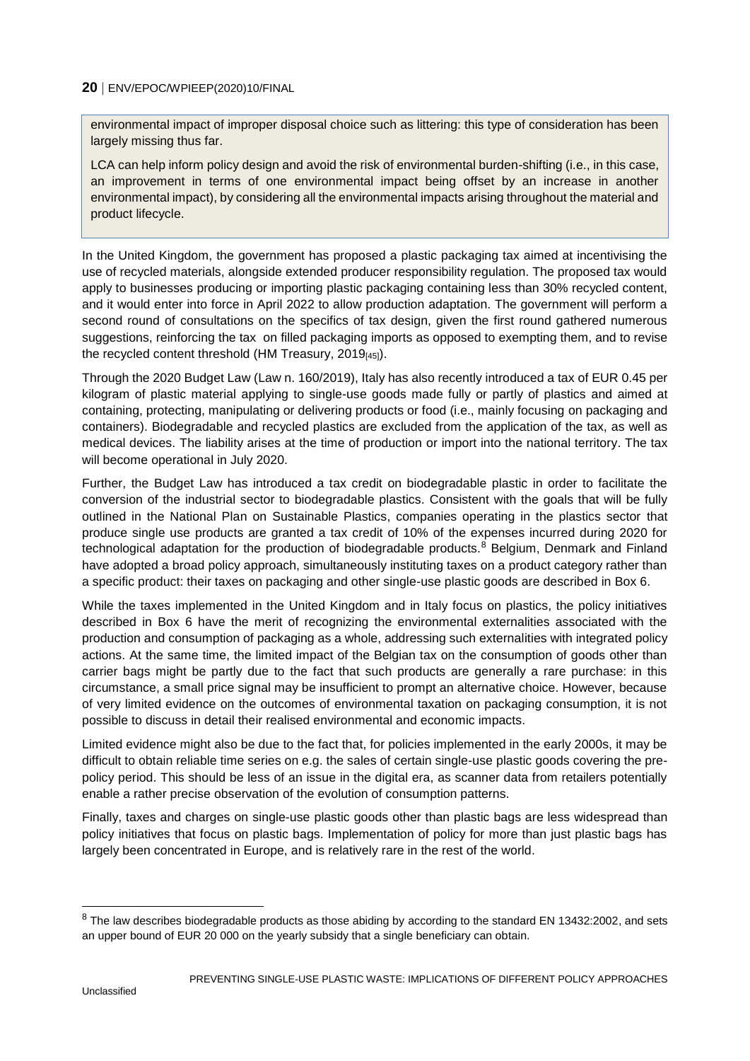environmental impact of improper disposal choice such as littering: this type of consideration has been largely missing thus far.

LCA can help inform policy design and avoid the risk of environmental burden-shifting (i.e., in this case, an improvement in terms of one environmental impact being offset by an increase in another environmental impact), by considering all the environmental impacts arising throughout the material and product lifecycle.

In the United Kingdom, the government has proposed a plastic packaging tax aimed at incentivising the use of recycled materials, alongside extended producer responsibility regulation. The proposed tax would apply to businesses producing or importing plastic packaging containing less than 30% recycled content, and it would enter into force in April 2022 to allow production adaptation. The government will perform a second round of consultations on the specifics of tax design, given the first round gathered numerous suggestions, reinforcing the tax on filled packaging imports as opposed to exempting them, and to revise the recycled content threshold (HM Treasury, 2019[45]).

Through the 2020 Budget Law (Law n. 160/2019), Italy has also recently introduced a tax of EUR 0.45 per kilogram of plastic material applying to single-use goods made fully or partly of plastics and aimed at containing, protecting, manipulating or delivering products or food (i.e., mainly focusing on packaging and containers). Biodegradable and recycled plastics are excluded from the application of the tax, as well as medical devices. The liability arises at the time of production or import into the national territory. The tax will become operational in July 2020.

Further, the Budget Law has introduced a tax credit on biodegradable plastic in order to facilitate the conversion of the industrial sector to biodegradable plastics. Consistent with the goals that will be fully outlined in the National Plan on Sustainable Plastics, companies operating in the plastics sector that produce single use products are granted a tax credit of 10% of the expenses incurred during 2020 for technological adaptation for the production of biodegradable products.[8] Belgium, Denmark and Finland have adopted a broad policy approach, simultaneously instituting taxes on a product category rather than a specific product: their taxes on packaging and other single-use plastic goods are described in Box 6.

While the taxes implemented in the United Kingdom and in Italy focus on plastics, the policy initiatives described in Box 6 have the merit of recognizing the environmental externalities associated with the production and consumption of packaging as a whole, addressing such externalities with integrated policy actions. At the same time, the limited impact of the Belgian tax on the consumption of goods other than carrier bags might be partly due to the fact that such products are generally a rare purchase: in this circumstance, a small price signal may be insufficient to prompt an alternative choice. However, because of very limited evidence on the outcomes of environmental taxation on packaging consumption, it is not possible to discuss in detail their realised environmental and economic impacts.

Limited evidence might also be due to the fact that, for policies implemented in the early 2000s, it may be difficult to obtain reliable time series on e.g. the sales of certain single-use plastic goods covering the pre-policy period. This should be less of an issue in the digital era, as scanner data from retailers potentially enable a rather precise observation of the evolution of consumption patterns.

Finally, taxes and charges on single-use plastic goods other than plastic bags are less widespread than policy initiatives that focus on plastic bags. Implementation of policy for more than just plastic bags has largely been concentrated in Europe, and is relatively rare in the rest of the world.

---

[8] The law describes biodegradable products as those abiding by according to the standard EN 13432:2002, and sets an upper bound of EUR 20 000 on the yearly subsidy that a single beneficiary can obtain.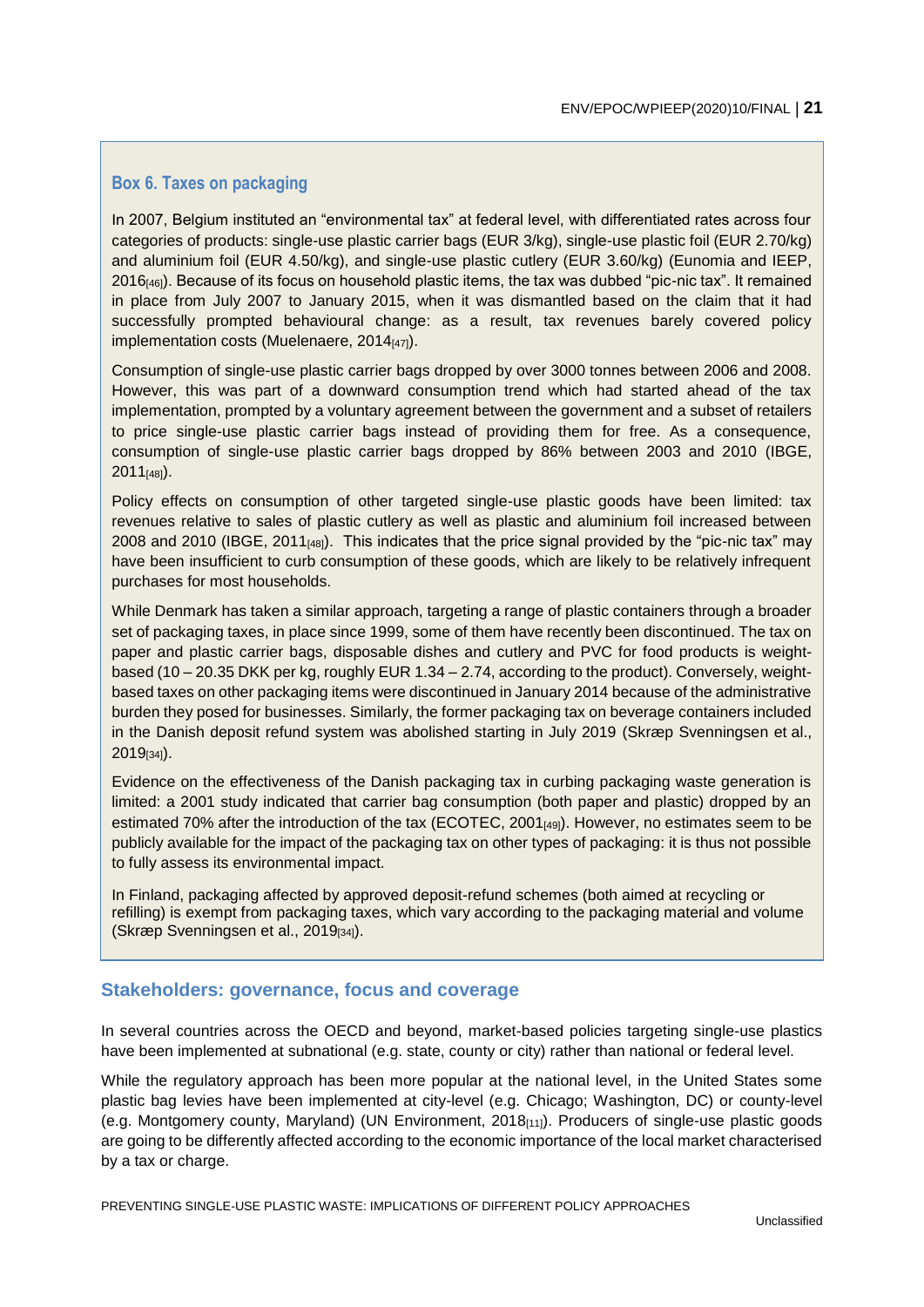### Box 6. Taxes on packaging

In 2007, Belgium instituted an "environmental tax" at federal level, with differentiated rates across four categories of products: single-use plastic carrier bags (EUR 3/kg), single-use plastic foil (EUR 2.70/kg) and aluminium foil (EUR 4.50/kg), and single-use plastic cutlery (EUR 3.60/kg) (Eunomia and IEEP, 2016[46]). Because of its focus on household plastic items, the tax was dubbed "pic-nic tax". It remained in place from July 2007 to January 2015, when it was dismantled based on the claim that it had successfully prompted behavioural change: as a result, tax revenues barely covered policy implementation costs (Muelenaere, 2014[47]).

Consumption of single-use plastic carrier bags dropped by over 3000 tonnes between 2006 and 2008. However, this was part of a downward consumption trend which had started ahead of the tax implementation, prompted by a voluntary agreement between the government and a subset of retailers to price single-use plastic carrier bags instead of providing them for free. As a consequence, consumption of single-use plastic carrier bags dropped by 86% between 2003 and 2010 (IBGE, 2011[48]).

Policy effects on consumption of other targeted single-use plastic goods have been limited: tax revenues relative to sales of plastic cutlery as well as plastic and aluminium foil increased between 2008 and 2010 (IBGE, 2011[48]). This indicates that the price signal provided by the "pic-nic tax" may have been insufficient to curb consumption of these goods, which are likely to be relatively infrequent purchases for most households.

While Denmark has taken a similar approach, targeting a range of plastic containers through a broader set of packaging taxes, in place since 1999, some of them have recently been discontinued. The tax on paper and plastic carrier bags, disposable dishes and cutlery and PVC for food products is weight-based (10 – 20.35 DKK per kg, roughly EUR 1.34 – 2.74, according to the product). Conversely, weight-based taxes on other packaging items were discontinued in January 2014 because of the administrative burden they posed for businesses. Similarly, the former packaging tax on beverage containers included in the Danish deposit refund system was abolished starting in July 2019 (Skræp Svenningsen et al., 2019[34]).

Evidence on the effectiveness of the Danish packaging tax in curbing packaging waste generation is limited: a 2001 study indicated that carrier bag consumption (both paper and plastic) dropped by an estimated 70% after the introduction of the tax (ECOTEC, 2001[49]). However, no estimates seem to be publicly available for the impact of the packaging tax on other types of packaging: it is thus not possible to fully assess its environmental impact.

In Finland, packaging affected by approved deposit-refund schemes (both aimed at recycling or refilling) is exempt from packaging taxes, which vary according to the packaging material and volume (Skræp Svenningsen et al., 2019[34]).

## Stakeholders: governance, focus and coverage

In several countries across the OECD and beyond, market-based policies targeting single-use plastics have been implemented at subnational (e.g. state, county or city) rather than national or federal level.

While the regulatory approach has been more popular at the national level, in the United States some plastic bag levies have been implemented at city-level (e.g. Chicago; Washington, DC) or county-level (e.g. Montgomery county, Maryland) (UN Environment, 2018[11]). Producers of single-use plastic goods are going to be differently affected according to the economic importance of the local market characterised by a tax or charge.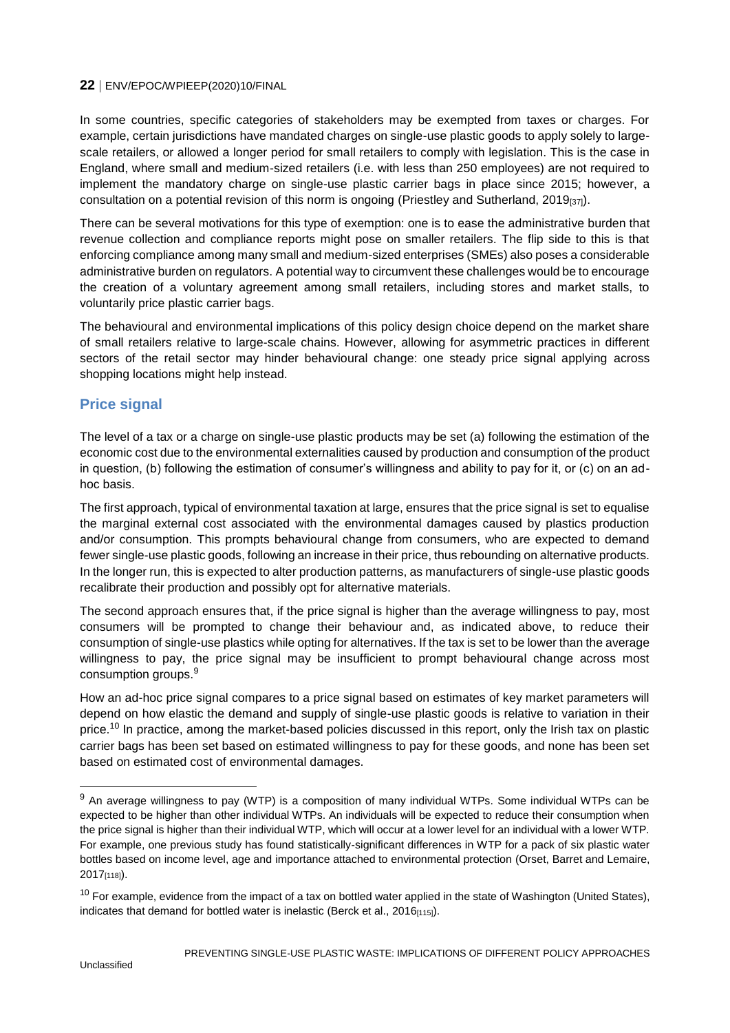In some countries, specific categories of stakeholders may be exempted from taxes or charges. For example, certain jurisdictions have mandated charges on single-use plastic goods to apply solely to large-scale retailers, or allowed a longer period for small retailers to comply with legislation. This is the case in England, where small and medium-sized retailers (i.e. with less than 250 employees) are not required to implement the mandatory charge on single-use plastic carrier bags in place since 2015; however, a consultation on a potential revision of this norm is ongoing (Priestley and Sutherland, 2019[37]).

There can be several motivations for this type of exemption: one is to ease the administrative burden that revenue collection and compliance reports might pose on smaller retailers. The flip side to this is that enforcing compliance among many small and medium-sized enterprises (SMEs) also poses a considerable administrative burden on regulators. A potential way to circumvent these challenges would be to encourage the creation of a voluntary agreement among small retailers, including stores and market stalls, to voluntarily price plastic carrier bags.

The behavioural and environmental implications of this policy design choice depend on the market share of small retailers relative to large-scale chains. However, allowing for asymmetric practices in different sectors of the retail sector may hinder behavioural change: one steady price signal applying across shopping locations might help instead.

## Price signal

The level of a tax or a charge on single-use plastic products may be set (a) following the estimation of the economic cost due to the environmental externalities caused by production and consumption of the product in question, (b) following the estimation of consumer's willingness and ability to pay for it, or (c) on an ad-hoc basis.

The first approach, typical of environmental taxation at large, ensures that the price signal is set to equalise the marginal external cost associated with the environmental damages caused by plastics production and/or consumption. This prompts behavioural change from consumers, who are expected to demand fewer single-use plastic goods, following an increase in their price, thus rebounding on alternative products. In the longer run, this is expected to alter production patterns, as manufacturers of single-use plastic goods recalibrate their production and possibly opt for alternative materials.

The second approach ensures that, if the price signal is higher than the average willingness to pay, most consumers will be prompted to change their behaviour and, as indicated above, to reduce their consumption of single-use plastics while opting for alternatives. If the tax is set to be lower than the average willingness to pay, the price signal may be insufficient to prompt behavioural change across most consumption groups.[9]

How an ad-hoc price signal compares to a price signal based on estimates of key market parameters will depend on how elastic the demand and supply of single-use plastic goods is relative to variation in their price.[10] In practice, among the market-based policies discussed in this report, only the Irish tax on plastic carrier bags has been set based on estimated willingness to pay for these goods, and none has been set based on estimated cost of environmental damages.

---

[9] An average willingness to pay (WTP) is a composition of many individual WTPs. Some individual WTPs can be expected to be higher than other individual WTPs. An individuals will be expected to reduce their consumption when the price signal is higher than their individual WTP, which will occur at a lower level for an individual with a lower WTP. For example, one previous study has found statistically-significant differences in WTP for a pack of six plastic water bottles based on income level, age and importance attached to environmental protection (Orset, Barret and Lemaire, 2017[118]).

[10] For example, evidence from the impact of a tax on bottled water applied in the state of Washington (United States), indicates that demand for bottled water is inelastic (Berck et al., 2016[115]).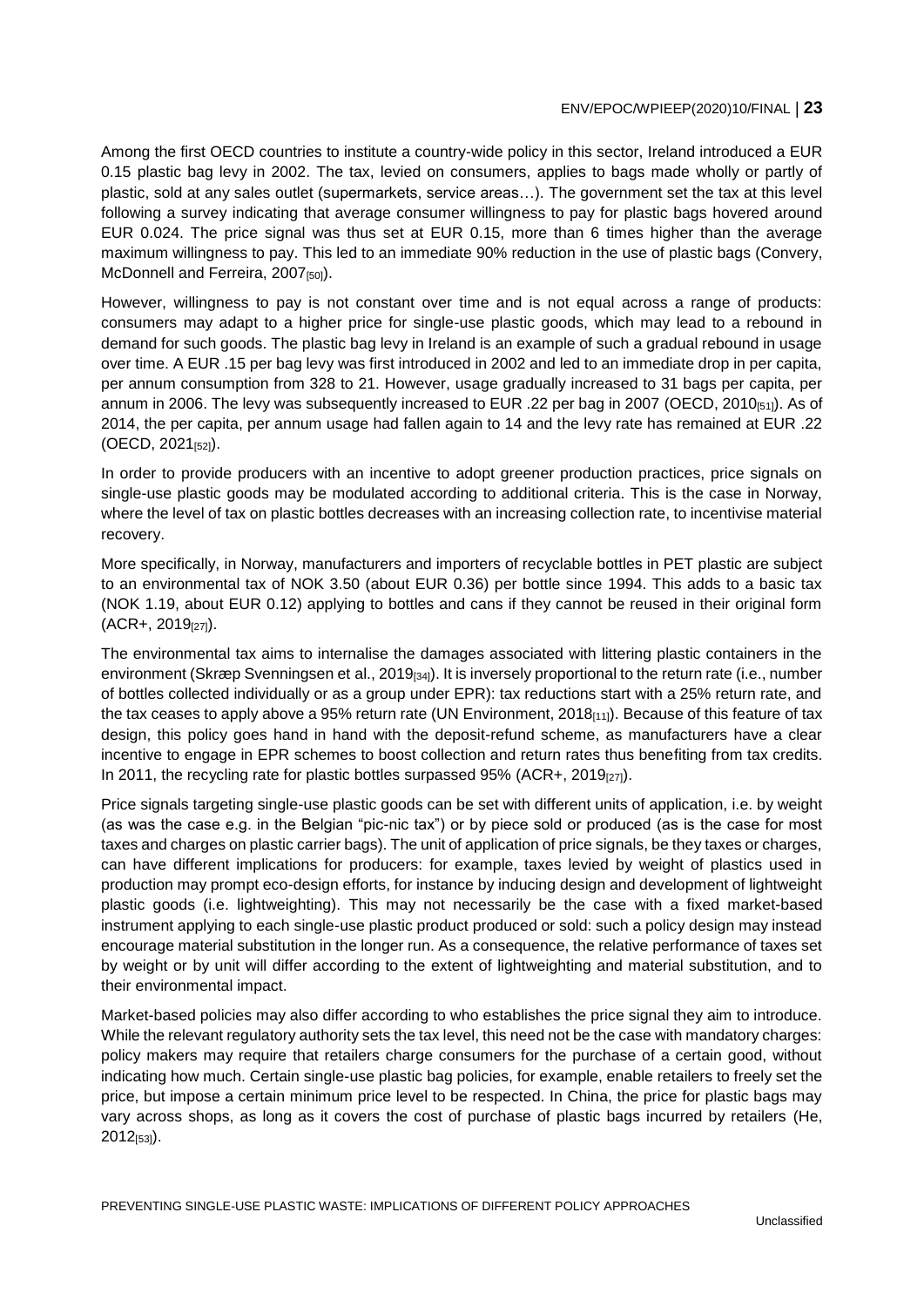Among the first OECD countries to institute a country-wide policy in this sector, Ireland introduced a EUR 0.15 plastic bag levy in 2002. The tax, levied on consumers, applies to bags made wholly or partly of plastic, sold at any sales outlet (supermarkets, service areas…). The government set the tax at this level following a survey indicating that average consumer willingness to pay for plastic bags hovered around EUR 0.024. The price signal was thus set at EUR 0.15, more than 6 times higher than the average maximum willingness to pay. This led to an immediate 90% reduction in the use of plastic bags (Convery, McDonnell and Ferreira, 2007[50]).

However, willingness to pay is not constant over time and is not equal across a range of products: consumers may adapt to a higher price for single-use plastic goods, which may lead to a rebound in demand for such goods. The plastic bag levy in Ireland is an example of such a gradual rebound in usage over time. A EUR .15 per bag levy was first introduced in 2002 and led to an immediate drop in per capita, per annum consumption from 328 to 21. However, usage gradually increased to 31 bags per capita, per annum in 2006. The levy was subsequently increased to EUR .22 per bag in 2007 (OECD, 2010[51]). As of 2014, the per capita, per annum usage had fallen again to 14 and the levy rate has remained at EUR .22 (OECD, 2021[52]).

In order to provide producers with an incentive to adopt greener production practices, price signals on single-use plastic goods may be modulated according to additional criteria. This is the case in Norway, where the level of tax on plastic bottles decreases with an increasing collection rate, to incentivise material recovery.

More specifically, in Norway, manufacturers and importers of recyclable bottles in PET plastic are subject to an environmental tax of NOK 3.50 (about EUR 0.36) per bottle since 1994. This adds to a basic tax (NOK 1.19, about EUR 0.12) applying to bottles and cans if they cannot be reused in their original form (ACR+, 2019[27]).

The environmental tax aims to internalise the damages associated with littering plastic containers in the environment (Skræp Svenningsen et al., 2019[34]). It is inversely proportional to the return rate (i.e., number of bottles collected individually or as a group under EPR): tax reductions start with a 25% return rate, and the tax ceases to apply above a 95% return rate (UN Environment, 2018[11]). Because of this feature of tax design, this policy goes hand in hand with the deposit-refund scheme, as manufacturers have a clear incentive to engage in EPR schemes to boost collection and return rates thus benefiting from tax credits. In 2011, the recycling rate for plastic bottles surpassed 95% (ACR+, 2019[27]).

Price signals targeting single-use plastic goods can be set with different units of application, i.e. by weight (as was the case e.g. in the Belgian "pic-nic tax") or by piece sold or produced (as is the case for most taxes and charges on plastic carrier bags). The unit of application of price signals, be they taxes or charges, can have different implications for producers: for example, taxes levied by weight of plastics used in production may prompt eco-design efforts, for instance by inducing design and development of lightweight plastic goods (i.e. lightweighting). This may not necessarily be the case with a fixed market-based instrument applying to each single-use plastic product produced or sold: such a policy design may instead encourage material substitution in the longer run. As a consequence, the relative performance of taxes set by weight or by unit will differ according to the extent of lightweighting and material substitution, and to their environmental impact.

Market-based policies may also differ according to who establishes the price signal they aim to introduce. While the relevant regulatory authority sets the tax level, this need not be the case with mandatory charges: policy makers may require that retailers charge consumers for the purchase of a certain good, without indicating how much. Certain single-use plastic bag policies, for example, enable retailers to freely set the price, but impose a certain minimum price level to be respected. In China, the price for plastic bags may vary across shops, as long as it covers the cost of purchase of plastic bags incurred by retailers (He, 2012[53]).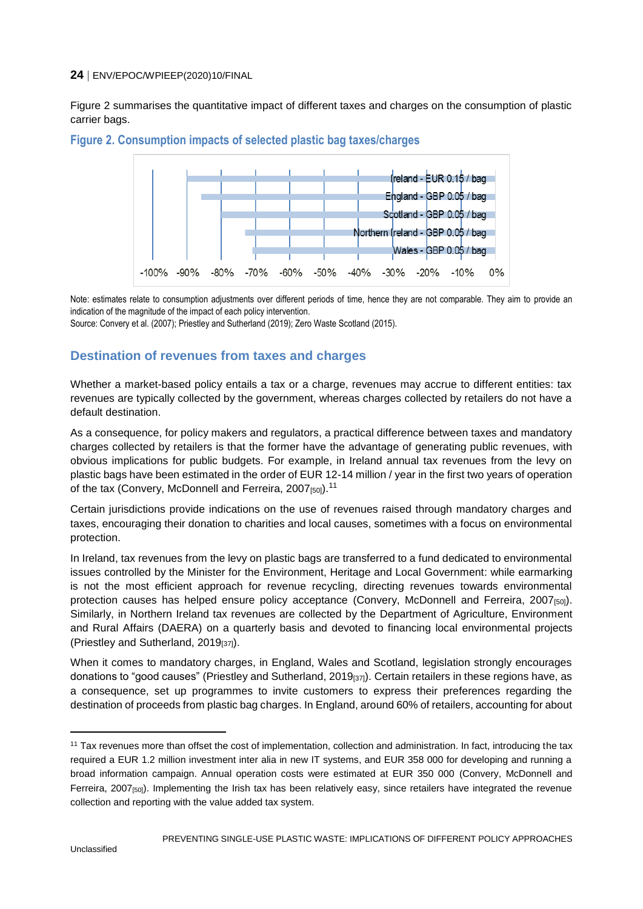Figure 2 summarises the quantitative impact of different taxes and charges on the consumption of plastic carrier bags.

**Figure 2. Consumption impacts of selected plastic bag taxes/charges**

Ireland - EUR 0.15 / bag

England - GBP 0.05 / bag

Scotland - GBP 0.05 / bag

Northern Ireland - GBP 0.05 / bag

Wales - GBP 0.05 / bag

-100% -90% -80% -70% -60% -50% -40% -30% -20% -10% 0%

Note: estimates relate to consumption adjustments over different periods of time, hence they are not comparable. They aim to provide an indication of the magnitude of the impact of each policy intervention.

Source: Convery et al. (2007); Priestley and Sutherland (2019); Zero Waste Scotland (2015).

## Destination of revenues from taxes and charges

Whether a market-based policy entails a tax or a charge, revenues may accrue to different entities: tax revenues are typically collected by the government, whereas charges collected by retailers do not have a default destination.

As a consequence, for policy makers and regulators, a practical difference between taxes and mandatory charges collected by retailers is that the former have the advantage of generating public revenues, with obvious implications for public budgets. For example, in Ireland annual tax revenues from the levy on plastic bags have been estimated in the order of EUR 12-14 million / year in the first two years of operation of the tax (Convery, McDonnell and Ferreira, 2007[50]).[11]

Certain jurisdictions provide indications on the use of revenues raised through mandatory charges and taxes, encouraging their donation to charities and local causes, sometimes with a focus on environmental protection.

In Ireland, tax revenues from the levy on plastic bags are transferred to a fund dedicated to environmental issues controlled by the Minister for the Environment, Heritage and Local Government: while earmarking is not the most efficient approach for revenue recycling, directing revenues towards environmental protection causes has helped ensure policy acceptance (Convery, McDonnell and Ferreira, 2007[50]). Similarly, in Northern Ireland tax revenues are collected by the Department of Agriculture, Environment and Rural Affairs (DAERA) on a quarterly basis and devoted to financing local environmental projects (Priestley and Sutherland, 2019[37]).

When it comes to mandatory charges, in England, Wales and Scotland, legislation strongly encourages donations to "good causes" (Priestley and Sutherland, 2019[37]). Certain retailers in these regions have, as a consequence, set up programmes to invite customers to express their preferences regarding the destination of proceeds from plastic bag charges. In England, around 60% of retailers, accounting for about

[11] Tax revenues more than offset the cost of implementation, collection and administration. In fact, introducing the tax required a EUR 1.2 million investment inter alia in new IT systems, and EUR 358 000 for developing and running a broad information campaign. Annual operation costs were estimated at EUR 350 000 (Convery, McDonnell and Ferreira, 2007[50]). Implementing the Irish tax has been relatively easy, since retailers have integrated the revenue collection and reporting with the value added tax system.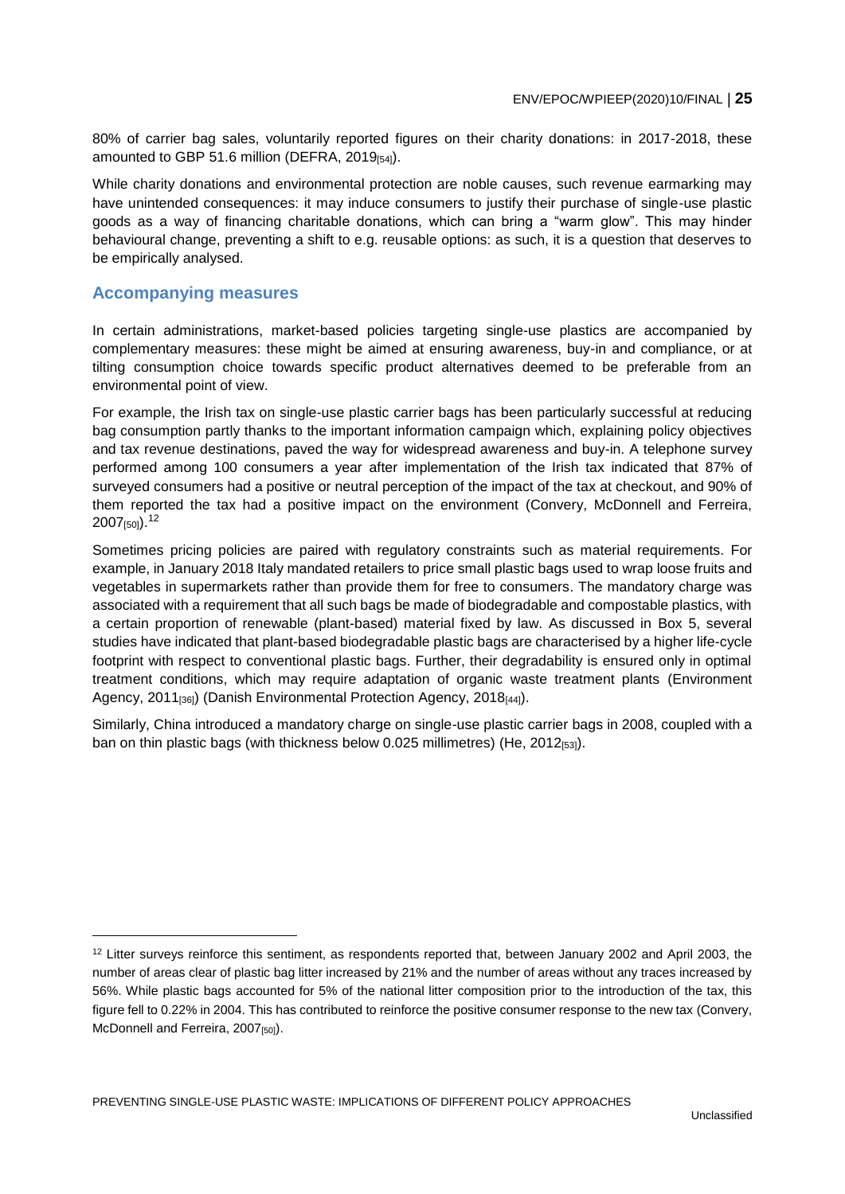80% of carrier bag sales, voluntarily reported figures on their charity donations: in 2017-2018, these amounted to GBP 51.6 million (DEFRA, 2019[54]).

While charity donations and environmental protection are noble causes, such revenue earmarking may have unintended consequences: it may induce consumers to justify their purchase of single-use plastic goods as a way of financing charitable donations, which can bring a "warm glow". This may hinder behavioural change, preventing a shift to e.g. reusable options: as such, it is a question that deserves to be empirically analysed.

## Accompanying measures

In certain administrations, market-based policies targeting single-use plastics are accompanied by complementary measures: these might be aimed at ensuring awareness, buy-in and compliance, or at tilting consumption choice towards specific product alternatives deemed to be preferable from an environmental point of view.

For example, the Irish tax on single-use plastic carrier bags has been particularly successful at reducing bag consumption partly thanks to the important information campaign which, explaining policy objectives and tax revenue destinations, paved the way for widespread awareness and buy-in. A telephone survey performed among 100 consumers a year after implementation of the Irish tax indicated that 87% of surveyed consumers had a positive or neutral perception of the impact of the tax at checkout, and 90% of them reported the tax had a positive impact on the environment (Convery, McDonnell and Ferreira, 2007[50]).[12]

Sometimes pricing policies are paired with regulatory constraints such as material requirements. For example, in January 2018 Italy mandated retailers to price small plastic bags used to wrap loose fruits and vegetables in supermarkets rather than provide them for free to consumers. The mandatory charge was associated with a requirement that all such bags be made of biodegradable and compostable plastics, with a certain proportion of renewable (plant-based) material fixed by law. As discussed in Box 5, several studies have indicated that plant-based biodegradable plastic bags are characterised by a higher life-cycle footprint with respect to conventional plastic bags. Further, their degradability is ensured only in optimal treatment conditions, which may require adaptation of organic waste treatment plants (Environment Agency, 2011[36]) (Danish Environmental Protection Agency, 2018[44]).

Similarly, China introduced a mandatory charge on single-use plastic carrier bags in 2008, coupled with a ban on thin plastic bags (with thickness below 0.025 millimetres) (He, 2012[53]).

---

[12] Litter surveys reinforce this sentiment, as respondents reported that, between January 2002 and April 2003, the number of areas clear of plastic bag litter increased by 21% and the number of areas without any traces increased by 56%. While plastic bags accounted for 5% of the national litter composition prior to the introduction of the tax, this figure fell to 0.22% in 2004. This has contributed to reinforce the positive consumer response to the new tax (Convery, McDonnell and Ferreira, 2007[50]).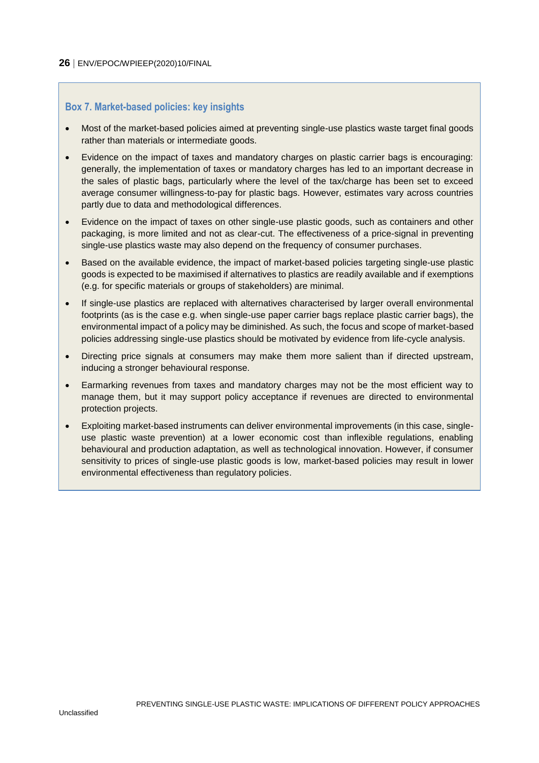### Box 7. Market-based policies: key insights

- Most of the market-based policies aimed at preventing single-use plastics waste target final goods rather than materials or intermediate goods.
- Evidence on the impact of taxes and mandatory charges on plastic carrier bags is encouraging: generally, the implementation of taxes or mandatory charges has led to an important decrease in the sales of plastic bags, particularly where the level of the tax/charge has been set to exceed average consumer willingness-to-pay for plastic bags. However, estimates vary across countries partly due to data and methodological differences.
- Evidence on the impact of taxes on other single-use plastic goods, such as containers and other packaging, is more limited and not as clear-cut. The effectiveness of a price-signal in preventing single-use plastics waste may also depend on the frequency of consumer purchases.
- Based on the available evidence, the impact of market-based policies targeting single-use plastic goods is expected to be maximised if alternatives to plastics are readily available and if exemptions (e.g. for specific materials or groups of stakeholders) are minimal.
- If single-use plastics are replaced with alternatives characterised by larger overall environmental footprints (as is the case e.g. when single-use paper carrier bags replace plastic carrier bags), the environmental impact of a policy may be diminished. As such, the focus and scope of market-based policies addressing single-use plastics should be motivated by evidence from life-cycle analysis.
- Directing price signals at consumers may make them more salient than if directed upstream, inducing a stronger behavioural response.
- Earmarking revenues from taxes and mandatory charges may not be the most efficient way to manage them, but it may support policy acceptance if revenues are directed to environmental protection projects.
- Exploiting market-based instruments can deliver environmental improvements (in this case, single-use plastic waste prevention) at a lower economic cost than inflexible regulations, enabling behavioural and production adaptation, as well as technological innovation. However, if consumer sensitivity to prices of single-use plastic goods is low, market-based policies may result in lower environmental effectiveness than regulatory policies.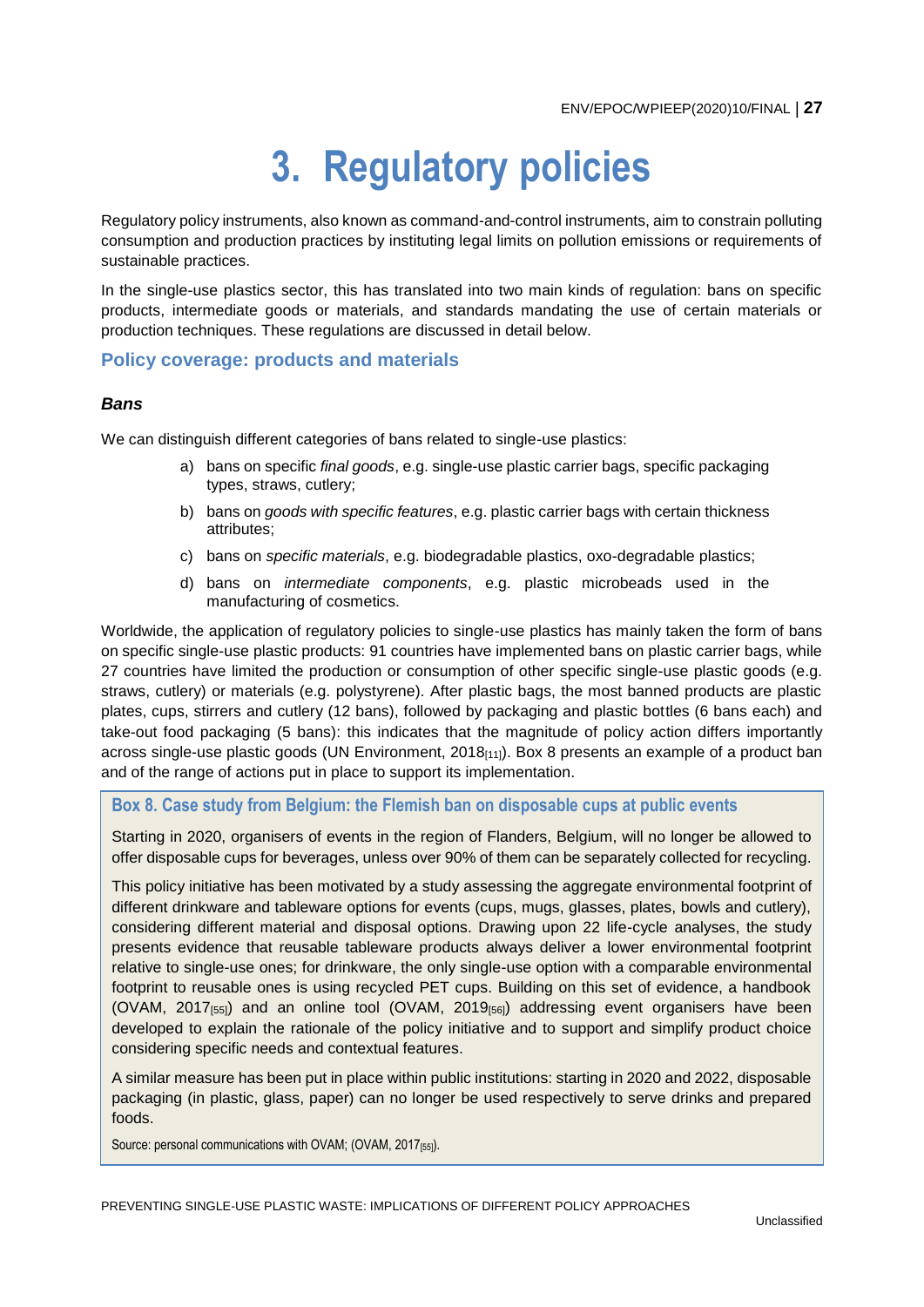# 3. Regulatory policies

Regulatory policy instruments, also known as command-and-control instruments, aim to constrain polluting consumption and production practices by instituting legal limits on pollution emissions or requirements of sustainable practices.

In the single-use plastics sector, this has translated into two main kinds of regulation: bans on specific products, intermediate goods or materials, and standards mandating the use of certain materials or production techniques. These regulations are discussed in detail below.

## Policy coverage: products and materials

### *Bans*

We can distinguish different categories of bans related to single-use plastics:

a) bans on specific *final goods*, e.g. single-use plastic carrier bags, specific packaging types, straws, cutlery;

b) bans on *goods with specific features*, e.g. plastic carrier bags with certain thickness attributes;

c) bans on *specific materials*, e.g. biodegradable plastics, oxo-degradable plastics;

d) bans on *intermediate components*, e.g. plastic microbeads used in the manufacturing of cosmetics.

Worldwide, the application of regulatory policies to single-use plastics has mainly taken the form of bans on specific single-use plastic products: 91 countries have implemented bans on plastic carrier bags, while 27 countries have limited the production or consumption of other specific single-use plastic goods (e.g. straws, cutlery) or materials (e.g. polystyrene). After plastic bags, the most banned products are plastic plates, cups, stirrers and cutlery (12 bans), followed by packaging and plastic bottles (6 bans each) and take-out food packaging (5 bans): this indicates that the magnitude of policy action differs importantly across single-use plastic goods (UN Environment, 2018[11]). Box 8 presents an example of a product ban and of the range of actions put in place to support its implementation.

**Box 8. Case study from Belgium: the Flemish ban on disposable cups at public events**

Starting in 2020, organisers of events in the region of Flanders, Belgium, will no longer be allowed to offer disposable cups for beverages, unless over 90% of them can be separately collected for recycling.

This policy initiative has been motivated by a study assessing the aggregate environmental footprint of different drinkware and tableware options for events (cups, mugs, glasses, plates, bowls and cutlery), considering different material and disposal options. Drawing upon 22 life-cycle analyses, the study presents evidence that reusable tableware products always deliver a lower environmental footprint relative to single-use ones; for drinkware, the only single-use option with a comparable environmental footprint to reusable ones is using recycled PET cups. Building on this set of evidence, a handbook (OVAM, 2017[55]) and an online tool (OVAM, 2019[56]) addressing event organisers have been developed to explain the rationale of the policy initiative and to support and simplify product choice considering specific needs and contextual features.

A similar measure has been put in place within public institutions: starting in 2020 and 2022, disposable packaging (in plastic, glass, paper) can no longer be used respectively to serve drinks and prepared foods.

Source: personal communications with OVAM; (OVAM, 2017[55]).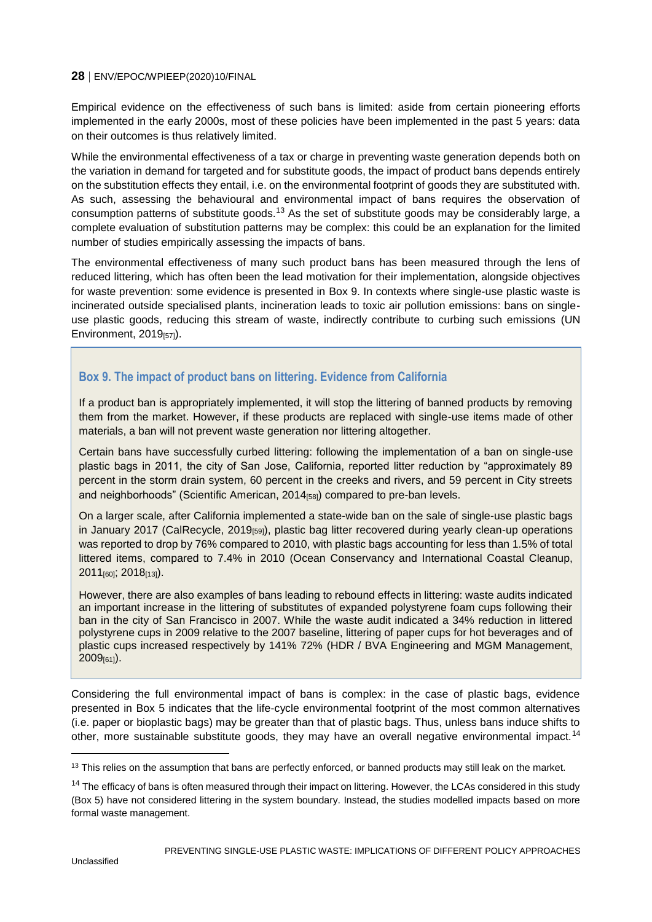Empirical evidence on the effectiveness of such bans is limited: aside from certain pioneering efforts implemented in the early 2000s, most of these policies have been implemented in the past 5 years: data on their outcomes is thus relatively limited.

While the environmental effectiveness of a tax or charge in preventing waste generation depends both on the variation in demand for targeted and for substitute goods, the impact of product bans depends entirely on the substitution effects they entail, i.e. on the environmental footprint of goods they are substituted with. As such, assessing the behavioural and environmental impact of bans requires the observation of consumption patterns of substitute goods.[13] As the set of substitute goods may be considerably large, a complete evaluation of substitution patterns may be complex: this could be an explanation for the limited number of studies empirically assessing the impacts of bans.

The environmental effectiveness of many such product bans has been measured through the lens of reduced littering, which has often been the lead motivation for their implementation, alongside objectives for waste prevention: some evidence is presented in Box 9. In contexts where single-use plastic waste is incinerated outside specialised plants, incineration leads to toxic air pollution emissions: bans on single-use plastic goods, reducing this stream of waste, indirectly contribute to curbing such emissions (UN Environment, 2019[57]).

### Box 9. The impact of product bans on littering. Evidence from California

If a product ban is appropriately implemented, it will stop the littering of banned products by removing them from the market. However, if these products are replaced with single-use items made of other materials, a ban will not prevent waste generation nor littering altogether.

Certain bans have successfully curbed littering: following the implementation of a ban on single-use plastic bags in 2011, the city of San Jose, California, reported litter reduction by "approximately 89 percent in the storm drain system, 60 percent in the creeks and rivers, and 59 percent in City streets and neighborhoods" (Scientific American, 2014[58]) compared to pre-ban levels.

On a larger scale, after California implemented a state-wide ban on the sale of single-use plastic bags in January 2017 (CalRecycle, 2019[59]), plastic bag litter recovered during yearly clean-up operations was reported to drop by 76% compared to 2010, with plastic bags accounting for less than 1.5% of total littered items, compared to 7.4% in 2010 (Ocean Conservancy and International Coastal Cleanup, 2011[60]; 2018[13]).

However, there are also examples of bans leading to rebound effects in littering: waste audits indicated an important increase in the littering of substitutes of expanded polystyrene foam cups following their ban in the city of San Francisco in 2007. While the waste audit indicated a 34% reduction in littered polystyrene cups in 2009 relative to the 2007 baseline, littering of paper cups for hot beverages and of plastic cups increased respectively by 141% 72% (HDR / BVA Engineering and MGM Management, 2009[61]).

Considering the full environmental impact of bans is complex: in the case of plastic bags, evidence presented in Box 5 indicates that the life-cycle environmental footprint of the most common alternatives (i.e. paper or bioplastic bags) may be greater than that of plastic bags. Thus, unless bans induce shifts to other, more sustainable substitute goods, they may have an overall negative environmental impact.[14]

---

[13] This relies on the assumption that bans are perfectly enforced, or banned products may still leak on the market.

[14] The efficacy of bans is often measured through their impact on littering. However, the LCAs considered in this study (Box 5) have not considered littering in the system boundary. Instead, the studies modelled impacts based on more formal waste management.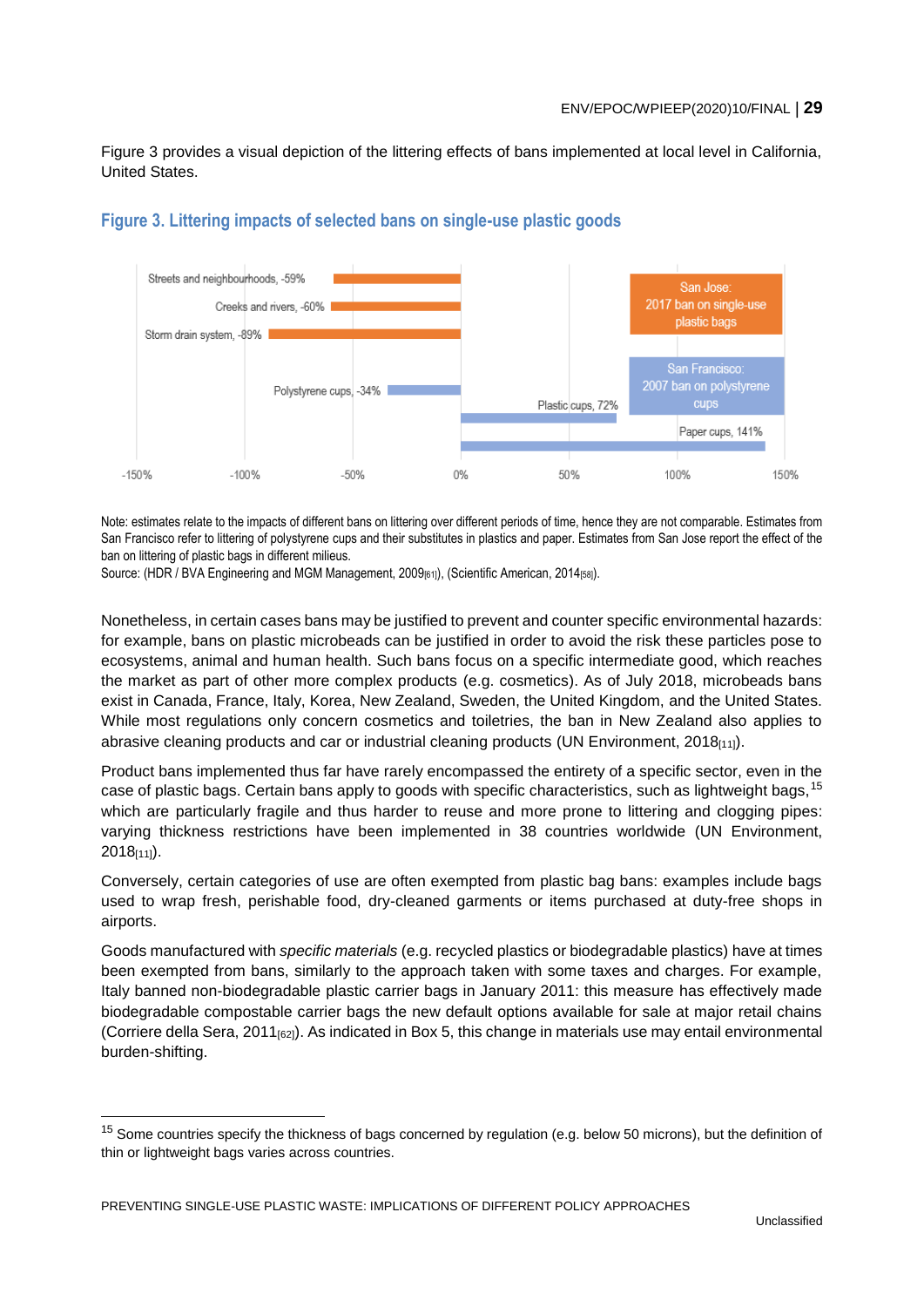Figure 3 provides a visual depiction of the littering effects of bans implemented at local level in California, United States.

## Figure 3. Littering impacts of selected bans on single-use plastic goods

Streets and neighbourhoods, -59%

Creeks and rivers, -60%

Storm drain system, -89%

Polystyrene cups, -34%

Plastic cups, 72%

Paper cups, 141%

San Jose: 2017 ban on single-use plastic bags

San Francisco: 2007 ban on polystyrene cups

-150% -100% -50% 0% 50% 100% 150%

Note: estimates relate to the impacts of different bans on littering over different periods of time, hence they are not comparable. Estimates from San Francisco refer to littering of polystyrene cups and their substitutes in plastics and paper. Estimates from San Jose report the effect of the ban on littering of plastic bags in different milieus.

Source: (HDR / BVA Engineering and MGM Management, 2009[61]), (Scientific American, 2014[58]).

Nonetheless, in certain cases bans may be justified to prevent and counter specific environmental hazards: for example, bans on plastic microbeads can be justified in order to avoid the risk these particles pose to ecosystems, animal and human health. Such bans focus on a specific intermediate good, which reaches the market as part of other more complex products (e.g. cosmetics). As of July 2018, microbeads bans exist in Canada, France, Italy, Korea, New Zealand, Sweden, the United Kingdom, and the United States. While most regulations only concern cosmetics and toiletries, the ban in New Zealand also applies to abrasive cleaning products and car or industrial cleaning products (UN Environment, 2018[11]).

Product bans implemented thus far have rarely encompassed the entirety of a specific sector, even in the case of plastic bags. Certain bans apply to goods with specific characteristics, such as lightweight bags,[15] which are particularly fragile and thus harder to reuse and more prone to littering and clogging pipes: varying thickness restrictions have been implemented in 38 countries worldwide (UN Environment, 2018[11]).

Conversely, certain categories of use are often exempted from plastic bag bans: examples include bags used to wrap fresh, perishable food, dry-cleaned garments or items purchased at duty-free shops in airports.

Goods manufactured with *specific materials* (e.g. recycled plastics or biodegradable plastics) have at times been exempted from bans, similarly to the approach taken with some taxes and charges. For example, Italy banned non-biodegradable plastic carrier bags in January 2011: this measure has effectively made biodegradable compostable carrier bags the new default options available for sale at major retail chains (Corriere della Sera, 2011[62]). As indicated in Box 5, this change in materials use may entail environmental burden-shifting.

[15] Some countries specify the thickness of bags concerned by regulation (e.g. below 50 microns), but the definition of thin or lightweight bags varies across countries.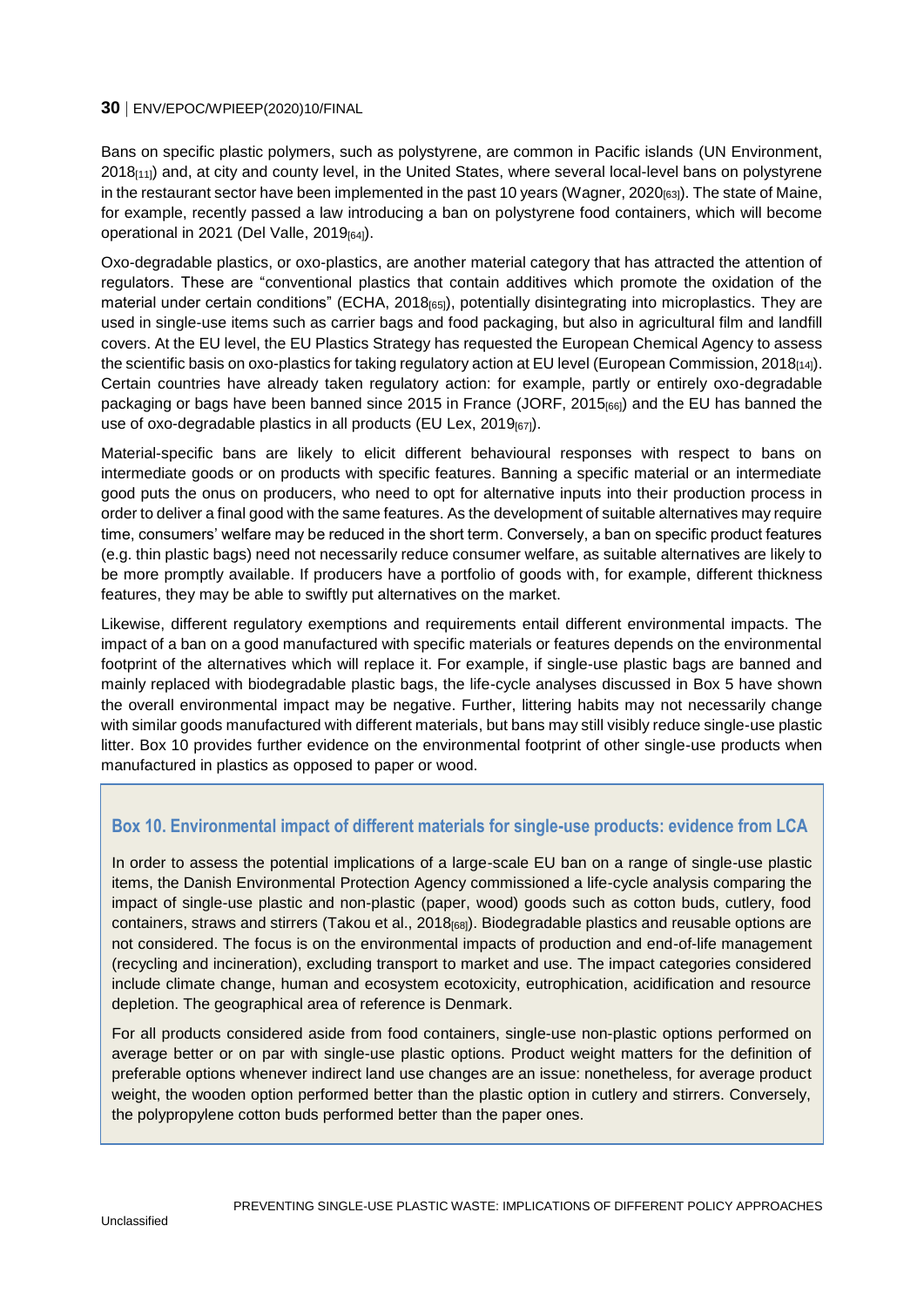Bans on specific plastic polymers, such as polystyrene, are common in Pacific islands (UN Environment, 2018[11]) and, at city and county level, in the United States, where several local-level bans on polystyrene in the restaurant sector have been implemented in the past 10 years (Wagner, 2020[63]). The state of Maine, for example, recently passed a law introducing a ban on polystyrene food containers, which will become operational in 2021 (Del Valle, 2019[64]).

Oxo-degradable plastics, or oxo-plastics, are another material category that has attracted the attention of regulators. These are "conventional plastics that contain additives which promote the oxidation of the material under certain conditions" (ECHA, 2018[65]), potentially disintegrating into microplastics. They are used in single-use items such as carrier bags and food packaging, but also in agricultural film and landfill covers. At the EU level, the EU Plastics Strategy has requested the European Chemical Agency to assess the scientific basis on oxo-plastics for taking regulatory action at EU level (European Commission, 2018[14]). Certain countries have already taken regulatory action: for example, partly or entirely oxo-degradable packaging or bags have been banned since 2015 in France (JORF, 2015[66]) and the EU has banned the use of oxo-degradable plastics in all products (EU Lex, 2019[67]).

Material-specific bans are likely to elicit different behavioural responses with respect to bans on intermediate goods or on products with specific features. Banning a specific material or an intermediate good puts the onus on producers, who need to opt for alternative inputs into their production process in order to deliver a final good with the same features. As the development of suitable alternatives may require time, consumers' welfare may be reduced in the short term. Conversely, a ban on specific product features (e.g. thin plastic bags) need not necessarily reduce consumer welfare, as suitable alternatives are likely to be more promptly available. If producers have a portfolio of goods with, for example, different thickness features, they may be able to swiftly put alternatives on the market.

Likewise, different regulatory exemptions and requirements entail different environmental impacts. The impact of a ban on a good manufactured with specific materials or features depends on the environmental footprint of the alternatives which will replace it. For example, if single-use plastic bags are banned and mainly replaced with biodegradable plastic bags, the life-cycle analyses discussed in Box 5 have shown the overall environmental impact may be negative. Further, littering habits may not necessarily change with similar goods manufactured with different materials, but bans may still visibly reduce single-use plastic litter. Box 10 provides further evidence on the environmental footprint of other single-use products when manufactured in plastics as opposed to paper or wood.

### Box 10. Environmental impact of different materials for single-use products: evidence from LCA

In order to assess the potential implications of a large-scale EU ban on a range of single-use plastic items, the Danish Environmental Protection Agency commissioned a life-cycle analysis comparing the impact of single-use plastic and non-plastic (paper, wood) goods such as cotton buds, cutlery, food containers, straws and stirrers (Takou et al., 2018[68]). Biodegradable plastics and reusable options are not considered. The focus is on the environmental impacts of production and end-of-life management (recycling and incineration), excluding transport to market and use. The impact categories considered include climate change, human and ecosystem ecotoxicity, eutrophication, acidification and resource depletion. The geographical area of reference is Denmark.

For all products considered aside from food containers, single-use non-plastic options performed on average better or on par with single-use plastic options. Product weight matters for the definition of preferable options whenever indirect land use changes are an issue: nonetheless, for average product weight, the wooden option performed better than the plastic option in cutlery and stirrers. Conversely, the polypropylene cotton buds performed better than the paper ones.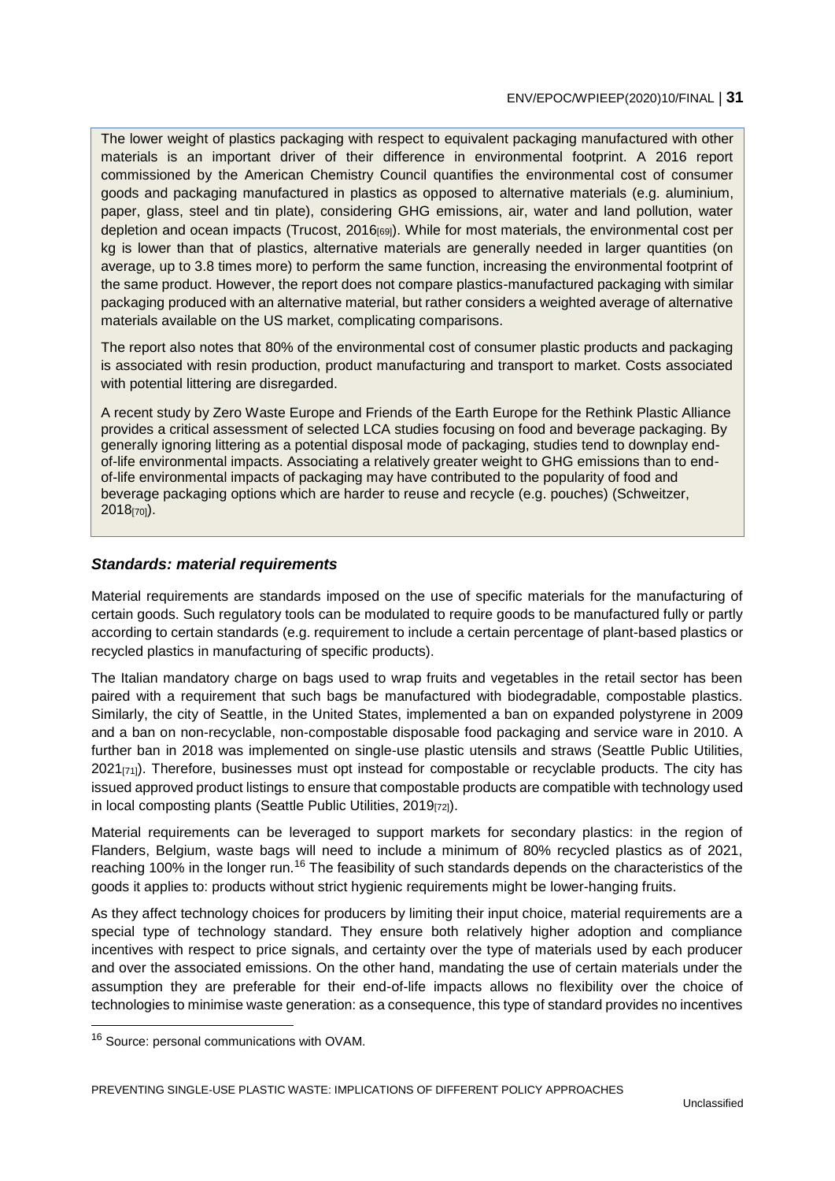The lower weight of plastics packaging with respect to equivalent packaging manufactured with other materials is an important driver of their difference in environmental footprint. A 2016 report commissioned by the American Chemistry Council quantifies the environmental cost of consumer goods and packaging manufactured in plastics as opposed to alternative materials (e.g. aluminium, paper, glass, steel and tin plate), considering GHG emissions, air, water and land pollution, water depletion and ocean impacts (Trucost, 2016[69]). While for most materials, the environmental cost per kg is lower than that of plastics, alternative materials are generally needed in larger quantities (on average, up to 3.8 times more) to perform the same function, increasing the environmental footprint of the same product. However, the report does not compare plastics-manufactured packaging with similar packaging produced with an alternative material, but rather considers a weighted average of alternative materials available on the US market, complicating comparisons.

The report also notes that 80% of the environmental cost of consumer plastic products and packaging is associated with resin production, product manufacturing and transport to market. Costs associated with potential littering are disregarded.

A recent study by Zero Waste Europe and Friends of the Earth Europe for the Rethink Plastic Alliance provides a critical assessment of selected LCA studies focusing on food and beverage packaging. By generally ignoring littering as a potential disposal mode of packaging, studies tend to downplay end-of-life environmental impacts. Associating a relatively greater weight to GHG emissions than to end-of-life environmental impacts of packaging may have contributed to the popularity of food and beverage packaging options which are harder to reuse and recycle (e.g. pouches) (Schweitzer, 2018[70]).

### *Standards: material requirements*

Material requirements are standards imposed on the use of specific materials for the manufacturing of certain goods. Such regulatory tools can be modulated to require goods to be manufactured fully or partly according to certain standards (e.g. requirement to include a certain percentage of plant-based plastics or recycled plastics in manufacturing of specific products).

The Italian mandatory charge on bags used to wrap fruits and vegetables in the retail sector has been paired with a requirement that such bags be manufactured with biodegradable, compostable plastics. Similarly, the city of Seattle, in the United States, implemented a ban on expanded polystyrene in 2009 and a ban on non-recyclable, non-compostable disposable food packaging and service ware in 2010. A further ban in 2018 was implemented on single-use plastic utensils and straws (Seattle Public Utilities, 2021[71]). Therefore, businesses must opt instead for compostable or recyclable products. The city has issued approved product listings to ensure that compostable products are compatible with technology used in local composting plants (Seattle Public Utilities, 2019[72]).

Material requirements can be leveraged to support markets for secondary plastics: in the region of Flanders, Belgium, waste bags will need to include a minimum of 80% recycled plastics as of 2021, reaching 100% in the longer run.[16] The feasibility of such standards depends on the characteristics of the goods it applies to: products without strict hygienic requirements might be lower-hanging fruits.

As they affect technology choices for producers by limiting their input choice, material requirements are a special type of technology standard. They ensure both relatively higher adoption and compliance incentives with respect to price signals, and certainty over the type of materials used by each producer and over the associated emissions. On the other hand, mandating the use of certain materials under the assumption they are preferable for their end-of-life impacts allows no flexibility over the choice of technologies to minimise waste generation: as a consequence, this type of standard provides no incentives

[16] Source: personal communications with OVAM.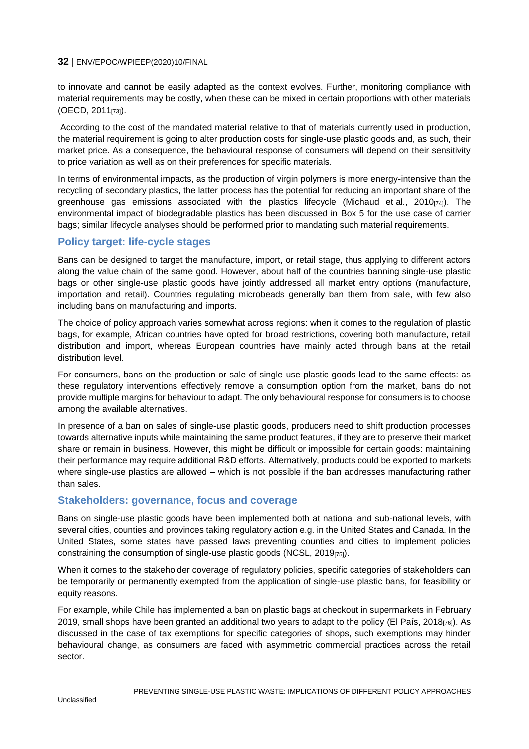to innovate and cannot be easily adapted as the context evolves. Further, monitoring compliance with material requirements may be costly, when these can be mixed in certain proportions with other materials (OECD, 2011[73]).

According to the cost of the mandated material relative to that of materials currently used in production, the material requirement is going to alter production costs for single-use plastic goods and, as such, their market price. As a consequence, the behavioural response of consumers will depend on their sensitivity to price variation as well as on their preferences for specific materials.

In terms of environmental impacts, as the production of virgin polymers is more energy-intensive than the recycling of secondary plastics, the latter process has the potential for reducing an important share of the greenhouse gas emissions associated with the plastics lifecycle (Michaud et al., 2010[74]). The environmental impact of biodegradable plastics has been discussed in Box 5 for the use case of carrier bags; similar lifecycle analyses should be performed prior to mandating such material requirements.

## Policy target: life-cycle stages

Bans can be designed to target the manufacture, import, or retail stage, thus applying to different actors along the value chain of the same good. However, about half of the countries banning single-use plastic bags or other single-use plastic goods have jointly addressed all market entry options (manufacture, importation and retail). Countries regulating microbeads generally ban them from sale, with few also including bans on manufacturing and imports.

The choice of policy approach varies somewhat across regions: when it comes to the regulation of plastic bags, for example, African countries have opted for broad restrictions, covering both manufacture, retail distribution and import, whereas European countries have mainly acted through bans at the retail distribution level.

For consumers, bans on the production or sale of single-use plastic goods lead to the same effects: as these regulatory interventions effectively remove a consumption option from the market, bans do not provide multiple margins for behaviour to adapt. The only behavioural response for consumers is to choose among the available alternatives.

In presence of a ban on sales of single-use plastic goods, producers need to shift production processes towards alternative inputs while maintaining the same product features, if they are to preserve their market share or remain in business. However, this might be difficult or impossible for certain goods: maintaining their performance may require additional R&D efforts. Alternatively, products could be exported to markets where single-use plastics are allowed – which is not possible if the ban addresses manufacturing rather than sales.

## Stakeholders: governance, focus and coverage

Bans on single-use plastic goods have been implemented both at national and sub-national levels, with several cities, counties and provinces taking regulatory action e.g. in the United States and Canada. In the United States, some states have passed laws preventing counties and cities to implement policies constraining the consumption of single-use plastic goods (NCSL, 2019[75]).

When it comes to the stakeholder coverage of regulatory policies, specific categories of stakeholders can be temporarily or permanently exempted from the application of single-use plastic bans, for feasibility or equity reasons.

For example, while Chile has implemented a ban on plastic bags at checkout in supermarkets in February 2019, small shops have been granted an additional two years to adapt to the policy (El País, 2018[76]). As discussed in the case of tax exemptions for specific categories of shops, such exemptions may hinder behavioural change, as consumers are faced with asymmetric commercial practices across the retail sector.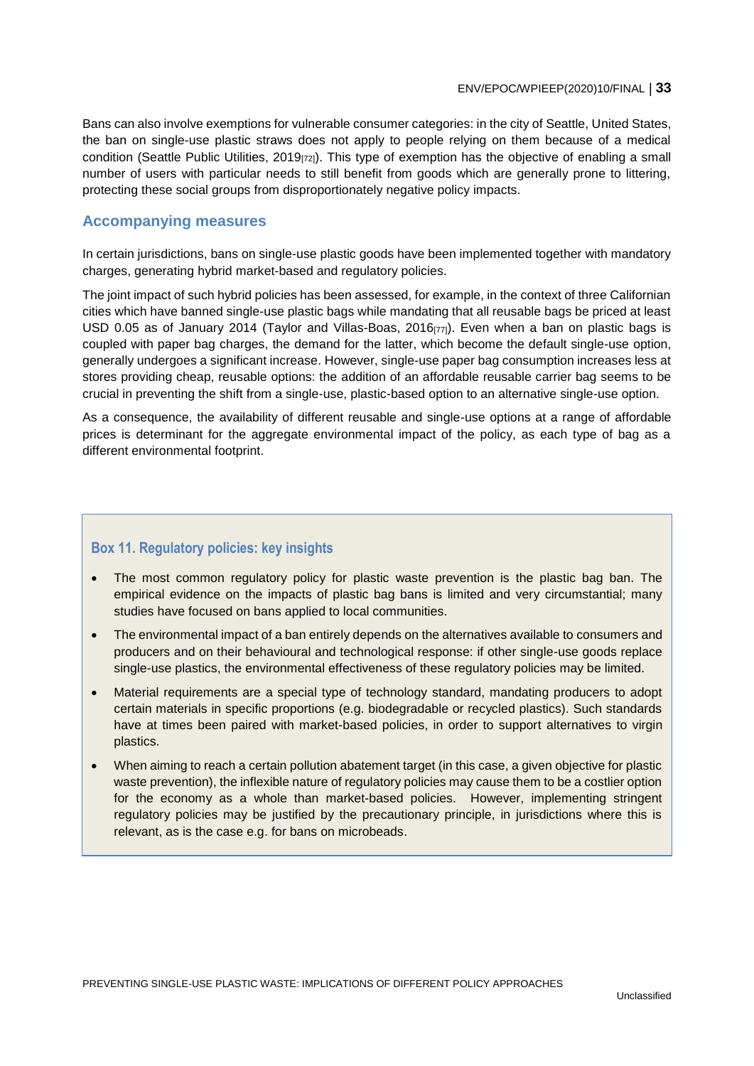Bans can also involve exemptions for vulnerable consumer categories: in the city of Seattle, United States, the ban on single-use plastic straws does not apply to people relying on them because of a medical condition (Seattle Public Utilities, 2019[72]). This type of exemption has the objective of enabling a small number of users with particular needs to still benefit from goods which are generally prone to littering, protecting these social groups from disproportionately negative policy impacts.

## Accompanying measures

In certain jurisdictions, bans on single-use plastic goods have been implemented together with mandatory charges, generating hybrid market-based and regulatory policies.

The joint impact of such hybrid policies has been assessed, for example, in the context of three Californian cities which have banned single-use plastic bags while mandating that all reusable bags be priced at least USD 0.05 as of January 2014 (Taylor and Villas-Boas, 2016[77]). Even when a ban on plastic bags is coupled with paper bag charges, the demand for the latter, which become the default single-use option, generally undergoes a significant increase. However, single-use paper bag consumption increases less at stores providing cheap, reusable options: the addition of an affordable reusable carrier bag seems to be crucial in preventing the shift from a single-use, plastic-based option to an alternative single-use option.

As a consequence, the availability of different reusable and single-use options at a range of affordable prices is determinant for the aggregate environmental impact of the policy, as each type of bag as a different environmental footprint.

### Box 11. Regulatory policies: key insights

- The most common regulatory policy for plastic waste prevention is the plastic bag ban. The empirical evidence on the impacts of plastic bag bans is limited and very circumstantial; many studies have focused on bans applied to local communities.
- The environmental impact of a ban entirely depends on the alternatives available to consumers and producers and on their behavioural and technological response: if other single-use goods replace single-use plastics, the environmental effectiveness of these regulatory policies may be limited.
- Material requirements are a special type of technology standard, mandating producers to adopt certain materials in specific proportions (e.g. biodegradable or recycled plastics). Such standards have at times been paired with market-based policies, in order to support alternatives to virgin plastics.
- When aiming to reach a certain pollution abatement target (in this case, a given objective for plastic waste prevention), the inflexible nature of regulatory policies may cause them to be a costlier option for the economy as a whole than market-based policies. However, implementing stringent regulatory policies may be justified by the precautionary principle, in jurisdictions where this is relevant, as is the case e.g. for bans on microbeads.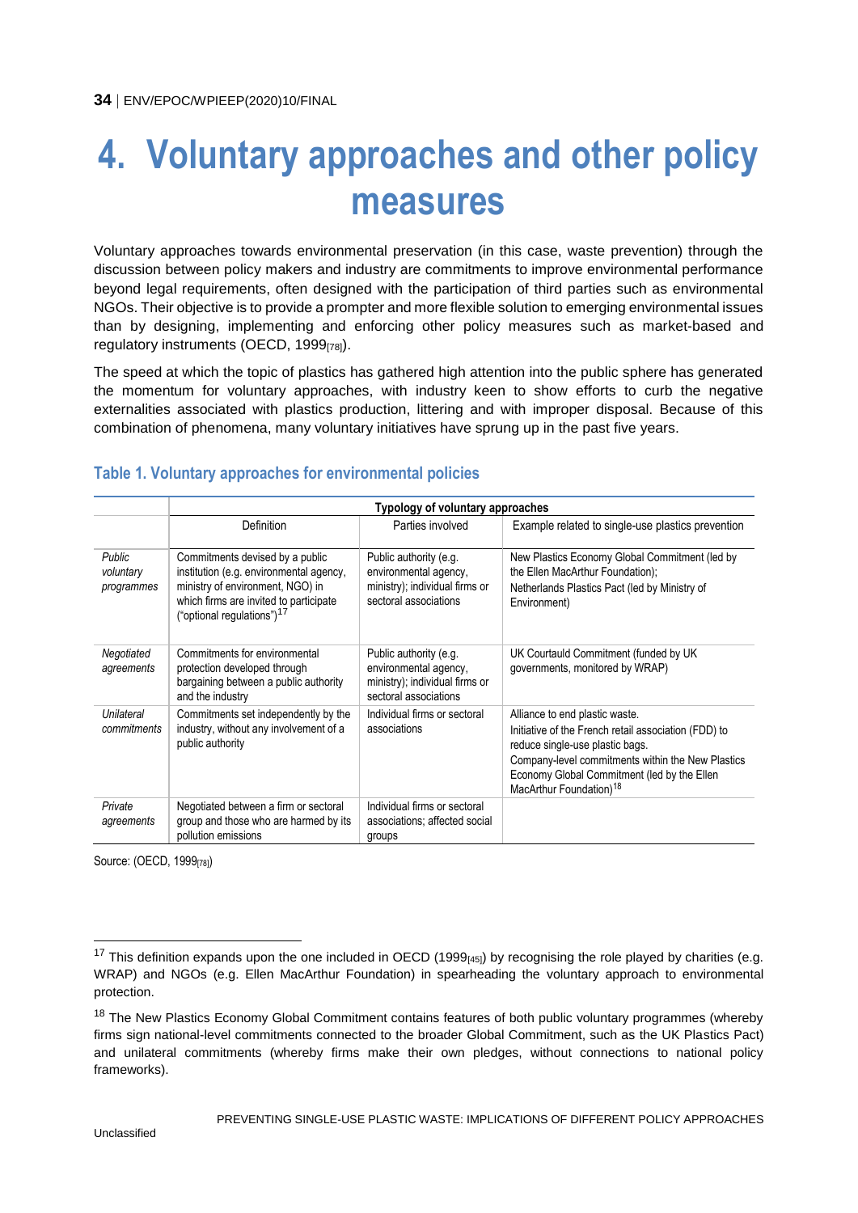# 4. Voluntary approaches and other policy measures

Voluntary approaches towards environmental preservation (in this case, waste prevention) through the discussion between policy makers and industry are commitments to improve environmental performance beyond legal requirements, often designed with the participation of third parties such as environmental NGOs. Their objective is to provide a prompter and more flexible solution to emerging environmental issues than by designing, implementing and enforcing other policy measures such as market-based and regulatory instruments (OECD, 1999[78]).

The speed at which the topic of plastics has gathered high attention into the public sphere has generated the momentum for voluntary approaches, with industry keen to show efforts to curb the negative externalities associated with plastics production, littering and with improper disposal. Because of this combination of phenomena, many voluntary initiatives have sprung up in the past five years.

### Table 1. Voluntary approaches for environmental policies

| | Typology of voluntary approaches | | |
|---|---|---|---|
| | Definition | Parties involved | Example related to single-use plastics prevention |
| *Public voluntary programmes* | Commitments devised by a public institution (e.g. environmental agency, ministry of environment, NGO) in which firms are invited to participate ("optional regulations")[17] | Public authority (e.g. environmental agency, ministry); individual firms or sectoral associations | New Plastics Economy Global Commitment (led by the Ellen MacArthur Foundation); Netherlands Plastics Pact (led by Ministry of Environment) |
| *Negotiated agreements* | Commitments for environmental protection developed through bargaining between a public authority and the industry | Public authority (e.g. environmental agency, ministry); individual firms or sectoral associations | UK Courtauld Commitment (funded by UK governments, monitored by WRAP) |
| *Unilateral commitments* | Commitments set independently by the industry, without any involvement of a public authority | Individual firms or sectoral associations | Alliance to end plastic waste. Initiative of the French retail association (FDD) to reduce single-use plastic bags. Company-level commitments within the New Plastics Economy Global Commitment (led by the Ellen MacArthur Foundation)[18] |
| *Private agreements* | Negotiated between a firm or sectoral group and those who are harmed by its pollution emissions | Individual firms or sectoral associations; affected social groups | |

Source: (OECD, 1999[78])

[17] This definition expands upon the one included in OECD (1999[45]) by recognising the role played by charities (e.g. WRAP) and NGOs (e.g. Ellen MacArthur Foundation) in spearheading the voluntary approach to environmental protection.

[18] The New Plastics Economy Global Commitment contains features of both public voluntary programmes (whereby firms sign national-level commitments connected to the broader Global Commitment, such as the UK Plastics Pact) and unilateral commitments (whereby firms make their own pledges, without connections to national policy frameworks).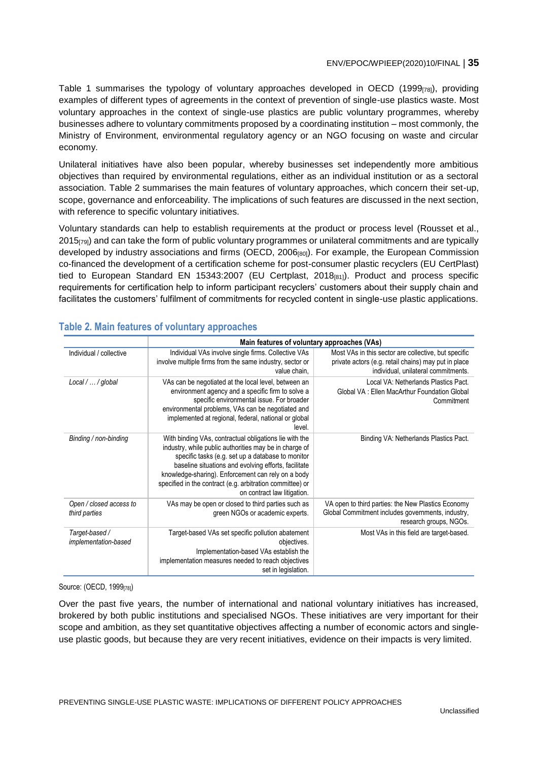Table 1 summarises the typology of voluntary approaches developed in OECD (1999[78]), providing examples of different types of agreements in the context of prevention of single-use plastics waste. Most voluntary approaches in the context of single-use plastics are public voluntary programmes, whereby businesses adhere to voluntary commitments proposed by a coordinating institution – most commonly, the Ministry of Environment, environmental regulatory agency or an NGO focusing on waste and circular economy.

Unilateral initiatives have also been popular, whereby businesses set independently more ambitious objectives than required by environmental regulations, either as an individual institution or as a sectoral association. Table 2 summarises the main features of voluntary approaches, which concern their set-up, scope, governance and enforceability. The implications of such features are discussed in the next section, with reference to specific voluntary initiatives.

Voluntary standards can help to establish requirements at the product or process level (Rousset et al., 2015[79]) and can take the form of public voluntary programmes or unilateral commitments and are typically developed by industry associations and firms (OECD, 2006[80]). For example, the European Commission co-financed the development of a certification scheme for post-consumer plastic recyclers (EU CertPlast) tied to European Standard EN 15343:2007 (EU Certplast, 2018[81]). Product and process specific requirements for certification help to inform participant recyclers' customers about their supply chain and facilitates the customers' fulfilment of commitments for recycled content in single-use plastic applications.

## Table 2. Main features of voluntary approaches

| | Main features of voluntary approaches (VAs) | |
|---|---|---|
| Individual / collective | Individual VAs involve single firms. Collective VAs involve multiple firms from the same industry, sector or value chain, | Most VAs in this sector are collective, but specific private actors (e.g. retail chains) may put in place individual, unilateral commitments. |
| *Local / … / global* | VAs can be negotiated at the local level, between an environment agency and a specific firm to solve a specific environmental issue. For broader environmental problems, VAs can be negotiated and implemented at regional, federal, national or global level. | Local VA: Netherlands Plastics Pact. Global VA : Ellen MacArthur Foundation Global Commitment |
| *Binding / non-binding* | With binding VAs, contractual obligations lie with the industry, while public authorities may be in charge of specific tasks (e.g. set up a database to monitor baseline situations and evolving efforts, facilitate knowledge-sharing). Enforcement can rely on a body specified in the contract (e.g. arbitration committee) or on contract law litigation. | Binding VA: Netherlands Plastics Pact. |
| *Open / closed access to third parties* | VAs may be open or closed to third parties such as green NGOs or academic experts. | VA open to third parties: the New Plastics Economy Global Commitment includes governments, industry, research groups, NGOs. |
| *Target-based / implementation-based* | Target-based VAs set specific pollution abatement objectives. Implementation-based VAs establish the implementation measures needed to reach objectives set in legislation. | Most VAs in this field are target-based. |

Source: (OECD, 1999[78])

Over the past five years, the number of international and national voluntary initiatives has increased, brokered by both public institutions and specialised NGOs. These initiatives are very important for their scope and ambition, as they set quantitative objectives affecting a number of economic actors and single-use plastic goods, but because they are very recent initiatives, evidence on their impacts is very limited.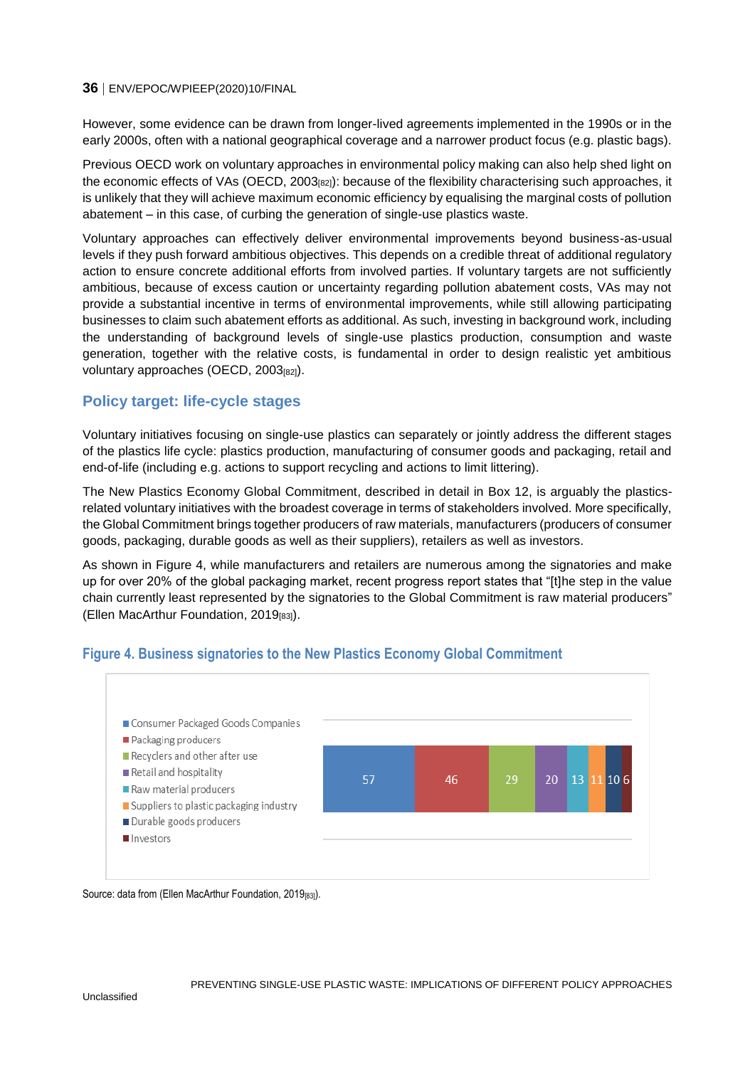However, some evidence can be drawn from longer-lived agreements implemented in the 1990s or in the early 2000s, often with a national geographical coverage and a narrower product focus (e.g. plastic bags).

Previous OECD work on voluntary approaches in environmental policy making can also help shed light on the economic effects of VAs (OECD, 2003[82]): because of the flexibility characterising such approaches, it is unlikely that they will achieve maximum economic efficiency by equalising the marginal costs of pollution abatement – in this case, of curbing the generation of single-use plastics waste.

Voluntary approaches can effectively deliver environmental improvements beyond business-as-usual levels if they push forward ambitious objectives. This depends on a credible threat of additional regulatory action to ensure concrete additional efforts from involved parties. If voluntary targets are not sufficiently ambitious, because of excess caution or uncertainty regarding pollution abatement costs, VAs may not provide a substantial incentive in terms of environmental improvements, while still allowing participating businesses to claim such abatement efforts as additional. As such, investing in background work, including the understanding of background levels of single-use plastics production, consumption and waste generation, together with the relative costs, is fundamental in order to design realistic yet ambitious voluntary approaches (OECD, 2003[82]).

## Policy target: life-cycle stages

Voluntary initiatives focusing on single-use plastics can separately or jointly address the different stages of the plastics life cycle: plastics production, manufacturing of consumer goods and packaging, retail and end-of-life (including e.g. actions to support recycling and actions to limit littering).

The New Plastics Economy Global Commitment, described in detail in Box 12, is arguably the plastics-related voluntary initiatives with the broadest coverage in terms of stakeholders involved. More specifically, the Global Commitment brings together producers of raw materials, manufacturers (producers of consumer goods, packaging, durable goods as well as their suppliers), retailers as well as investors.

As shown in Figure 4, while manufacturers and retailers are numerous among the signatories and make up for over 20% of the global packaging market, recent progress report states that "[t]he step in the value chain currently least represented by the signatories to the Global Commitment is raw material producers" (Ellen MacArthur Foundation, 2019[83]).

### Figure 4. Business signatories to the New Plastics Economy Global Commitment

Consumer Packaged Goods Companies
Packaging producers
Recyclers and other after use
Retail and hospitality
Raw material producers
Suppliers to plastic packaging industry
Durable goods producers
Investors

57 46 29 20 13 11 10 6

Source: data from (Ellen MacArthur Foundation, 2019[83]).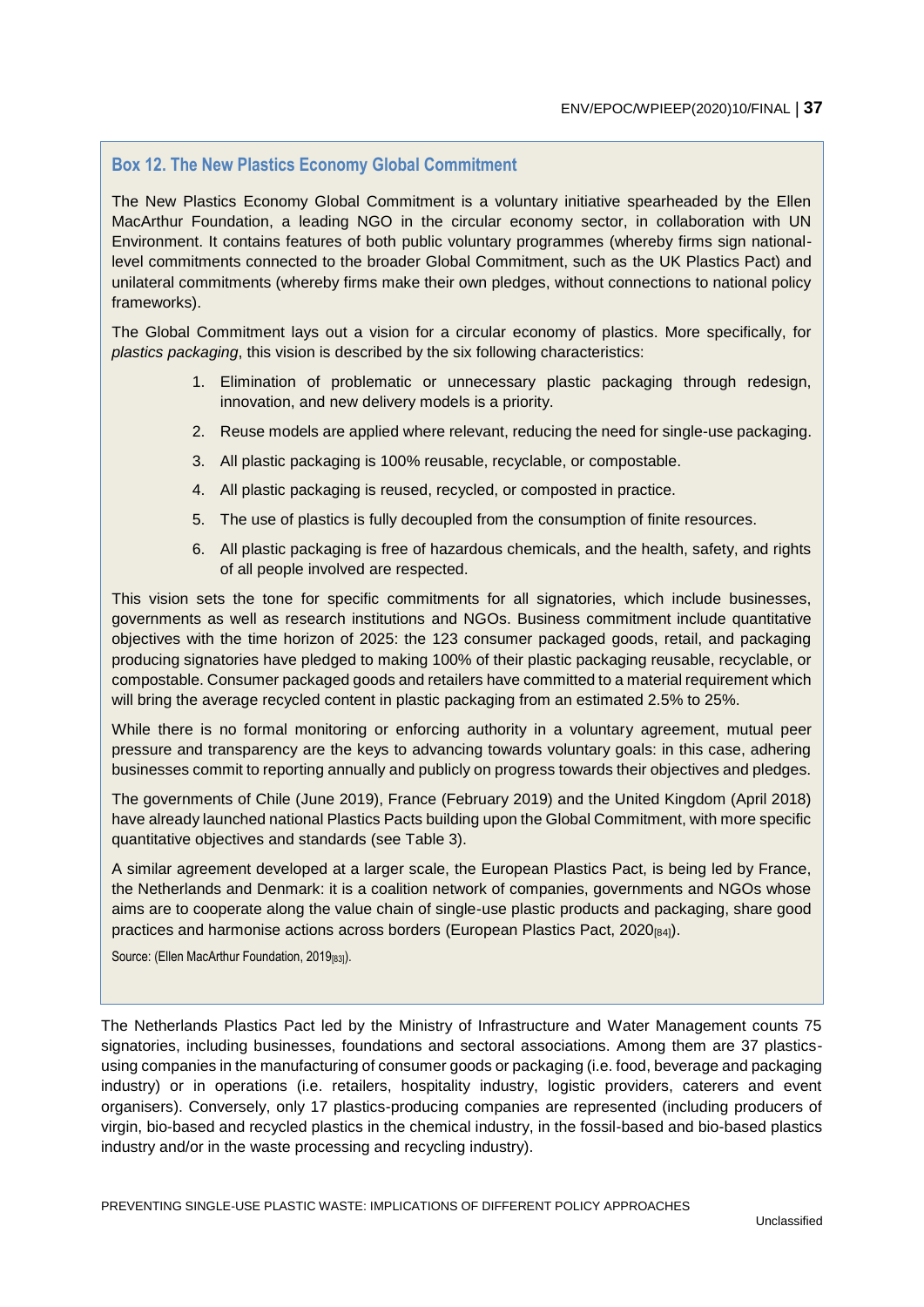### Box 12. The New Plastics Economy Global Commitment

The New Plastics Economy Global Commitment is a voluntary initiative spearheaded by the Ellen MacArthur Foundation, a leading NGO in the circular economy sector, in collaboration with UN Environment. It contains features of both public voluntary programmes (whereby firms sign national-level commitments connected to the broader Global Commitment, such as the UK Plastics Pact) and unilateral commitments (whereby firms make their own pledges, without connections to national policy frameworks).

The Global Commitment lays out a vision for a circular economy of plastics. More specifically, for *plastics packaging*, this vision is described by the six following characteristics:

1. Elimination of problematic or unnecessary plastic packaging through redesign, innovation, and new delivery models is a priority.
2. Reuse models are applied where relevant, reducing the need for single-use packaging.
3. All plastic packaging is 100% reusable, recyclable, or compostable.
4. All plastic packaging is reused, recycled, or composted in practice.
5. The use of plastics is fully decoupled from the consumption of finite resources.
6. All plastic packaging is free of hazardous chemicals, and the health, safety, and rights of all people involved are respected.

This vision sets the tone for specific commitments for all signatories, which include businesses, governments as well as research institutions and NGOs. Business commitment include quantitative objectives with the time horizon of 2025: the 123 consumer packaged goods, retail, and packaging producing signatories have pledged to making 100% of their plastic packaging reusable, recyclable, or compostable. Consumer packaged goods and retailers have committed to a material requirement which will bring the average recycled content in plastic packaging from an estimated 2.5% to 25%.

While there is no formal monitoring or enforcing authority in a voluntary agreement, mutual peer pressure and transparency are the keys to advancing towards voluntary goals: in this case, adhering businesses commit to reporting annually and publicly on progress towards their objectives and pledges.

The governments of Chile (June 2019), France (February 2019) and the United Kingdom (April 2018) have already launched national Plastics Pacts building upon the Global Commitment, with more specific quantitative objectives and standards (see Table 3).

A similar agreement developed at a larger scale, the European Plastics Pact, is being led by France, the Netherlands and Denmark: it is a coalition network of companies, governments and NGOs whose aims are to cooperate along the value chain of single-use plastic products and packaging, share good practices and harmonise actions across borders (European Plastics Pact, 2020[84]).

Source: (Ellen MacArthur Foundation, 2019[83]).

The Netherlands Plastics Pact led by the Ministry of Infrastructure and Water Management counts 75 signatories, including businesses, foundations and sectoral associations. Among them are 37 plastics-using companies in the manufacturing of consumer goods or packaging (i.e. food, beverage and packaging industry) or in operations (i.e. retailers, hospitality industry, logistic providers, caterers and event organisers). Conversely, only 17 plastics-producing companies are represented (including producers of virgin, bio-based and recycled plastics in the chemical industry, in the fossil-based and bio-based plastics industry and/or in the waste processing and recycling industry).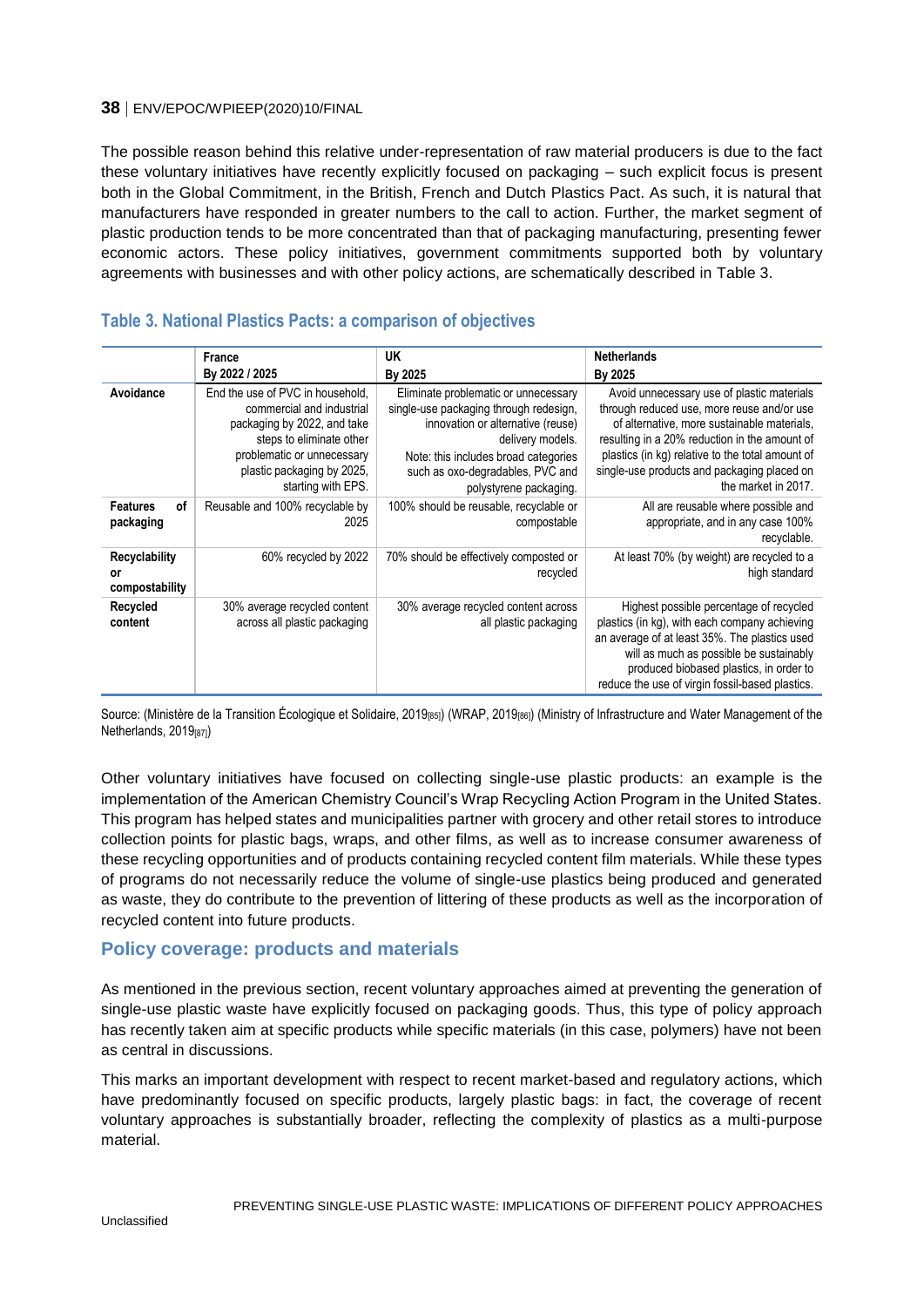The possible reason behind this relative under-representation of raw material producers is due to the fact these voluntary initiatives have recently explicitly focused on packaging – such explicit focus is present both in the Global Commitment, in the British, French and Dutch Plastics Pact. As such, it is natural that manufacturers have responded in greater numbers to the call to action. Further, the market segment of plastic production tends to be more concentrated than that of packaging manufacturing, presenting fewer economic actors. These policy initiatives, government commitments supported both by voluntary agreements with businesses and with other policy actions, are schematically described in Table 3.

### Table 3. National Plastics Pacts: a comparison of objectives

| | France<br>By 2022 / 2025 | UK<br>By 2025 | Netherlands<br>By 2025 |
|---|---|---|---|
| **Avoidance** | End the use of PVC in household, commercial and industrial packaging by 2022, and take steps to eliminate other problematic or unnecessary plastic packaging by 2025, starting with EPS. | Eliminate problematic or unnecessary single-use packaging through redesign, innovation or alternative (reuse) delivery models.<br>Note: this includes broad categories such as oxo-degradables, PVC and polystyrene packaging. | Avoid unnecessary use of plastic materials through reduced use, more reuse and/or use of alternative, more sustainable materials, resulting in a 20% reduction in the amount of plastics (in kg) relative to the total amount of single-use products and packaging placed on the market in 2017. |
| **Features of packaging** | Reusable and 100% recyclable by 2025 | 100% should be reusable, recyclable or compostable | All are reusable where possible and appropriate, and in any case 100% recyclable. |
| **Recyclability or compostability** | 60% recycled by 2022 | 70% should be effectively composted or recycled | At least 70% (by weight) are recycled to a high standard |
| **Recycled content** | 30% average recycled content across all plastic packaging | 30% average recycled content across all plastic packaging | Highest possible percentage of recycled plastics (in kg), with each company achieving an average of at least 35%. The plastics used will as much as possible be sustainably produced biobased plastics, in order to reduce the use of virgin fossil-based plastics. |

Source: (Ministère de la Transition Écologique et Solidaire, 2019[85]) (WRAP, 2019[86]) (Ministry of Infrastructure and Water Management of the Netherlands, 2019[87])

Other voluntary initiatives have focused on collecting single-use plastic products: an example is the implementation of the American Chemistry Council's Wrap Recycling Action Program in the United States. This program has helped states and municipalities partner with grocery and other retail stores to introduce collection points for plastic bags, wraps, and other films, as well as to increase consumer awareness of these recycling opportunities and of products containing recycled content film materials. While these types of programs do not necessarily reduce the volume of single-use plastics being produced and generated as waste, they do contribute to the prevention of littering of these products as well as the incorporation of recycled content into future products.

## Policy coverage: products and materials

As mentioned in the previous section, recent voluntary approaches aimed at preventing the generation of single-use plastic waste have explicitly focused on packaging goods. Thus, this type of policy approach has recently taken aim at specific products while specific materials (in this case, polymers) have not been as central in discussions.

This marks an important development with respect to recent market-based and regulatory actions, which have predominantly focused on specific products, largely plastic bags: in fact, the coverage of recent voluntary approaches is substantially broader, reflecting the complexity of plastics as a multi-purpose material.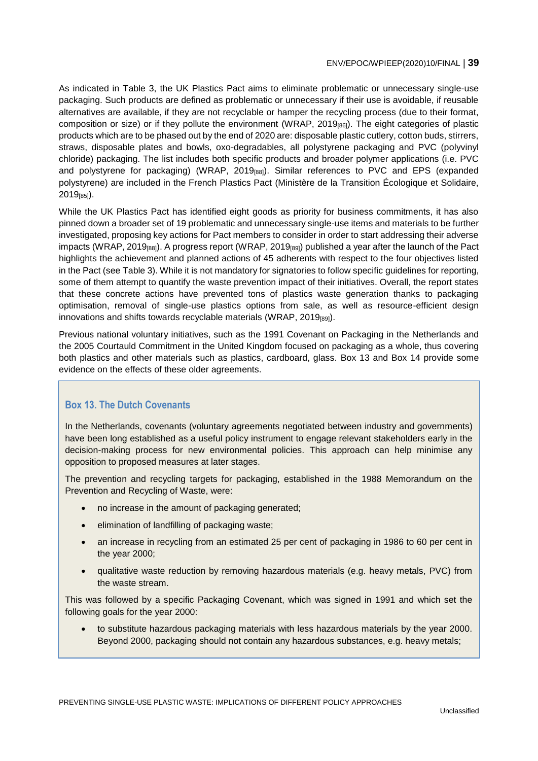As indicated in Table 3, the UK Plastics Pact aims to eliminate problematic or unnecessary single-use packaging. Such products are defined as problematic or unnecessary if their use is avoidable, if reusable alternatives are available, if they are not recyclable or hamper the recycling process (due to their format, composition or size) or if they pollute the environment (WRAP, 2019[86]). The eight categories of plastic products which are to be phased out by the end of 2020 are: disposable plastic cutlery, cotton buds, stirrers, straws, disposable plates and bowls, oxo-degradables, all polystyrene packaging and PVC (polyvinyl chloride) packaging. The list includes both specific products and broader polymer applications (i.e. PVC and polystyrene for packaging) (WRAP, 2019[88]). Similar references to PVC and EPS (expanded polystyrene) are included in the French Plastics Pact (Ministère de la Transition Écologique et Solidaire, 2019[85]).

While the UK Plastics Pact has identified eight goods as priority for business commitments, it has also pinned down a broader set of 19 problematic and unnecessary single-use items and materials to be further investigated, proposing key actions for Pact members to consider in order to start addressing their adverse impacts (WRAP, 2019[88]). A progress report (WRAP, 2019[89]) published a year after the launch of the Pact highlights the achievement and planned actions of 45 adherents with respect to the four objectives listed in the Pact (see Table 3). While it is not mandatory for signatories to follow specific guidelines for reporting, some of them attempt to quantify the waste prevention impact of their initiatives. Overall, the report states that these concrete actions have prevented tons of plastics waste generation thanks to packaging optimisation, removal of single-use plastics options from sale, as well as resource-efficient design innovations and shifts towards recyclable materials (WRAP, 2019[89]).

Previous national voluntary initiatives, such as the 1991 Covenant on Packaging in the Netherlands and the 2005 Courtauld Commitment in the United Kingdom focused on packaging as a whole, thus covering both plastics and other materials such as plastics, cardboard, glass. Box 13 and Box 14 provide some evidence on the effects of these older agreements.

### Box 13. The Dutch Covenants

In the Netherlands, covenants (voluntary agreements negotiated between industry and governments) have been long established as a useful policy instrument to engage relevant stakeholders early in the decision-making process for new environmental policies. This approach can help minimise any opposition to proposed measures at later stages.

The prevention and recycling targets for packaging, established in the 1988 Memorandum on the Prevention and Recycling of Waste, were:

- no increase in the amount of packaging generated;
- elimination of landfilling of packaging waste;
- an increase in recycling from an estimated 25 per cent of packaging in 1986 to 60 per cent in the year 2000;
- qualitative waste reduction by removing hazardous materials (e.g. heavy metals, PVC) from the waste stream.

This was followed by a specific Packaging Covenant, which was signed in 1991 and which set the following goals for the year 2000:

- to substitute hazardous packaging materials with less hazardous materials by the year 2000. Beyond 2000, packaging should not contain any hazardous substances, e.g. heavy metals;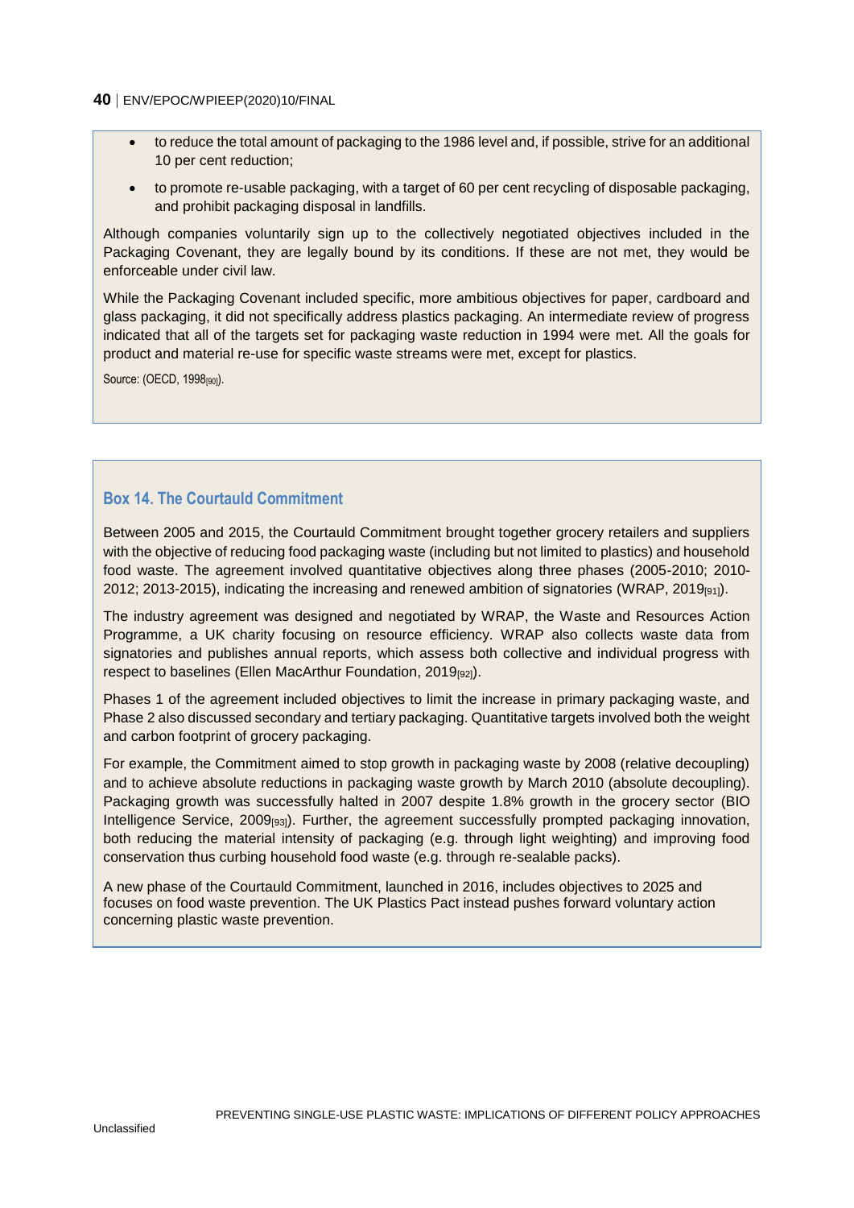- to reduce the total amount of packaging to the 1986 level and, if possible, strive for an additional 10 per cent reduction;
- to promote re-usable packaging, with a target of 60 per cent recycling of disposable packaging, and prohibit packaging disposal in landfills.

Although companies voluntarily sign up to the collectively negotiated objectives included in the Packaging Covenant, they are legally bound by its conditions. If these are not met, they would be enforceable under civil law.

While the Packaging Covenant included specific, more ambitious objectives for paper, cardboard and glass packaging, it did not specifically address plastics packaging. An intermediate review of progress indicated that all of the targets set for packaging waste reduction in 1994 were met. All the goals for product and material re-use for specific waste streams were met, except for plastics.

Source: (OECD, 1998[90]).

### Box 14. The Courtauld Commitment

Between 2005 and 2015, the Courtauld Commitment brought together grocery retailers and suppliers with the objective of reducing food packaging waste (including but not limited to plastics) and household food waste. The agreement involved quantitative objectives along three phases (2005-2010; 2010-2012; 2013-2015), indicating the increasing and renewed ambition of signatories (WRAP, 2019[91]).

The industry agreement was designed and negotiated by WRAP, the Waste and Resources Action Programme, a UK charity focusing on resource efficiency. WRAP also collects waste data from signatories and publishes annual reports, which assess both collective and individual progress with respect to baselines (Ellen MacArthur Foundation, 2019[92]).

Phases 1 of the agreement included objectives to limit the increase in primary packaging waste, and Phase 2 also discussed secondary and tertiary packaging. Quantitative targets involved both the weight and carbon footprint of grocery packaging.

For example, the Commitment aimed to stop growth in packaging waste by 2008 (relative decoupling) and to achieve absolute reductions in packaging waste growth by March 2010 (absolute decoupling). Packaging growth was successfully halted in 2007 despite 1.8% growth in the grocery sector (BIO Intelligence Service, 2009[93]). Further, the agreement successfully prompted packaging innovation, both reducing the material intensity of packaging (e.g. through light weighting) and improving food conservation thus curbing household food waste (e.g. through re-sealable packs).

A new phase of the Courtauld Commitment, launched in 2016, includes objectives to 2025 and focuses on food waste prevention. The UK Plastics Pact instead pushes forward voluntary action concerning plastic waste prevention.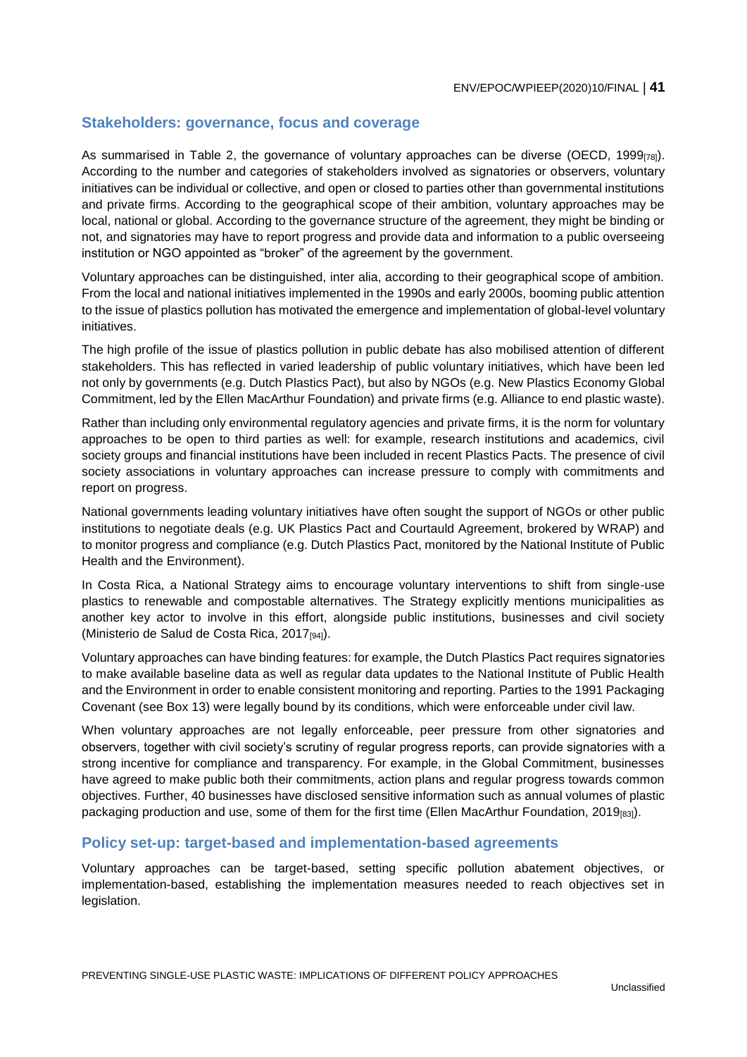## Stakeholders: governance, focus and coverage

As summarised in Table 2, the governance of voluntary approaches can be diverse (OECD, 1999[78]). According to the number and categories of stakeholders involved as signatories or observers, voluntary initiatives can be individual or collective, and open or closed to parties other than governmental institutions and private firms. According to the geographical scope of their ambition, voluntary approaches may be local, national or global. According to the governance structure of the agreement, they might be binding or not, and signatories may have to report progress and provide data and information to a public overseeing institution or NGO appointed as "broker" of the agreement by the government.

Voluntary approaches can be distinguished, inter alia, according to their geographical scope of ambition. From the local and national initiatives implemented in the 1990s and early 2000s, booming public attention to the issue of plastics pollution has motivated the emergence and implementation of global-level voluntary initiatives.

The high profile of the issue of plastics pollution in public debate has also mobilised attention of different stakeholders. This has reflected in varied leadership of public voluntary initiatives, which have been led not only by governments (e.g. Dutch Plastics Pact), but also by NGOs (e.g. New Plastics Economy Global Commitment, led by the Ellen MacArthur Foundation) and private firms (e.g. Alliance to end plastic waste).

Rather than including only environmental regulatory agencies and private firms, it is the norm for voluntary approaches to be open to third parties as well: for example, research institutions and academics, civil society groups and financial institutions have been included in recent Plastics Pacts. The presence of civil society associations in voluntary approaches can increase pressure to comply with commitments and report on progress.

National governments leading voluntary initiatives have often sought the support of NGOs or other public institutions to negotiate deals (e.g. UK Plastics Pact and Courtauld Agreement, brokered by WRAP) and to monitor progress and compliance (e.g. Dutch Plastics Pact, monitored by the National Institute of Public Health and the Environment).

In Costa Rica, a National Strategy aims to encourage voluntary interventions to shift from single-use plastics to renewable and compostable alternatives. The Strategy explicitly mentions municipalities as another key actor to involve in this effort, alongside public institutions, businesses and civil society (Ministerio de Salud de Costa Rica, 2017[94]).

Voluntary approaches can have binding features: for example, the Dutch Plastics Pact requires signatories to make available baseline data as well as regular data updates to the National Institute of Public Health and the Environment in order to enable consistent monitoring and reporting. Parties to the 1991 Packaging Covenant (see Box 13) were legally bound by its conditions, which were enforceable under civil law.

When voluntary approaches are not legally enforceable, peer pressure from other signatories and observers, together with civil society's scrutiny of regular progress reports, can provide signatories with a strong incentive for compliance and transparency. For example, in the Global Commitment, businesses have agreed to make public both their commitments, action plans and regular progress towards common objectives. Further, 40 businesses have disclosed sensitive information such as annual volumes of plastic packaging production and use, some of them for the first time (Ellen MacArthur Foundation, 2019[83]).

## Policy set-up: target-based and implementation-based agreements

Voluntary approaches can be target-based, setting specific pollution abatement objectives, or implementation-based, establishing the implementation measures needed to reach objectives set in legislation.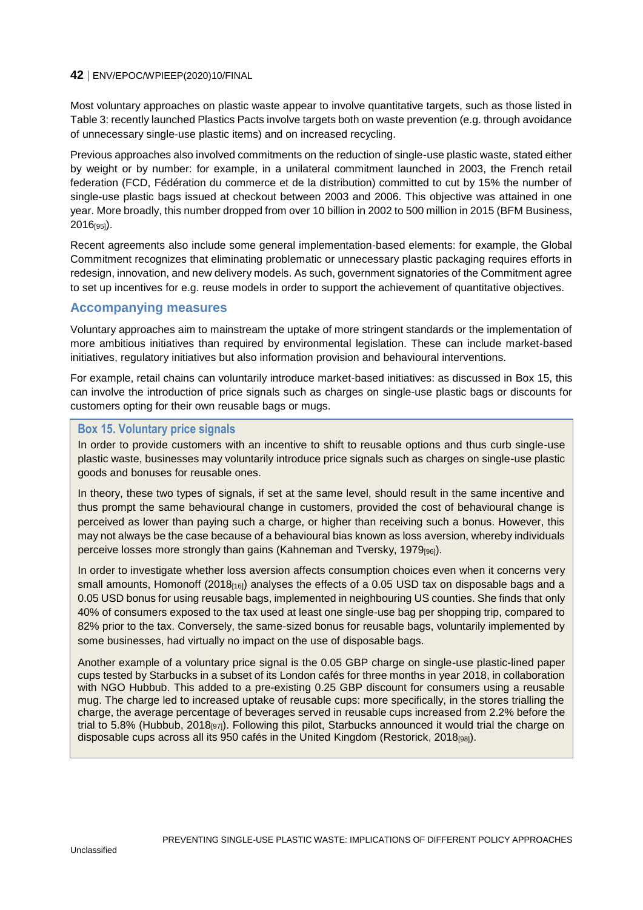Most voluntary approaches on plastic waste appear to involve quantitative targets, such as those listed in Table 3: recently launched Plastics Pacts involve targets both on waste prevention (e.g. through avoidance of unnecessary single-use plastic items) and on increased recycling.

Previous approaches also involved commitments on the reduction of single-use plastic waste, stated either by weight or by number: for example, in a unilateral commitment launched in 2003, the French retail federation (FCD, Fédération du commerce et de la distribution) committed to cut by 15% the number of single-use plastic bags issued at checkout between 2003 and 2006. This objective was attained in one year. More broadly, this number dropped from over 10 billion in 2002 to 500 million in 2015 (BFM Business, 2016[95]).

Recent agreements also include some general implementation-based elements: for example, the Global Commitment recognizes that eliminating problematic or unnecessary plastic packaging requires efforts in redesign, innovation, and new delivery models. As such, government signatories of the Commitment agree to set up incentives for e.g. reuse models in order to support the achievement of quantitative objectives.

## Accompanying measures

Voluntary approaches aim to mainstream the uptake of more stringent standards or the implementation of more ambitious initiatives than required by environmental legislation. These can include market-based initiatives, regulatory initiatives but also information provision and behavioural interventions.

For example, retail chains can voluntarily introduce market-based initiatives: as discussed in Box 15, this can involve the introduction of price signals such as charges on single-use plastic bags or discounts for customers opting for their own reusable bags or mugs.

### Box 15. Voluntary price signals

In order to provide customers with an incentive to shift to reusable options and thus curb single-use plastic waste, businesses may voluntarily introduce price signals such as charges on single-use plastic goods and bonuses for reusable ones.

In theory, these two types of signals, if set at the same level, should result in the same incentive and thus prompt the same behavioural change in customers, provided the cost of behavioural change is perceived as lower than paying such a charge, or higher than receiving such a bonus. However, this may not always be the case because of a behavioural bias known as loss aversion, whereby individuals perceive losses more strongly than gains (Kahneman and Tversky, 1979[96]).

In order to investigate whether loss aversion affects consumption choices even when it concerns very small amounts, Homonoff (2018[16]) analyses the effects of a 0.05 USD tax on disposable bags and a 0.05 USD bonus for using reusable bags, implemented in neighbouring US counties. She finds that only 40% of consumers exposed to the tax used at least one single-use bag per shopping trip, compared to 82% prior to the tax. Conversely, the same-sized bonus for reusable bags, voluntarily implemented by some businesses, had virtually no impact on the use of disposable bags.

Another example of a voluntary price signal is the 0.05 GBP charge on single-use plastic-lined paper cups tested by Starbucks in a subset of its London cafés for three months in year 2018, in collaboration with NGO Hubbub. This added to a pre-existing 0.25 GBP discount for consumers using a reusable mug. The charge led to increased uptake of reusable cups: more specifically, in the stores trialling the charge, the average percentage of beverages served in reusable cups increased from 2.2% before the trial to 5.8% (Hubbub, 2018[97]). Following this pilot, Starbucks announced it would trial the charge on disposable cups across all its 950 cafés in the United Kingdom (Restorick, 2018[98]).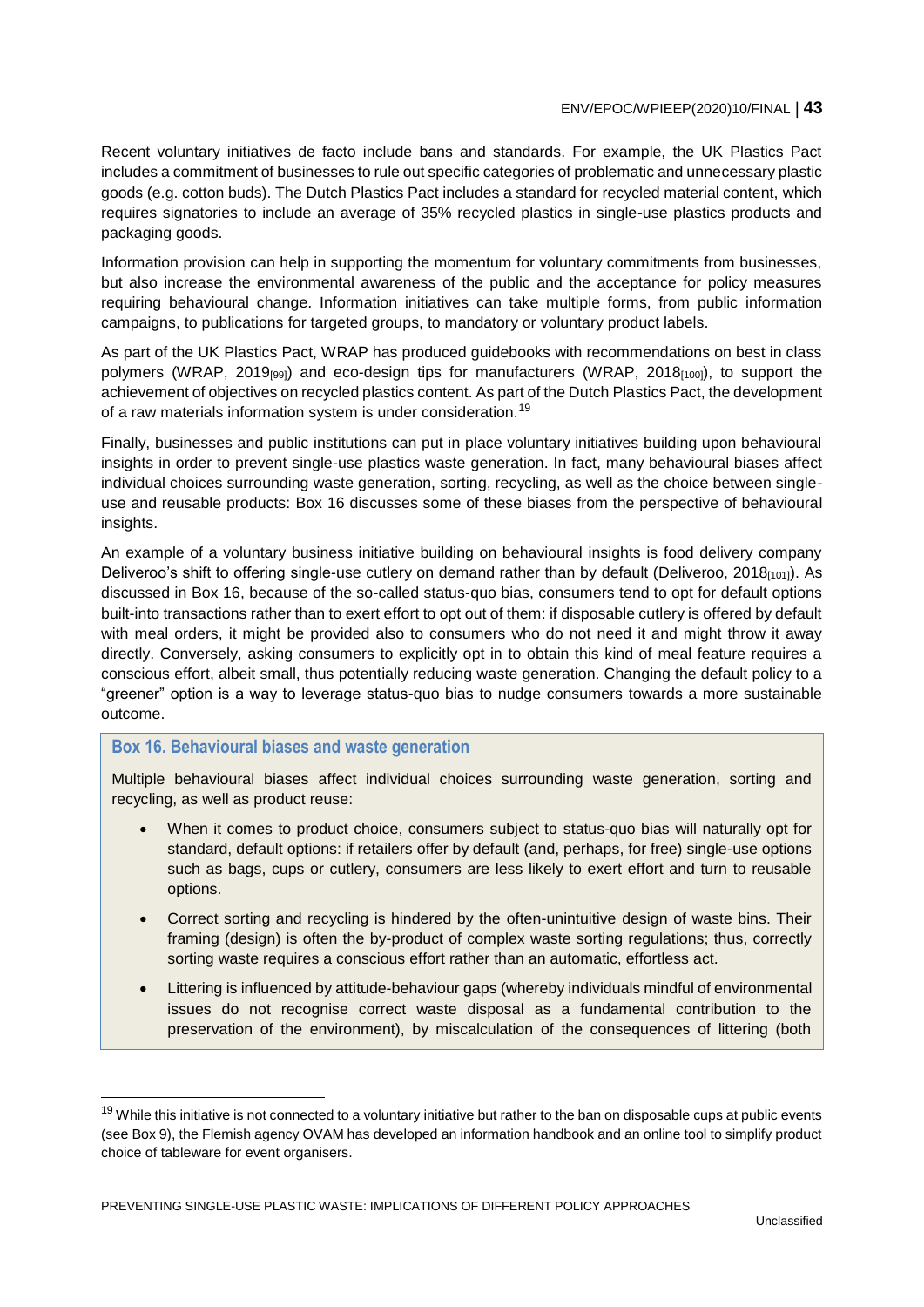Recent voluntary initiatives de facto include bans and standards. For example, the UK Plastics Pact includes a commitment of businesses to rule out specific categories of problematic and unnecessary plastic goods (e.g. cotton buds). The Dutch Plastics Pact includes a standard for recycled material content, which requires signatories to include an average of 35% recycled plastics in single-use plastics products and packaging goods.

Information provision can help in supporting the momentum for voluntary commitments from businesses, but also increase the environmental awareness of the public and the acceptance for policy measures requiring behavioural change. Information initiatives can take multiple forms, from public information campaigns, to publications for targeted groups, to mandatory or voluntary product labels.

As part of the UK Plastics Pact, WRAP has produced guidebooks with recommendations on best in class polymers (WRAP, 2019[99]) and eco-design tips for manufacturers (WRAP, 2018[100]), to support the achievement of objectives on recycled plastics content. As part of the Dutch Plastics Pact, the development of a raw materials information system is under consideration.[19]

Finally, businesses and public institutions can put in place voluntary initiatives building upon behavioural insights in order to prevent single-use plastics waste generation. In fact, many behavioural biases affect individual choices surrounding waste generation, sorting, recycling, as well as the choice between single-use and reusable products: Box 16 discusses some of these biases from the perspective of behavioural insights.

An example of a voluntary business initiative building on behavioural insights is food delivery company Deliveroo's shift to offering single-use cutlery on demand rather than by default (Deliveroo, 2018[101]). As discussed in Box 16, because of the so-called status-quo bias, consumers tend to opt for default options built-into transactions rather than to exert effort to opt out of them: if disposable cutlery is offered by default with meal orders, it might be provided also to consumers who do not need it and might throw it away directly. Conversely, asking consumers to explicitly opt in to obtain this kind of meal feature requires a conscious effort, albeit small, thus potentially reducing waste generation. Changing the default policy to a "greener" option is a way to leverage status-quo bias to nudge consumers towards a more sustainable outcome.

### Box 16. Behavioural biases and waste generation

Multiple behavioural biases affect individual choices surrounding waste generation, sorting and recycling, as well as product reuse:

- When it comes to product choice, consumers subject to status-quo bias will naturally opt for standard, default options: if retailers offer by default (and, perhaps, for free) single-use options such as bags, cups or cutlery, consumers are less likely to exert effort and turn to reusable options.
- Correct sorting and recycling is hindered by the often-unintuitive design of waste bins. Their framing (design) is often the by-product of complex waste sorting regulations; thus, correctly sorting waste requires a conscious effort rather than an automatic, effortless act.
- Littering is influenced by attitude-behaviour gaps (whereby individuals mindful of environmental issues do not recognise correct waste disposal as a fundamental contribution to the preservation of the environment), by miscalculation of the consequences of littering (both

[19] While this initiative is not connected to a voluntary initiative but rather to the ban on disposable cups at public events (see Box 9), the Flemish agency OVAM has developed an information handbook and an online tool to simplify product choice of tableware for event organisers.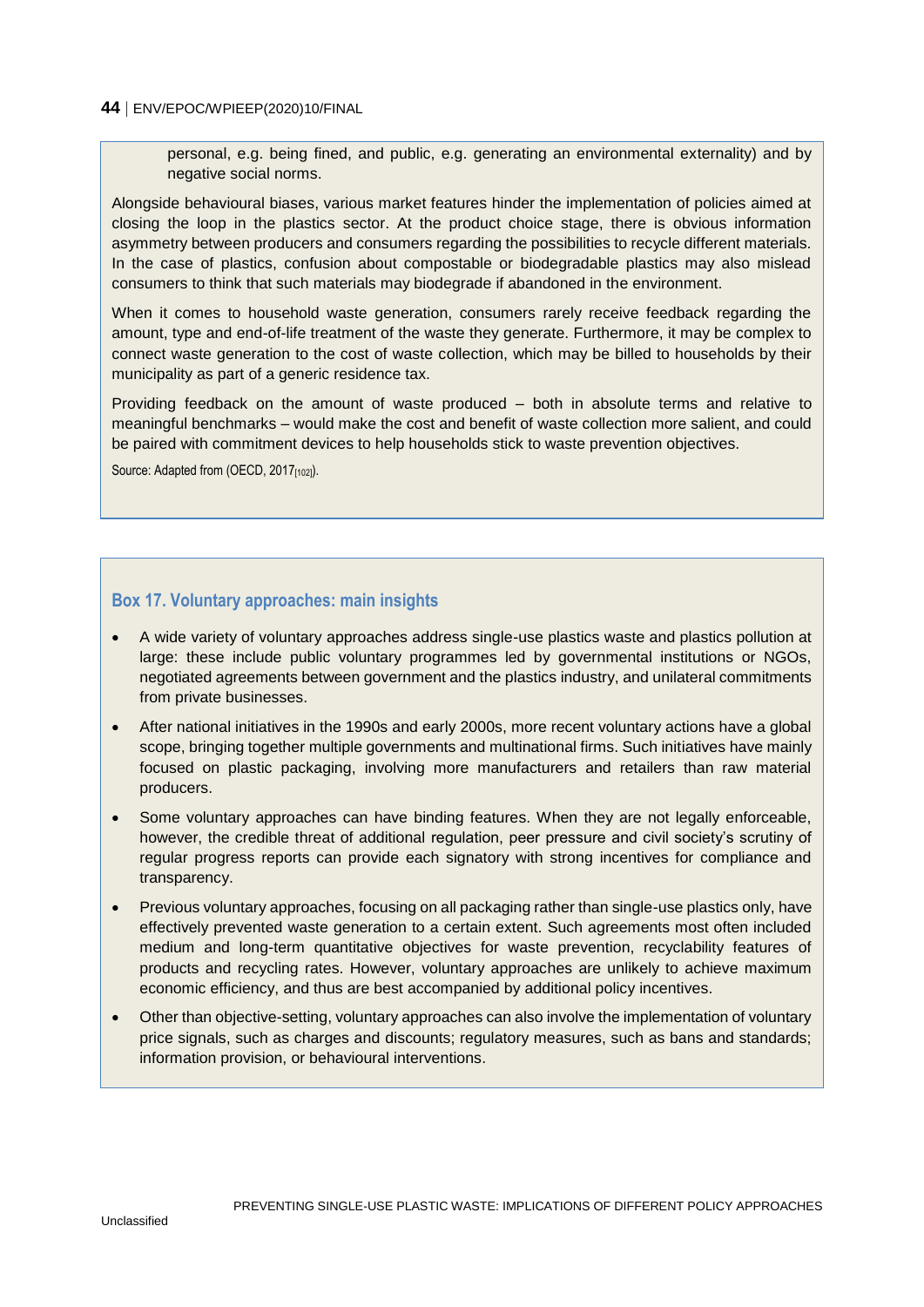personal, e.g. being fined, and public, e.g. generating an environmental externality) and by negative social norms.

Alongside behavioural biases, various market features hinder the implementation of policies aimed at closing the loop in the plastics sector. At the product choice stage, there is obvious information asymmetry between producers and consumers regarding the possibilities to recycle different materials. In the case of plastics, confusion about compostable or biodegradable plastics may also mislead consumers to think that such materials may biodegrade if abandoned in the environment.

When it comes to household waste generation, consumers rarely receive feedback regarding the amount, type and end-of-life treatment of the waste they generate. Furthermore, it may be complex to connect waste generation to the cost of waste collection, which may be billed to households by their municipality as part of a generic residence tax.

Providing feedback on the amount of waste produced – both in absolute terms and relative to meaningful benchmarks – would make the cost and benefit of waste collection more salient, and could be paired with commitment devices to help households stick to waste prevention objectives.

Source: Adapted from (OECD, 2017[102]).

### Box 17. Voluntary approaches: main insights

- A wide variety of voluntary approaches address single-use plastics waste and plastics pollution at large: these include public voluntary programmes led by governmental institutions or NGOs, negotiated agreements between government and the plastics industry, and unilateral commitments from private businesses.
- After national initiatives in the 1990s and early 2000s, more recent voluntary actions have a global scope, bringing together multiple governments and multinational firms. Such initiatives have mainly focused on plastic packaging, involving more manufacturers and retailers than raw material producers.
- Some voluntary approaches can have binding features. When they are not legally enforceable, however, the credible threat of additional regulation, peer pressure and civil society's scrutiny of regular progress reports can provide each signatory with strong incentives for compliance and transparency.
- Previous voluntary approaches, focusing on all packaging rather than single-use plastics only, have effectively prevented waste generation to a certain extent. Such agreements most often included medium and long-term quantitative objectives for waste prevention, recyclability features of products and recycling rates. However, voluntary approaches are unlikely to achieve maximum economic efficiency, and thus are best accompanied by additional policy incentives.
- Other than objective-setting, voluntary approaches can also involve the implementation of voluntary price signals, such as charges and discounts; regulatory measures, such as bans and standards; information provision, or behavioural interventions.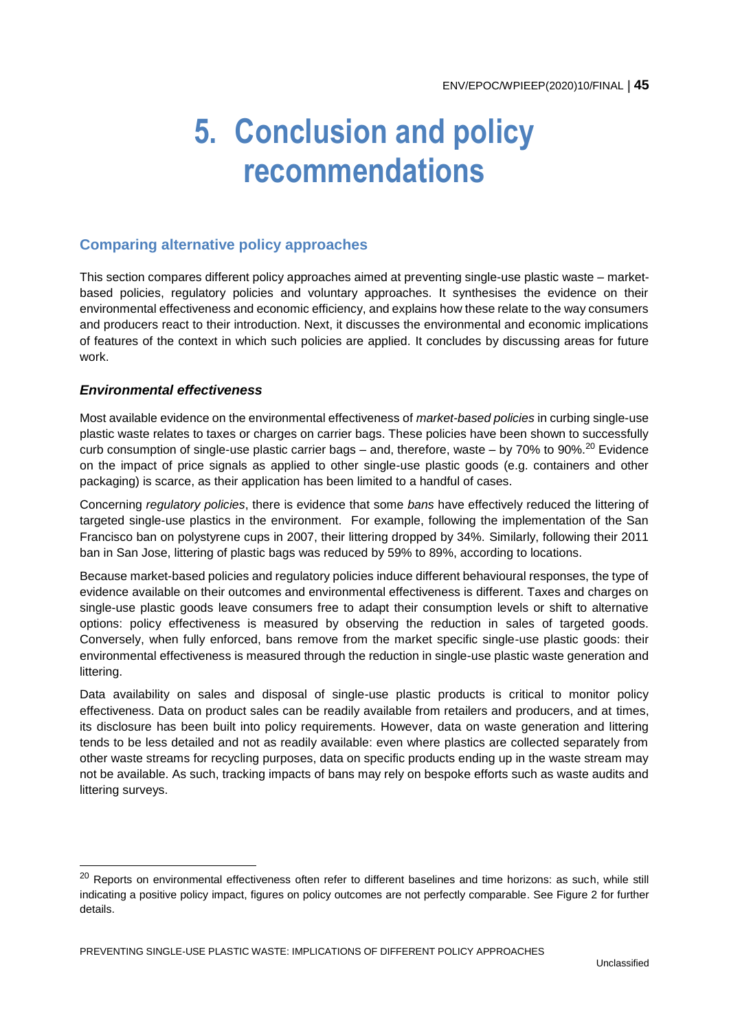# 5. Conclusion and policy recommendations

## Comparing alternative policy approaches

This section compares different policy approaches aimed at preventing single-use plastic waste – market-based policies, regulatory policies and voluntary approaches. It synthesises the evidence on their environmental effectiveness and economic efficiency, and explains how these relate to the way consumers and producers react to their introduction. Next, it discusses the environmental and economic implications of features of the context in which such policies are applied. It concludes by discussing areas for future work.

### *Environmental effectiveness*

Most available evidence on the environmental effectiveness of *market-based policies* in curbing single-use plastic waste relates to taxes or charges on carrier bags. These policies have been shown to successfully curb consumption of single-use plastic carrier bags – and, therefore, waste – by 70% to 90%.[20] Evidence on the impact of price signals as applied to other single-use plastic goods (e.g. containers and other packaging) is scarce, as their application has been limited to a handful of cases.

Concerning *regulatory policies*, there is evidence that some *bans* have effectively reduced the littering of targeted single-use plastics in the environment. For example, following the implementation of the San Francisco ban on polystyrene cups in 2007, their littering dropped by 34%. Similarly, following their 2011 ban in San Jose, littering of plastic bags was reduced by 59% to 89%, according to locations.

Because market-based policies and regulatory policies induce different behavioural responses, the type of evidence available on their outcomes and environmental effectiveness is different. Taxes and charges on single-use plastic goods leave consumers free to adapt their consumption levels or shift to alternative options: policy effectiveness is measured by observing the reduction in sales of targeted goods. Conversely, when fully enforced, bans remove from the market specific single-use plastic goods: their environmental effectiveness is measured through the reduction in single-use plastic waste generation and littering.

Data availability on sales and disposal of single-use plastic products is critical to monitor policy effectiveness. Data on product sales can be readily available from retailers and producers, and at times, its disclosure has been built into policy requirements. However, data on waste generation and littering tends to be less detailed and not as readily available: even where plastics are collected separately from other waste streams for recycling purposes, data on specific products ending up in the waste stream may not be available. As such, tracking impacts of bans may rely on bespoke efforts such as waste audits and littering surveys.

---

[20] Reports on environmental effectiveness often refer to different baselines and time horizons: as such, while still indicating a positive policy impact, figures on policy outcomes are not perfectly comparable. See Figure 2 for further details.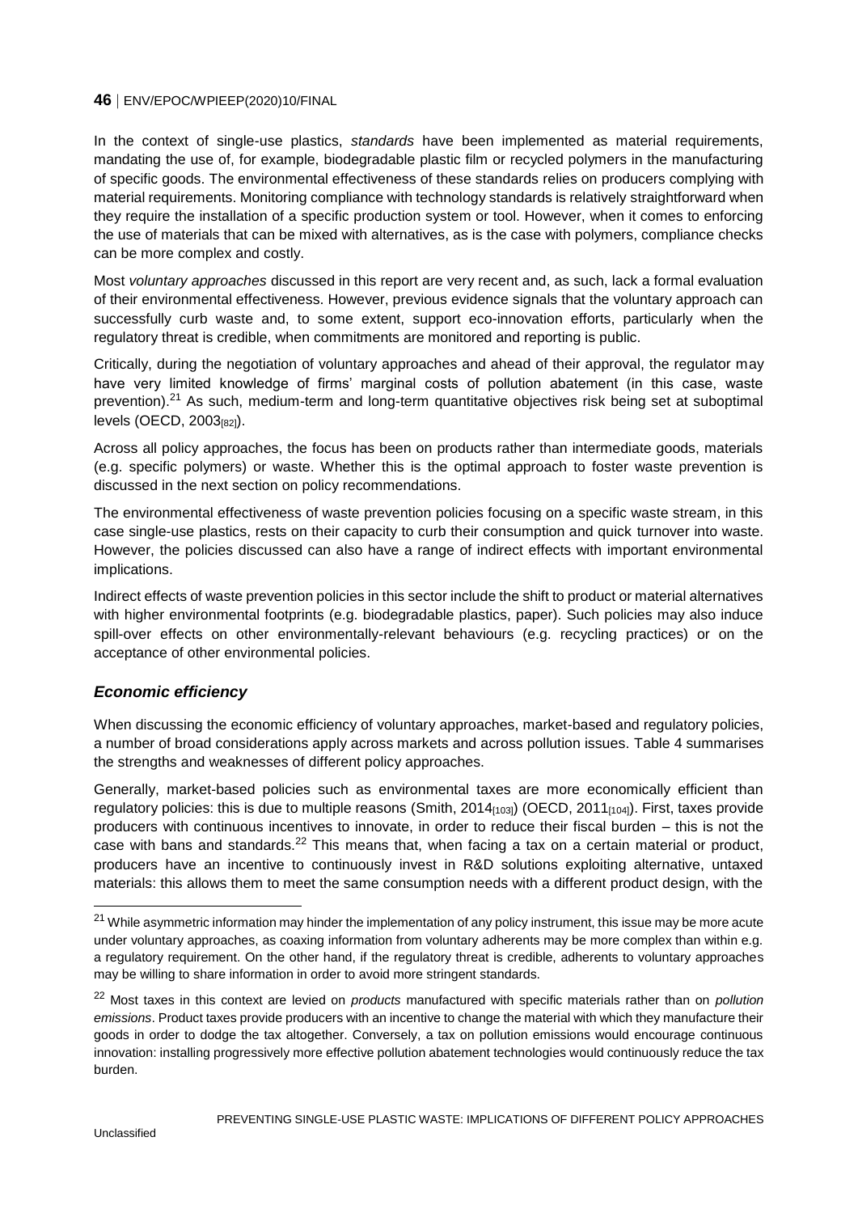In the context of single-use plastics, *standards* have been implemented as material requirements, mandating the use of, for example, biodegradable plastic film or recycled polymers in the manufacturing of specific goods. The environmental effectiveness of these standards relies on producers complying with material requirements. Monitoring compliance with technology standards is relatively straightforward when they require the installation of a specific production system or tool. However, when it comes to enforcing the use of materials that can be mixed with alternatives, as is the case with polymers, compliance checks can be more complex and costly.

Most *voluntary approaches* discussed in this report are very recent and, as such, lack a formal evaluation of their environmental effectiveness. However, previous evidence signals that the voluntary approach can successfully curb waste and, to some extent, support eco-innovation efforts, particularly when the regulatory threat is credible, when commitments are monitored and reporting is public.

Critically, during the negotiation of voluntary approaches and ahead of their approval, the regulator may have very limited knowledge of firms' marginal costs of pollution abatement (in this case, waste prevention).[21] As such, medium-term and long-term quantitative objectives risk being set at suboptimal levels (OECD, 2003[82]).

Across all policy approaches, the focus has been on products rather than intermediate goods, materials (e.g. specific polymers) or waste. Whether this is the optimal approach to foster waste prevention is discussed in the next section on policy recommendations.

The environmental effectiveness of waste prevention policies focusing on a specific waste stream, in this case single-use plastics, rests on their capacity to curb their consumption and quick turnover into waste. However, the policies discussed can also have a range of indirect effects with important environmental implications.

Indirect effects of waste prevention policies in this sector include the shift to product or material alternatives with higher environmental footprints (e.g. biodegradable plastics, paper). Such policies may also induce spill-over effects on other environmentally-relevant behaviours (e.g. recycling practices) or on the acceptance of other environmental policies.

### *Economic efficiency*

When discussing the economic efficiency of voluntary approaches, market-based and regulatory policies, a number of broad considerations apply across markets and across pollution issues. Table 4 summarises the strengths and weaknesses of different policy approaches.

Generally, market-based policies such as environmental taxes are more economically efficient than regulatory policies: this is due to multiple reasons (Smith, 2014[103]) (OECD, 2011[104]). First, taxes provide producers with continuous incentives to innovate, in order to reduce their fiscal burden – this is not the case with bans and standards.[22] This means that, when facing a tax on a certain material or product, producers have an incentive to continuously invest in R&D solutions exploiting alternative, untaxed materials: this allows them to meet the same consumption needs with a different product design, with the

---

[21] While asymmetric information may hinder the implementation of any policy instrument, this issue may be more acute under voluntary approaches, as coaxing information from voluntary adherents may be more complex than within e.g. a regulatory requirement. On the other hand, if the regulatory threat is credible, adherents to voluntary approaches may be willing to share information in order to avoid more stringent standards.

[22] Most taxes in this context are levied on *products* manufactured with specific materials rather than on *pollution emissions*. Product taxes provide producers with an incentive to change the material with which they manufacture their goods in order to dodge the tax altogether. Conversely, a tax on pollution emissions would encourage continuous innovation: installing progressively more effective pollution abatement technologies would continuously reduce the tax burden.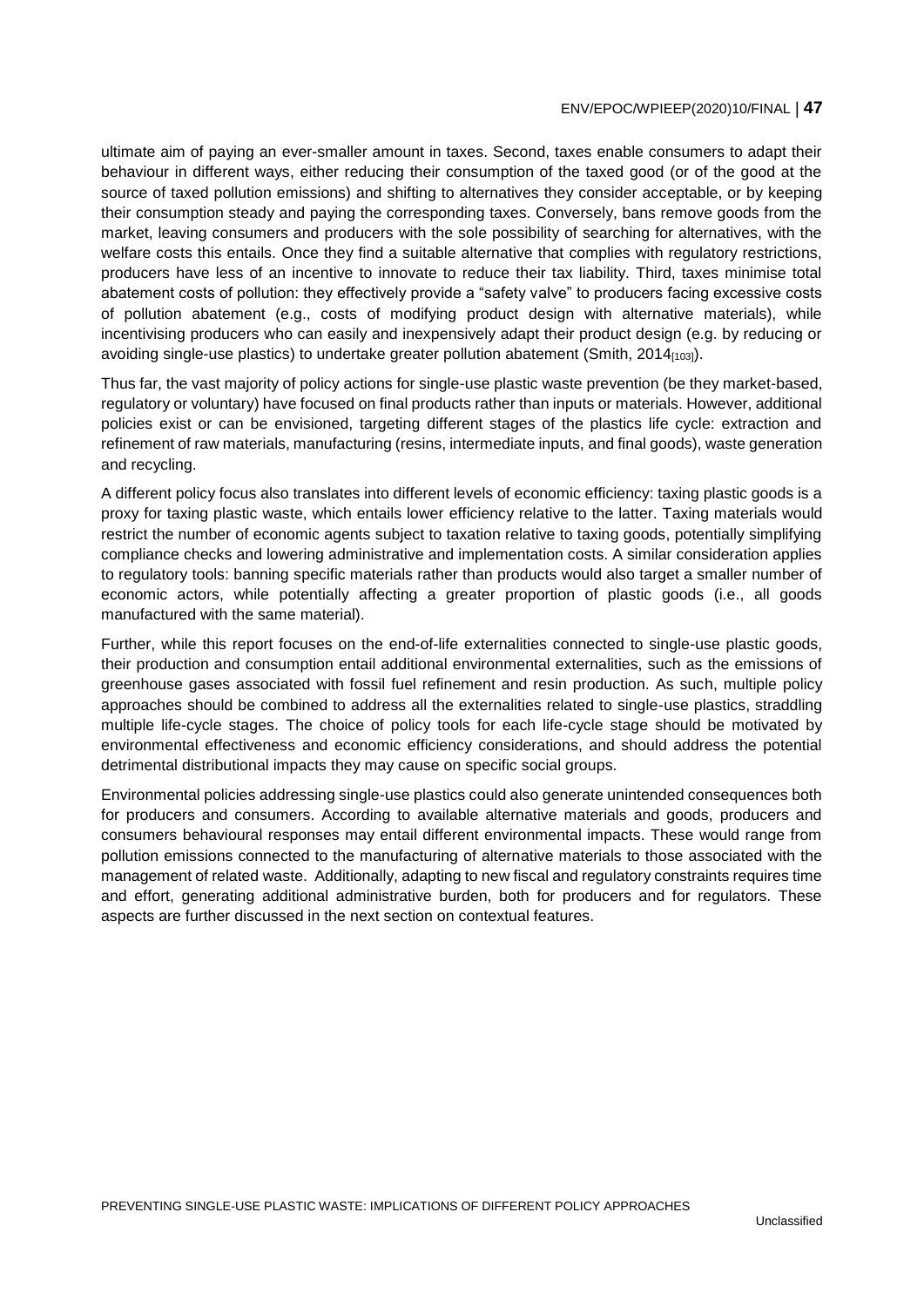ultimate aim of paying an ever-smaller amount in taxes. Second, taxes enable consumers to adapt their behaviour in different ways, either reducing their consumption of the taxed good (or of the good at the source of taxed pollution emissions) and shifting to alternatives they consider acceptable, or by keeping their consumption steady and paying the corresponding taxes. Conversely, bans remove goods from the market, leaving consumers and producers with the sole possibility of searching for alternatives, with the welfare costs this entails. Once they find a suitable alternative that complies with regulatory restrictions, producers have less of an incentive to innovate to reduce their tax liability. Third, taxes minimise total abatement costs of pollution: they effectively provide a "safety valve" to producers facing excessive costs of pollution abatement (e.g., costs of modifying product design with alternative materials), while incentivising producers who can easily and inexpensively adapt their product design (e.g. by reducing or avoiding single-use plastics) to undertake greater pollution abatement (Smith, 2014[103]).

Thus far, the vast majority of policy actions for single-use plastic waste prevention (be they market-based, regulatory or voluntary) have focused on final products rather than inputs or materials. However, additional policies exist or can be envisioned, targeting different stages of the plastics life cycle: extraction and refinement of raw materials, manufacturing (resins, intermediate inputs, and final goods), waste generation and recycling.

A different policy focus also translates into different levels of economic efficiency: taxing plastic goods is a proxy for taxing plastic waste, which entails lower efficiency relative to the latter. Taxing materials would restrict the number of economic agents subject to taxation relative to taxing goods, potentially simplifying compliance checks and lowering administrative and implementation costs. A similar consideration applies to regulatory tools: banning specific materials rather than products would also target a smaller number of economic actors, while potentially affecting a greater proportion of plastic goods (i.e., all goods manufactured with the same material).

Further, while this report focuses on the end-of-life externalities connected to single-use plastic goods, their production and consumption entail additional environmental externalities, such as the emissions of greenhouse gases associated with fossil fuel refinement and resin production. As such, multiple policy approaches should be combined to address all the externalities related to single-use plastics, straddling multiple life-cycle stages. The choice of policy tools for each life-cycle stage should be motivated by environmental effectiveness and economic efficiency considerations, and should address the potential detrimental distributional impacts they may cause on specific social groups.

Environmental policies addressing single-use plastics could also generate unintended consequences both for producers and consumers. According to available alternative materials and goods, producers and consumers behavioural responses may entail different environmental impacts. These would range from pollution emissions connected to the manufacturing of alternative materials to those associated with the management of related waste. Additionally, adapting to new fiscal and regulatory constraints requires time and effort, generating additional administrative burden, both for producers and for regulators. These aspects are further discussed in the next section on contextual features.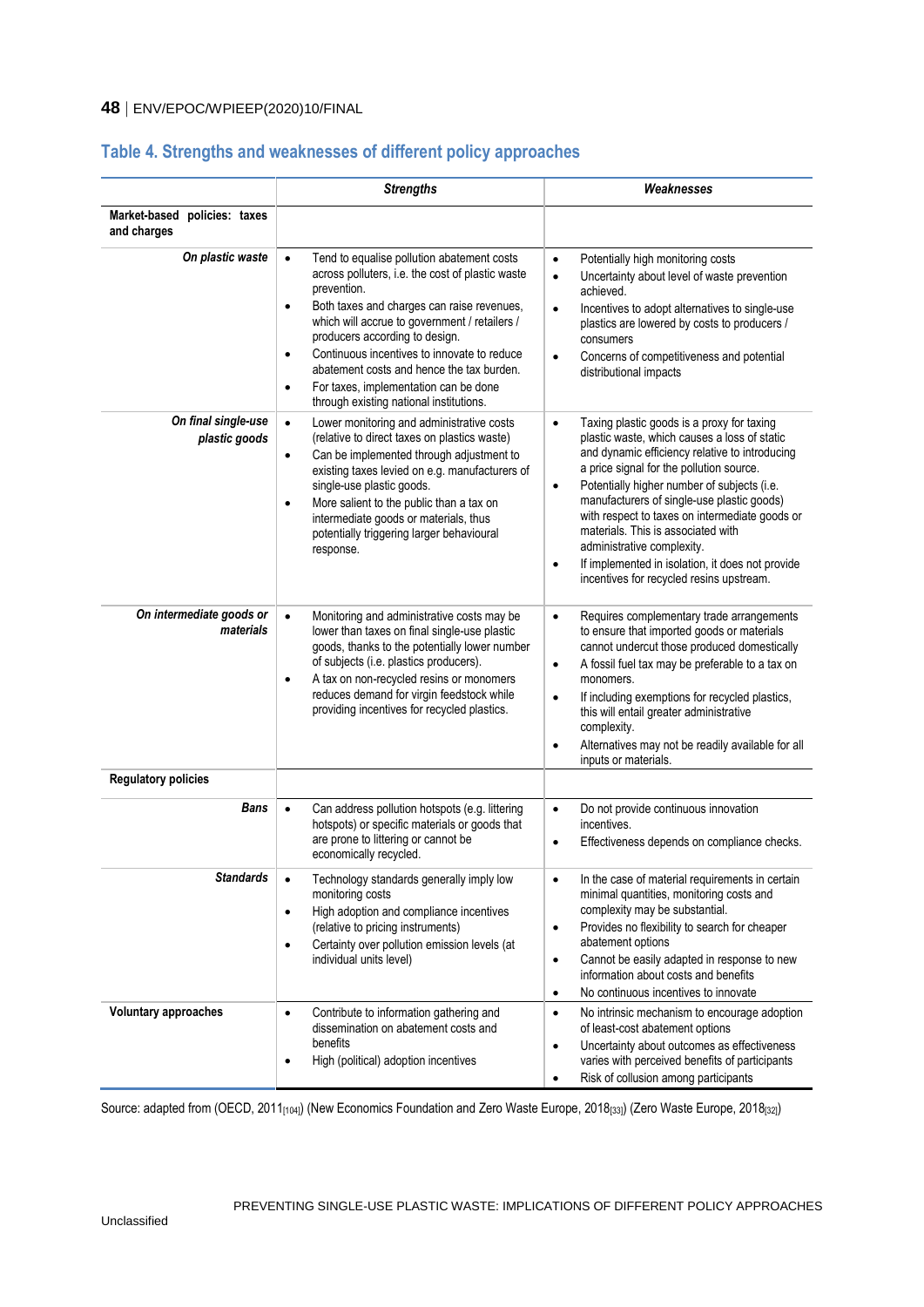## Table 4. Strengths and weaknesses of different policy approaches

| | *Strengths* | *Weaknesses* |
|---|---|---|
| **Market-based policies: taxes and charges** | | |
| ***On plastic waste*** | • Tend to equalise pollution abatement costs across polluters, i.e. the cost of plastic waste prevention.<br>• Both taxes and charges can raise revenues, which will accrue to government / retailers / producers according to design.<br>• Continuous incentives to innovate to reduce abatement costs and hence the tax burden.<br>• For taxes, implementation can be done through existing national institutions. | • Potentially high monitoring costs<br>• Uncertainty about level of waste prevention achieved.<br>• Incentives to adopt alternatives to single-use plastics are lowered by costs to producers / consumers<br>• Concerns of competitiveness and potential distributional impacts |
| ***On final single-use plastic goods*** | • Lower monitoring and administrative costs (relative to direct taxes on plastics waste)<br>• Can be implemented through adjustment to existing taxes levied on e.g. manufacturers of single-use plastic goods.<br>• More salient to the public than a tax on intermediate goods or materials, thus potentially triggering larger behavioural response. | • Taxing plastic goods is a proxy for taxing plastic waste, which causes a loss of static and dynamic efficiency relative to introducing a price signal for the pollution source.<br>• Potentially higher number of subjects (i.e. manufacturers of single-use plastic goods) with respect to taxes on intermediate goods or materials. This is associated with administrative complexity.<br>• If implemented in isolation, it does not provide incentives for recycled resins upstream. |
| ***On intermediate goods or materials*** | • Monitoring and administrative costs may be lower than taxes on final single-use plastic goods, thanks to the potentially lower number of subjects (i.e. plastics producers).<br>• A tax on non-recycled resins or monomers reduces demand for virgin feedstock while providing incentives for recycled plastics. | • Requires complementary trade arrangements to ensure that imported goods or materials cannot undercut those produced domestically<br>• A fossil fuel tax may be preferable to a tax on monomers.<br>• If including exemptions for recycled plastics, this will entail greater administrative complexity.<br>• Alternatives may not be readily available for all inputs or materials. |
| **Regulatory policies** | | |
| ***Bans*** | • Can address pollution hotspots (e.g. littering hotspots) or specific materials or goods that are prone to littering or cannot be economically recycled. | • Do not provide continuous innovation incentives.<br>• Effectiveness depends on compliance checks. |
| ***Standards*** | • Technology standards generally imply low monitoring costs<br>• High adoption and compliance incentives (relative to pricing instruments)<br>• Certainty over pollution emission levels (at individual units level) | • In the case of material requirements in certain minimal quantities, monitoring costs and complexity may be substantial.<br>• Provides no flexibility to search for cheaper abatement options<br>• Cannot be easily adapted in response to new information about costs and benefits<br>• No continuous incentives to innovate |
| **Voluntary approaches** | • Contribute to information gathering and dissemination on abatement costs and benefits<br>• High (political) adoption incentives | • No intrinsic mechanism to encourage adoption of least-cost abatement options<br>• Uncertainty about outcomes as effectiveness varies with perceived benefits of participants<br>• Risk of collusion among participants |

Source: adapted from (OECD, 2011[104]) (New Economics Foundation and Zero Waste Europe, 2018[33]) (Zero Waste Europe, 2018[32])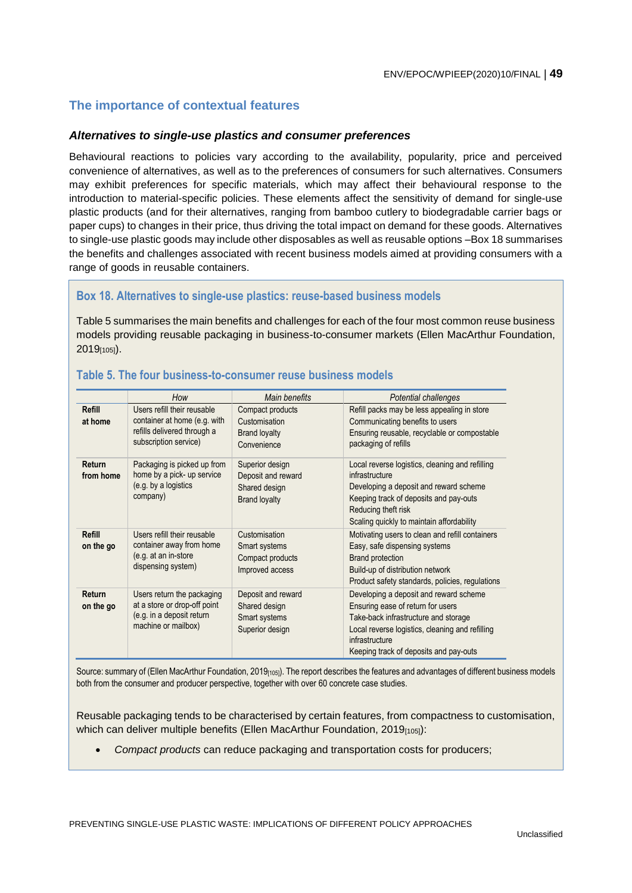## The importance of contextual features

### *Alternatives to single-use plastics and consumer preferences*

Behavioural reactions to policies vary according to the availability, popularity, price and perceived convenience of alternatives, as well as to the preferences of consumers for such alternatives. Consumers may exhibit preferences for specific materials, which may affect their behavioural response to the introduction to material-specific policies. These elements affect the sensitivity of demand for single-use plastic products (and for their alternatives, ranging from bamboo cutlery to biodegradable carrier bags or paper cups) to changes in their price, thus driving the total impact on demand for these goods. Alternatives to single-use plastic goods may include other disposables as well as reusable options –Box 18 summarises the benefits and challenges associated with recent business models aimed at providing consumers with a range of goods in reusable containers.

### Box 18. Alternatives to single-use plastics: reuse-based business models

Table 5 summarises the main benefits and challenges for each of the four most common reuse business models providing reusable packaging in business-to-consumer markets (Ellen MacArthur Foundation, 2019[105]).

#### Table 5. The four business-to-consumer reuse business models

| | *How* | *Main benefits* | *Potential challenges* |
|---|---|---|---|
| **Refill at home** | Users refill their reusable container at home (e.g. with refills delivered through a subscription service) | Compact products<br>Customisation<br>Brand loyalty<br>Convenience | Refill packs may be less appealing in store<br>Communicating benefits to users<br>Ensuring reusable, recyclable or compostable packaging of refills |
| **Return from home** | Packaging is picked up from home by a pick- up service (e.g. by a logistics company) | Superior design<br>Deposit and reward<br>Shared design<br>Brand loyalty | Local reverse logistics, cleaning and refilling infrastructure<br>Developing a deposit and reward scheme<br>Keeping track of deposits and pay-outs<br>Reducing theft risk<br>Scaling quickly to maintain affordability |
| **Refill on the go** | Users refill their reusable container away from home (e.g. at an in-store dispensing system) | Customisation<br>Smart systems<br>Compact products<br>Improved access | Motivating users to clean and refill containers<br>Easy, safe dispensing systems<br>Brand protection<br>Build-up of distribution network<br>Product safety standards, policies, regulations |
| **Return on the go** | Users return the packaging at a store or drop-off point (e.g. in a deposit return machine or mailbox) | Deposit and reward<br>Shared design<br>Smart systems<br>Superior design | Developing a deposit and reward scheme<br>Ensuring ease of return for users<br>Take-back infrastructure and storage<br>Local reverse logistics, cleaning and refilling infrastructure<br>Keeping track of deposits and pay-outs |

Source: summary of (Ellen MacArthur Foundation, 2019[105]). The report describes the features and advantages of different business models both from the consumer and producer perspective, together with over 60 concrete case studies.

Reusable packaging tends to be characterised by certain features, from compactness to customisation, which can deliver multiple benefits (Ellen MacArthur Foundation, 2019[105]):

- *Compact products* can reduce packaging and transportation costs for producers;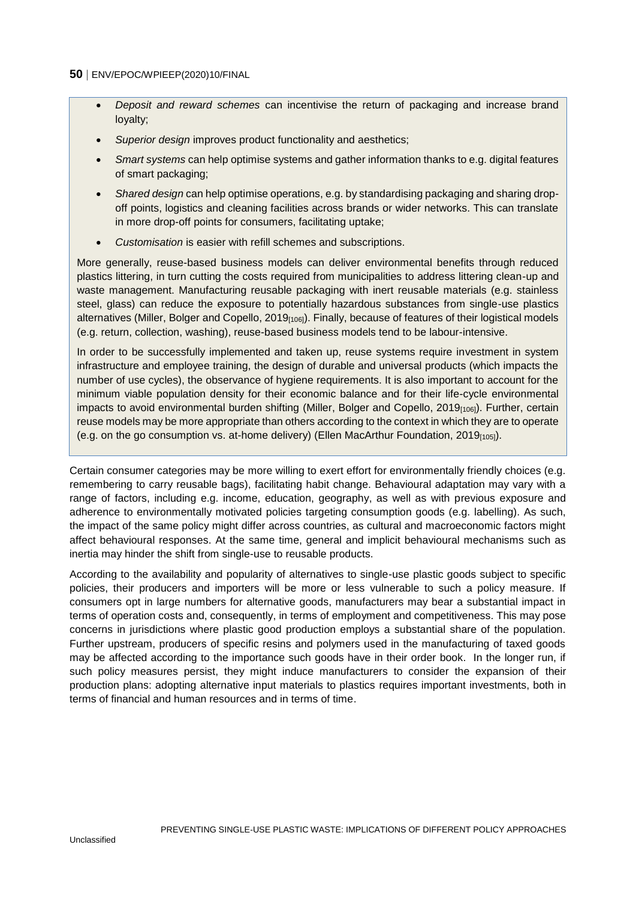- *Deposit and reward schemes* can incentivise the return of packaging and increase brand loyalty;
- *Superior design* improves product functionality and aesthetics;
- *Smart systems* can help optimise systems and gather information thanks to e.g. digital features of smart packaging;
- *Shared design* can help optimise operations, e.g. by standardising packaging and sharing drop-off points, logistics and cleaning facilities across brands or wider networks. This can translate in more drop-off points for consumers, facilitating uptake;
- *Customisation* is easier with refill schemes and subscriptions.

More generally, reuse-based business models can deliver environmental benefits through reduced plastics littering, in turn cutting the costs required from municipalities to address littering clean-up and waste management. Manufacturing reusable packaging with inert reusable materials (e.g. stainless steel, glass) can reduce the exposure to potentially hazardous substances from single-use plastics alternatives (Miller, Bolger and Copello, 2019[106]). Finally, because of features of their logistical models (e.g. return, collection, washing), reuse-based business models tend to be labour-intensive.

In order to be successfully implemented and taken up, reuse systems require investment in system infrastructure and employee training, the design of durable and universal products (which impacts the number of use cycles), the observance of hygiene requirements. It is also important to account for the minimum viable population density for their economic balance and for their life-cycle environmental impacts to avoid environmental burden shifting (Miller, Bolger and Copello, 2019[106]). Further, certain reuse models may be more appropriate than others according to the context in which they are to operate (e.g. on the go consumption vs. at-home delivery) (Ellen MacArthur Foundation, 2019[105]).

Certain consumer categories may be more willing to exert effort for environmentally friendly choices (e.g. remembering to carry reusable bags), facilitating habit change. Behavioural adaptation may vary with a range of factors, including e.g. income, education, geography, as well as with previous exposure and adherence to environmentally motivated policies targeting consumption goods (e.g. labelling). As such, the impact of the same policy might differ across countries, as cultural and macroeconomic factors might affect behavioural responses. At the same time, general and implicit behavioural mechanisms such as inertia may hinder the shift from single-use to reusable products.

According to the availability and popularity of alternatives to single-use plastic goods subject to specific policies, their producers and importers will be more or less vulnerable to such a policy measure. If consumers opt in large numbers for alternative goods, manufacturers may bear a substantial impact in terms of operation costs and, consequently, in terms of employment and competitiveness. This may pose concerns in jurisdictions where plastic good production employs a substantial share of the population. Further upstream, producers of specific resins and polymers used in the manufacturing of taxed goods may be affected according to the importance such goods have in their order book. In the longer run, if such policy measures persist, they might induce manufacturers to consider the expansion of their production plans: adopting alternative input materials to plastics requires important investments, both in terms of financial and human resources and in terms of time.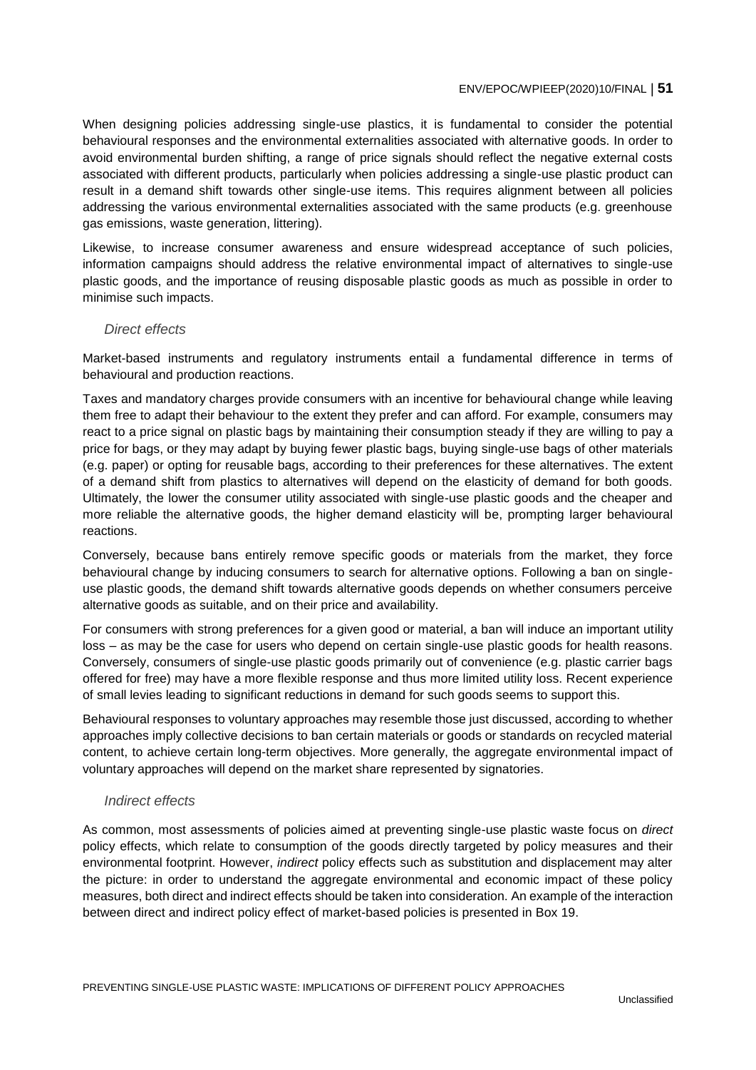When designing policies addressing single-use plastics, it is fundamental to consider the potential behavioural responses and the environmental externalities associated with alternative goods. In order to avoid environmental burden shifting, a range of price signals should reflect the negative external costs associated with different products, particularly when policies addressing a single-use plastic product can result in a demand shift towards other single-use items. This requires alignment between all policies addressing the various environmental externalities associated with the same products (e.g. greenhouse gas emissions, waste generation, littering).

Likewise, to increase consumer awareness and ensure widespread acceptance of such policies, information campaigns should address the relative environmental impact of alternatives to single-use plastic goods, and the importance of reusing disposable plastic goods as much as possible in order to minimise such impacts.

### *Direct effects*

Market-based instruments and regulatory instruments entail a fundamental difference in terms of behavioural and production reactions.

Taxes and mandatory charges provide consumers with an incentive for behavioural change while leaving them free to adapt their behaviour to the extent they prefer and can afford. For example, consumers may react to a price signal on plastic bags by maintaining their consumption steady if they are willing to pay a price for bags, or they may adapt by buying fewer plastic bags, buying single-use bags of other materials (e.g. paper) or opting for reusable bags, according to their preferences for these alternatives. The extent of a demand shift from plastics to alternatives will depend on the elasticity of demand for both goods. Ultimately, the lower the consumer utility associated with single-use plastic goods and the cheaper and more reliable the alternative goods, the higher demand elasticity will be, prompting larger behavioural reactions.

Conversely, because bans entirely remove specific goods or materials from the market, they force behavioural change by inducing consumers to search for alternative options. Following a ban on single-use plastic goods, the demand shift towards alternative goods depends on whether consumers perceive alternative goods as suitable, and on their price and availability.

For consumers with strong preferences for a given good or material, a ban will induce an important utility loss – as may be the case for users who depend on certain single-use plastic goods for health reasons. Conversely, consumers of single-use plastic goods primarily out of convenience (e.g. plastic carrier bags offered for free) may have a more flexible response and thus more limited utility loss. Recent experience of small levies leading to significant reductions in demand for such goods seems to support this.

Behavioural responses to voluntary approaches may resemble those just discussed, according to whether approaches imply collective decisions to ban certain materials or goods or standards on recycled material content, to achieve certain long-term objectives. More generally, the aggregate environmental impact of voluntary approaches will depend on the market share represented by signatories.

### *Indirect effects*

As common, most assessments of policies aimed at preventing single-use plastic waste focus on *direct* policy effects, which relate to consumption of the goods directly targeted by policy measures and their environmental footprint. However, *indirect* policy effects such as substitution and displacement may alter the picture: in order to understand the aggregate environmental and economic impact of these policy measures, both direct and indirect effects should be taken into consideration. An example of the interaction between direct and indirect policy effect of market-based policies is presented in Box 19.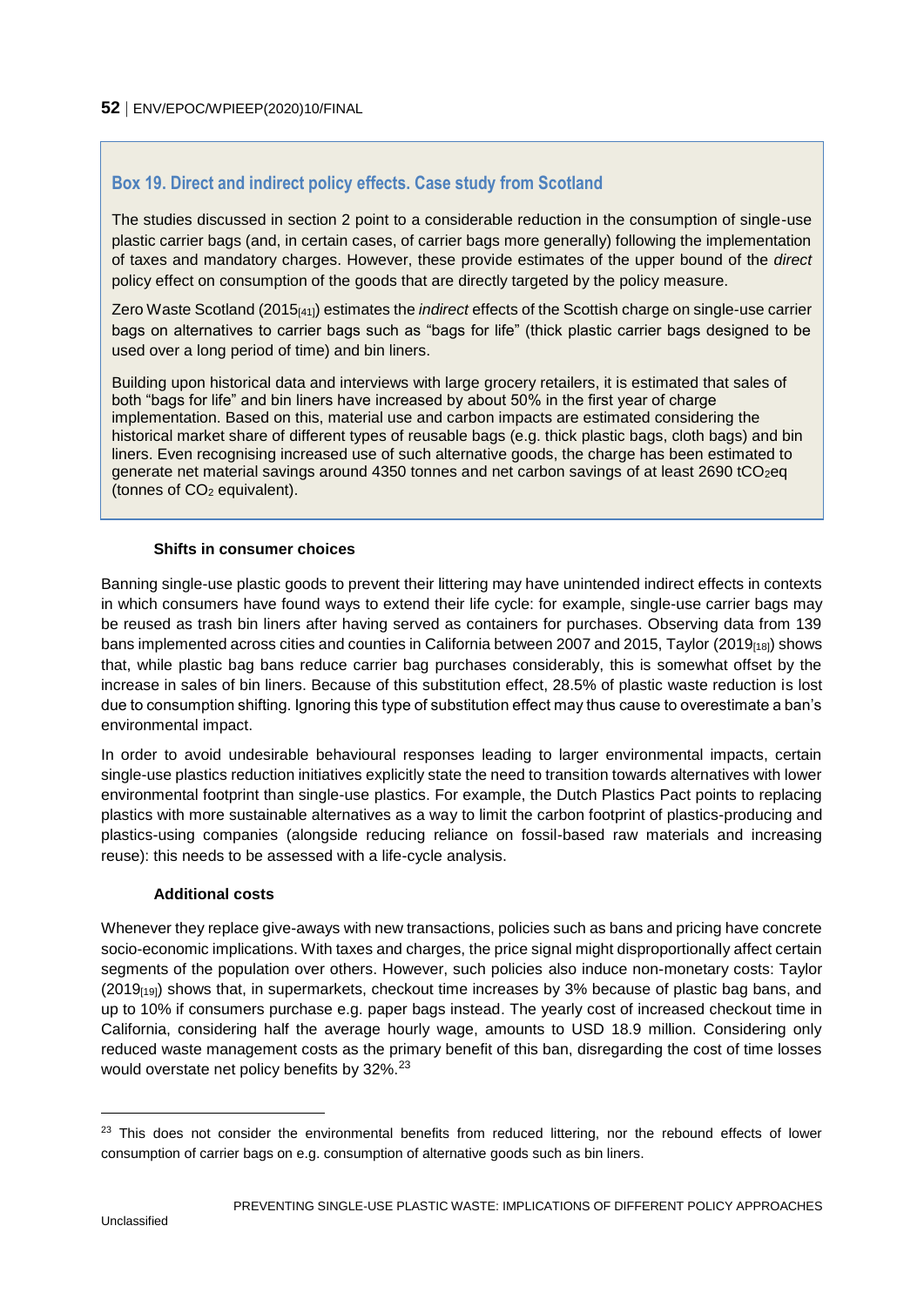### Box 19. Direct and indirect policy effects. Case study from Scotland

The studies discussed in section 2 point to a considerable reduction in the consumption of single-use plastic carrier bags (and, in certain cases, of carrier bags more generally) following the implementation of taxes and mandatory charges. However, these provide estimates of the upper bound of the *direct* policy effect on consumption of the goods that are directly targeted by the policy measure.

Zero Waste Scotland (2015[41]) estimates the *indirect* effects of the Scottish charge on single-use carrier bags on alternatives to carrier bags such as "bags for life" (thick plastic carrier bags designed to be used over a long period of time) and bin liners.

Building upon historical data and interviews with large grocery retailers, it is estimated that sales of both "bags for life" and bin liners have increased by about 50% in the first year of charge implementation. Based on this, material use and carbon impacts are estimated considering the historical market share of different types of reusable bags (e.g. thick plastic bags, cloth bags) and bin liners. Even recognising increased use of such alternative goods, the charge has been estimated to generate net material savings around 4350 tonnes and net carbon savings of at least 2690 $tCO_2eq$ (tonnes of $CO_2$ equivalent).

**Shifts in consumer choices**

Banning single-use plastic goods to prevent their littering may have unintended indirect effects in contexts in which consumers have found ways to extend their life cycle: for example, single-use carrier bags may be reused as trash bin liners after having served as containers for purchases. Observing data from 139 bans implemented across cities and counties in California between 2007 and 2015, Taylor (2019[18]) shows that, while plastic bag bans reduce carrier bag purchases considerably, this is somewhat offset by the increase in sales of bin liners. Because of this substitution effect, 28.5% of plastic waste reduction is lost due to consumption shifting. Ignoring this type of substitution effect may thus cause to overestimate a ban's environmental impact.

In order to avoid undesirable behavioural responses leading to larger environmental impacts, certain single-use plastics reduction initiatives explicitly state the need to transition towards alternatives with lower environmental footprint than single-use plastics. For example, the Dutch Plastics Pact points to replacing plastics with more sustainable alternatives as a way to limit the carbon footprint of plastics-producing and plastics-using companies (alongside reducing reliance on fossil-based raw materials and increasing reuse): this needs to be assessed with a life-cycle analysis.

**Additional costs**

Whenever they replace give-aways with new transactions, policies such as bans and pricing have concrete socio-economic implications. With taxes and charges, the price signal might disproportionally affect certain segments of the population over others. However, such policies also induce non-monetary costs: Taylor (2019[19]) shows that, in supermarkets, checkout time increases by 3% because of plastic bag bans, and up to 10% if consumers purchase e.g. paper bags instead. The yearly cost of increased checkout time in California, considering half the average hourly wage, amounts to USD 18.9 million. Considering only reduced waste management costs as the primary benefit of this ban, disregarding the cost of time losses would overstate net policy benefits by 32%.[23]

[23] This does not consider the environmental benefits from reduced littering, nor the rebound effects of lower consumption of carrier bags on e.g. consumption of alternative goods such as bin liners.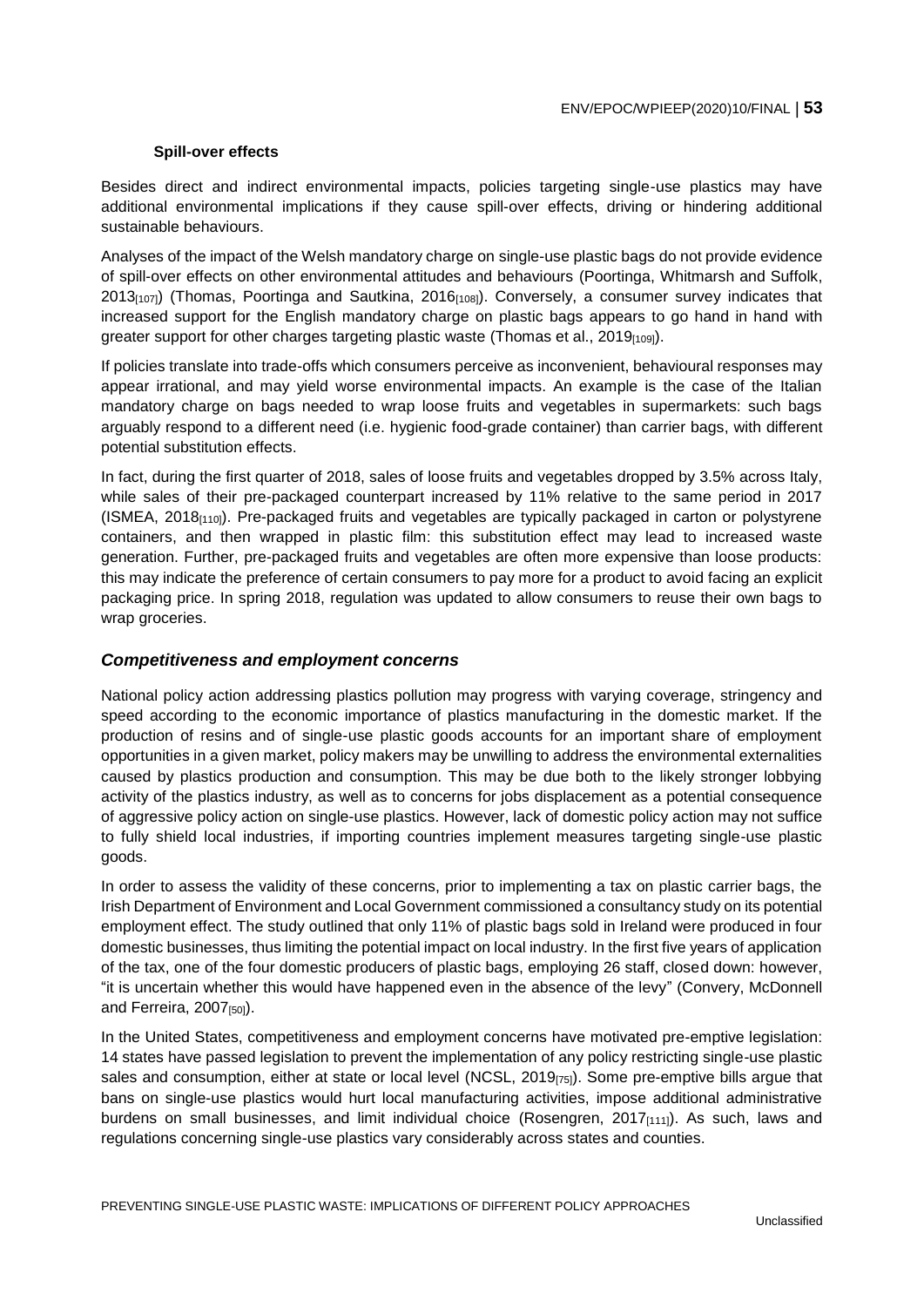#### Spill-over effects

Besides direct and indirect environmental impacts, policies targeting single-use plastics may have additional environmental implications if they cause spill-over effects, driving or hindering additional sustainable behaviours.

Analyses of the impact of the Welsh mandatory charge on single-use plastic bags do not provide evidence of spill-over effects on other environmental attitudes and behaviours (Poortinga, Whitmarsh and Suffolk, 2013[107]) (Thomas, Poortinga and Sautkina, 2016[108]). Conversely, a consumer survey indicates that increased support for the English mandatory charge on plastic bags appears to go hand in hand with greater support for other charges targeting plastic waste (Thomas et al., 2019[109]).

If policies translate into trade-offs which consumers perceive as inconvenient, behavioural responses may appear irrational, and may yield worse environmental impacts. An example is the case of the Italian mandatory charge on bags needed to wrap loose fruits and vegetables in supermarkets: such bags arguably respond to a different need (i.e. hygienic food-grade container) than carrier bags, with different potential substitution effects.

In fact, during the first quarter of 2018, sales of loose fruits and vegetables dropped by 3.5% across Italy, while sales of their pre-packaged counterpart increased by 11% relative to the same period in 2017 (ISMEA, 2018[110]). Pre-packaged fruits and vegetables are typically packaged in carton or polystyrene containers, and then wrapped in plastic film: this substitution effect may lead to increased waste generation. Further, pre-packaged fruits and vegetables are often more expensive than loose products: this may indicate the preference of certain consumers to pay more for a product to avoid facing an explicit packaging price. In spring 2018, regulation was updated to allow consumers to reuse their own bags to wrap groceries.

### *Competitiveness and employment concerns*

National policy action addressing plastics pollution may progress with varying coverage, stringency and speed according to the economic importance of plastics manufacturing in the domestic market. If the production of resins and of single-use plastic goods accounts for an important share of employment opportunities in a given market, policy makers may be unwilling to address the environmental externalities caused by plastics production and consumption. This may be due both to the likely stronger lobbying activity of the plastics industry, as well as to concerns for jobs displacement as a potential consequence of aggressive policy action on single-use plastics. However, lack of domestic policy action may not suffice to fully shield local industries, if importing countries implement measures targeting single-use plastic goods.

In order to assess the validity of these concerns, prior to implementing a tax on plastic carrier bags, the Irish Department of Environment and Local Government commissioned a consultancy study on its potential employment effect. The study outlined that only 11% of plastic bags sold in Ireland were produced in four domestic businesses, thus limiting the potential impact on local industry. In the first five years of application of the tax, one of the four domestic producers of plastic bags, employing 26 staff, closed down: however, "it is uncertain whether this would have happened even in the absence of the levy" (Convery, McDonnell and Ferreira, 2007[50]).

In the United States, competitiveness and employment concerns have motivated pre-emptive legislation: 14 states have passed legislation to prevent the implementation of any policy restricting single-use plastic sales and consumption, either at state or local level (NCSL, 2019[75]). Some pre-emptive bills argue that bans on single-use plastics would hurt local manufacturing activities, impose additional administrative burdens on small businesses, and limit individual choice (Rosengren, 2017[111]). As such, laws and regulations concerning single-use plastics vary considerably across states and counties.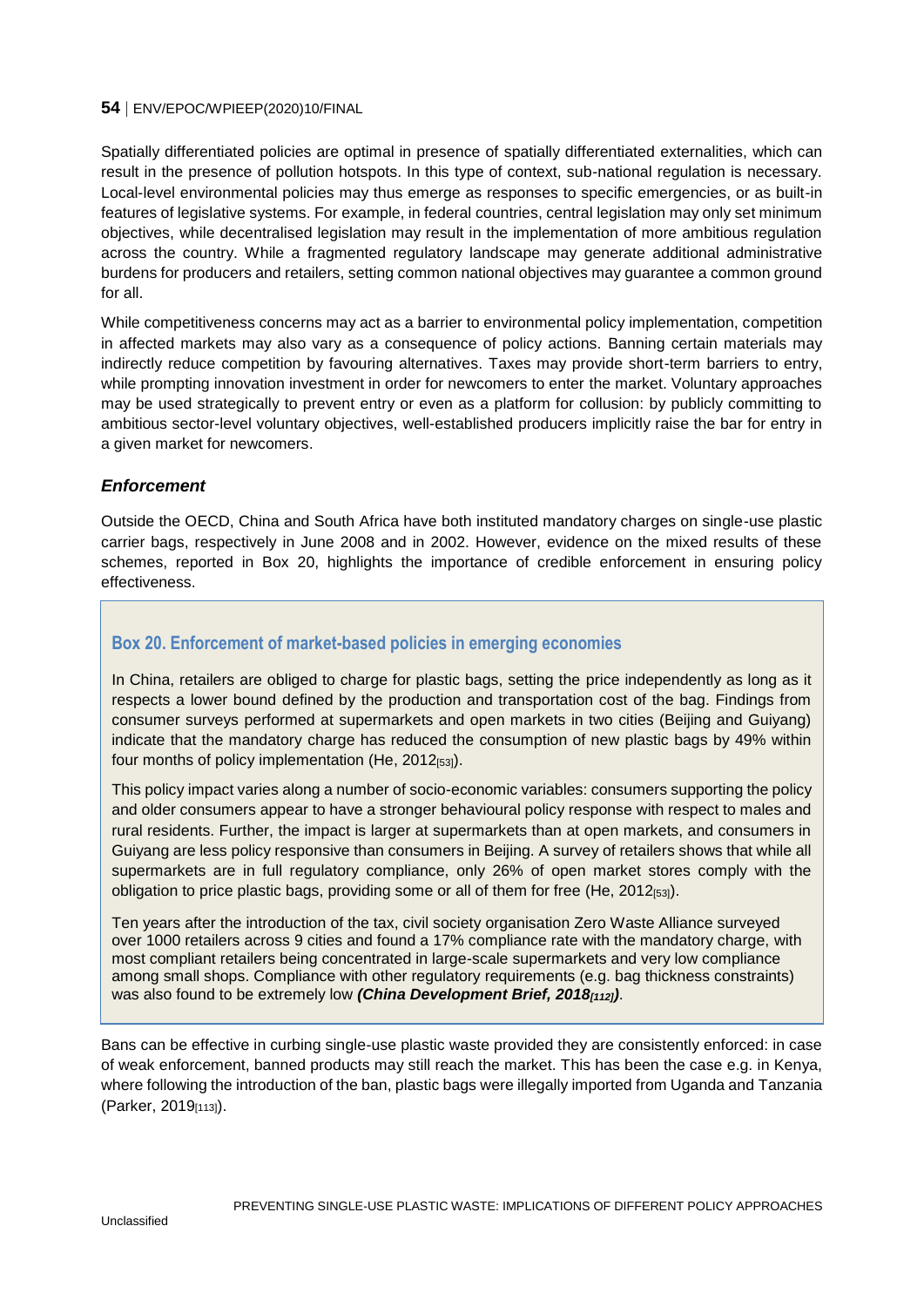Spatially differentiated policies are optimal in presence of spatially differentiated externalities, which can result in the presence of pollution hotspots. In this type of context, sub-national regulation is necessary. Local-level environmental policies may thus emerge as responses to specific emergencies, or as built-in features of legislative systems. For example, in federal countries, central legislation may only set minimum objectives, while decentralised legislation may result in the implementation of more ambitious regulation across the country. While a fragmented regulatory landscape may generate additional administrative burdens for producers and retailers, setting common national objectives may guarantee a common ground for all.

While competitiveness concerns may act as a barrier to environmental policy implementation, competition in affected markets may also vary as a consequence of policy actions. Banning certain materials may indirectly reduce competition by favouring alternatives. Taxes may provide short-term barriers to entry, while prompting innovation investment in order for newcomers to enter the market. Voluntary approaches may be used strategically to prevent entry or even as a platform for collusion: by publicly committing to ambitious sector-level voluntary objectives, well-established producers implicitly raise the bar for entry in a given market for newcomers.

### *Enforcement*

Outside the OECD, China and South Africa have both instituted mandatory charges on single-use plastic carrier bags, respectively in June 2008 and in 2002. However, evidence on the mixed results of these schemes, reported in Box 20, highlights the importance of credible enforcement in ensuring policy effectiveness.

> **Box 20. Enforcement of market-based policies in emerging economies**
>
> In China, retailers are obliged to charge for plastic bags, setting the price independently as long as it respects a lower bound defined by the production and transportation cost of the bag. Findings from consumer surveys performed at supermarkets and open markets in two cities (Beijing and Guiyang) indicate that the mandatory charge has reduced the consumption of new plastic bags by 49% within four months of policy implementation (He, 2012[53]).
>
> This policy impact varies along a number of socio-economic variables: consumers supporting the policy and older consumers appear to have a stronger behavioural policy response with respect to males and rural residents. Further, the impact is larger at supermarkets than at open markets, and consumers in Guiyang are less policy responsive than consumers in Beijing. A survey of retailers shows that while all supermarkets are in full regulatory compliance, only 26% of open market stores comply with the obligation to price plastic bags, providing some or all of them for free (He, 2012[53]).
>
> Ten years after the introduction of the tax, civil society organisation Zero Waste Alliance surveyed over 1000 retailers across 9 cities and found a 17% compliance rate with the mandatory charge, with most compliant retailers being concentrated in large-scale supermarkets and very low compliance among small shops. Compliance with other regulatory requirements (e.g. bag thickness constraints) was also found to be extremely low ***(China Development Brief, 2018[112])***.

Bans can be effective in curbing single-use plastic waste provided they are consistently enforced: in case of weak enforcement, banned products may still reach the market. This has been the case e.g. in Kenya, where following the introduction of the ban, plastic bags were illegally imported from Uganda and Tanzania (Parker, 2019[113]).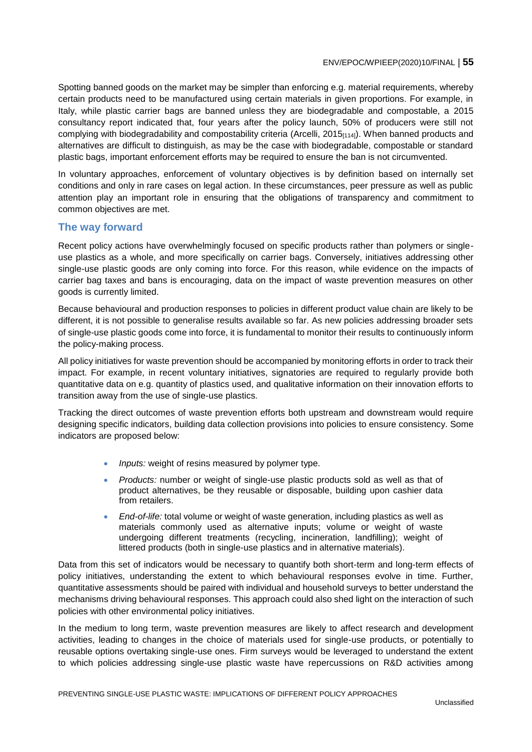Spotting banned goods on the market may be simpler than enforcing e.g. material requirements, whereby certain products need to be manufactured using certain materials in given proportions. For example, in Italy, while plastic carrier bags are banned unless they are biodegradable and compostable, a 2015 consultancy report indicated that, four years after the policy launch, 50% of producers were still not complying with biodegradability and compostability criteria (Arcelli, 2015[114]). When banned products and alternatives are difficult to distinguish, as may be the case with biodegradable, compostable or standard plastic bags, important enforcement efforts may be required to ensure the ban is not circumvented.

In voluntary approaches, enforcement of voluntary objectives is by definition based on internally set conditions and only in rare cases on legal action. In these circumstances, peer pressure as well as public attention play an important role in ensuring that the obligations of transparency and commitment to common objectives are met.

## The way forward

Recent policy actions have overwhelmingly focused on specific products rather than polymers or single-use plastics as a whole, and more specifically on carrier bags. Conversely, initiatives addressing other single-use plastic goods are only coming into force. For this reason, while evidence on the impacts of carrier bag taxes and bans is encouraging, data on the impact of waste prevention measures on other goods is currently limited.

Because behavioural and production responses to policies in different product value chain are likely to be different, it is not possible to generalise results available so far. As new policies addressing broader sets of single-use plastic goods come into force, it is fundamental to monitor their results to continuously inform the policy-making process.

All policy initiatives for waste prevention should be accompanied by monitoring efforts in order to track their impact. For example, in recent voluntary initiatives, signatories are required to regularly provide both quantitative data on e.g. quantity of plastics used, and qualitative information on their innovation efforts to transition away from the use of single-use plastics.

Tracking the direct outcomes of waste prevention efforts both upstream and downstream would require designing specific indicators, building data collection provisions into policies to ensure consistency. Some indicators are proposed below:

- *Inputs:* weight of resins measured by polymer type.
- *Products:* number or weight of single-use plastic products sold as well as that of product alternatives, be they reusable or disposable, building upon cashier data from retailers.
- *End-of-life:* total volume or weight of waste generation, including plastics as well as materials commonly used as alternative inputs; volume or weight of waste undergoing different treatments (recycling, incineration, landfilling); weight of littered products (both in single-use plastics and in alternative materials).

Data from this set of indicators would be necessary to quantify both short-term and long-term effects of policy initiatives, understanding the extent to which behavioural responses evolve in time. Further, quantitative assessments should be paired with individual and household surveys to better understand the mechanisms driving behavioural responses. This approach could also shed light on the interaction of such policies with other environmental policy initiatives.

In the medium to long term, waste prevention measures are likely to affect research and development activities, leading to changes in the choice of materials used for single-use products, or potentially to reusable options overtaking single-use ones. Firm surveys would be leveraged to understand the extent to which policies addressing single-use plastic waste have repercussions on R&D activities among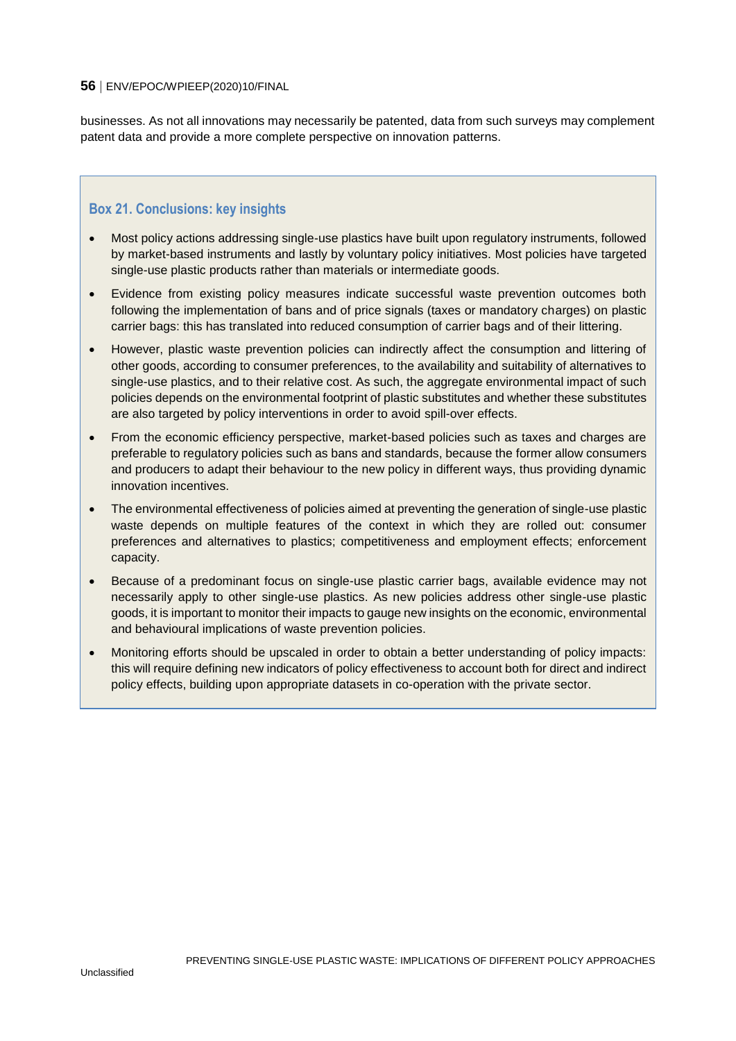businesses. As not all innovations may necessarily be patented, data from such surveys may complement patent data and provide a more complete perspective on innovation patterns.

### Box 21. Conclusions: key insights

- Most policy actions addressing single-use plastics have built upon regulatory instruments, followed by market-based instruments and lastly by voluntary policy initiatives. Most policies have targeted single-use plastic products rather than materials or intermediate goods.
- Evidence from existing policy measures indicate successful waste prevention outcomes both following the implementation of bans and of price signals (taxes or mandatory charges) on plastic carrier bags: this has translated into reduced consumption of carrier bags and of their littering.
- However, plastic waste prevention policies can indirectly affect the consumption and littering of other goods, according to consumer preferences, to the availability and suitability of alternatives to single-use plastics, and to their relative cost. As such, the aggregate environmental impact of such policies depends on the environmental footprint of plastic substitutes and whether these substitutes are also targeted by policy interventions in order to avoid spill-over effects.
- From the economic efficiency perspective, market-based policies such as taxes and charges are preferable to regulatory policies such as bans and standards, because the former allow consumers and producers to adapt their behaviour to the new policy in different ways, thus providing dynamic innovation incentives.
- The environmental effectiveness of policies aimed at preventing the generation of single-use plastic waste depends on multiple features of the context in which they are rolled out: consumer preferences and alternatives to plastics; competitiveness and employment effects; enforcement capacity.
- Because of a predominant focus on single-use plastic carrier bags, available evidence may not necessarily apply to other single-use plastics. As new policies address other single-use plastic goods, it is important to monitor their impacts to gauge new insights on the economic, environmental and behavioural implications of waste prevention policies.
- Monitoring efforts should be upscaled in order to obtain a better understanding of policy impacts: this will require defining new indicators of policy effectiveness to account both for direct and indirect policy effects, building upon appropriate datasets in co-operation with the private sector.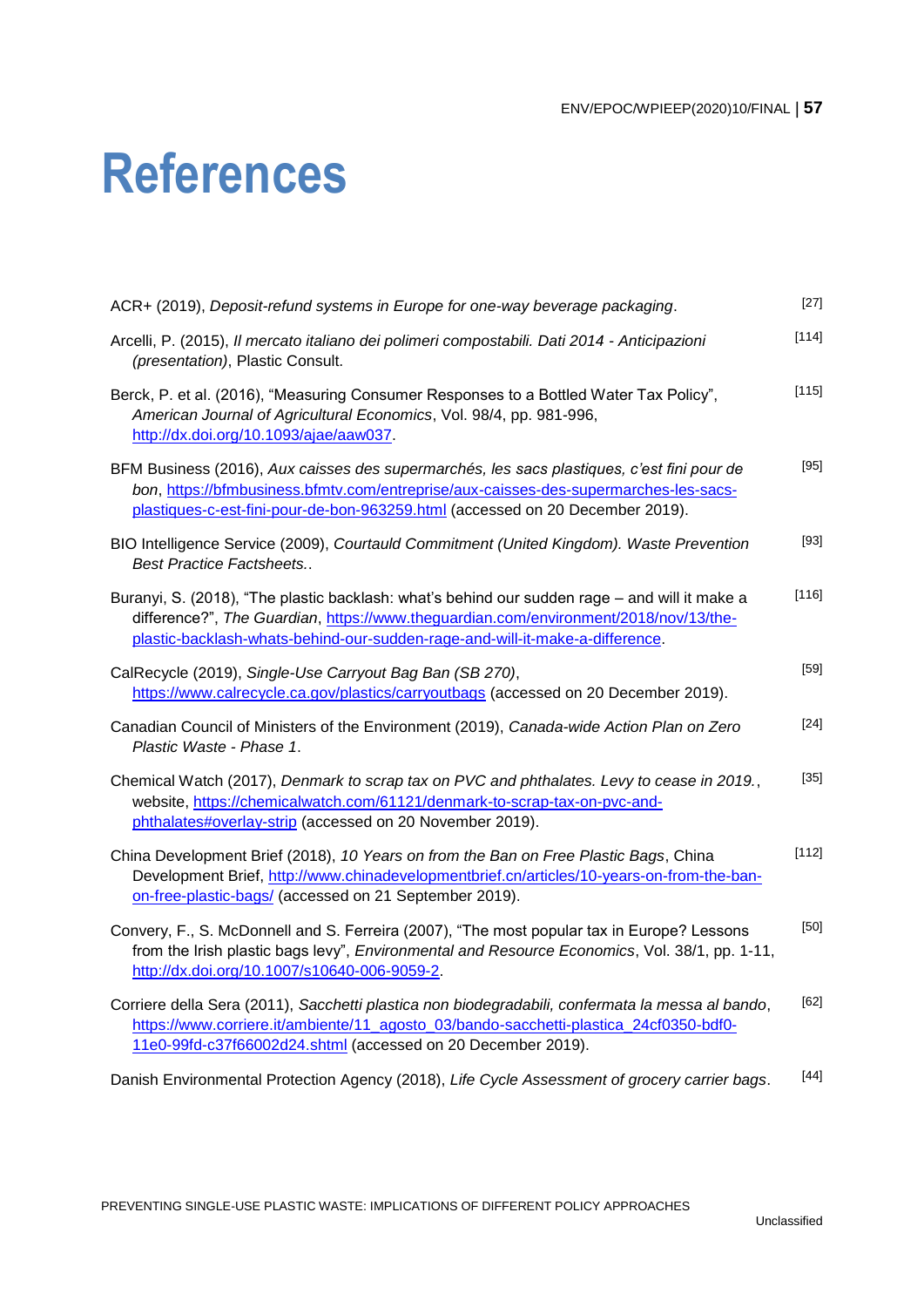# References

ACR+ (2019), *Deposit-refund systems in Europe for one-way beverage packaging*. [27]

Arcelli, P. (2015), *Il mercato italiano dei polimeri compostabili. Dati 2014 - Anticipazioni (presentation)*, Plastic Consult. [114]

Berck, P. et al. (2016), "Measuring Consumer Responses to a Bottled Water Tax Policy", *American Journal of Agricultural Economics*, Vol. 98/4, pp. 981-996, http://dx.doi.org/10.1093/ajae/aaw037. [115]

BFM Business (2016), *Aux caisses des supermarchés, les sacs plastiques, c'est fini pour de bon*, https://bfmbusiness.bfmtv.com/entreprise/aux-caisses-des-supermarches-les-sacs-plastiques-c-est-fini-pour-de-bon-963259.html (accessed on 20 December 2019). [95]

BIO Intelligence Service (2009), *Courtauld Commitment (United Kingdom). Waste Prevention Best Practice Factsheets.*. [93]

Buranyi, S. (2018), "The plastic backlash: what's behind our sudden rage – and will it make a difference?", *The Guardian*, https://www.theguardian.com/environment/2018/nov/13/the-plastic-backlash-whats-behind-our-sudden-rage-and-will-it-make-a-difference. [116]

CalRecycle (2019), *Single-Use Carryout Bag Ban (SB 270)*, https://www.calrecycle.ca.gov/plastics/carryoutbags (accessed on 20 December 2019). [59]

Canadian Council of Ministers of the Environment (2019), *Canada-wide Action Plan on Zero Plastic Waste - Phase 1*. [24]

Chemical Watch (2017), *Denmark to scrap tax on PVC and phthalates. Levy to cease in 2019.*, website, https://chemicalwatch.com/61121/denmark-to-scrap-tax-on-pvc-and-phthalates#overlay-strip (accessed on 20 November 2019). [35]

China Development Brief (2018), *10 Years on from the Ban on Free Plastic Bags*, China Development Brief, http://www.chinadevelopmentbrief.cn/articles/10-years-on-from-the-ban-on-free-plastic-bags/ (accessed on 21 September 2019). [112]

Convery, F., S. McDonnell and S. Ferreira (2007), "The most popular tax in Europe? Lessons from the Irish plastic bags levy", *Environmental and Resource Economics*, Vol. 38/1, pp. 1-11, http://dx.doi.org/10.1007/s10640-006-9059-2. [50]

Corriere della Sera (2011), *Sacchetti plastica non biodegradabili, confermata la messa al bando*, https://www.corriere.it/ambiente/11_agosto_03/bando-sacchetti-plastica_24cf0350-bdf0-11e0-99fd-c37f66002d24.shtml (accessed on 20 December 2019). [62]

Danish Environmental Protection Agency (2018), *Life Cycle Assessment of grocery carrier bags*. [44]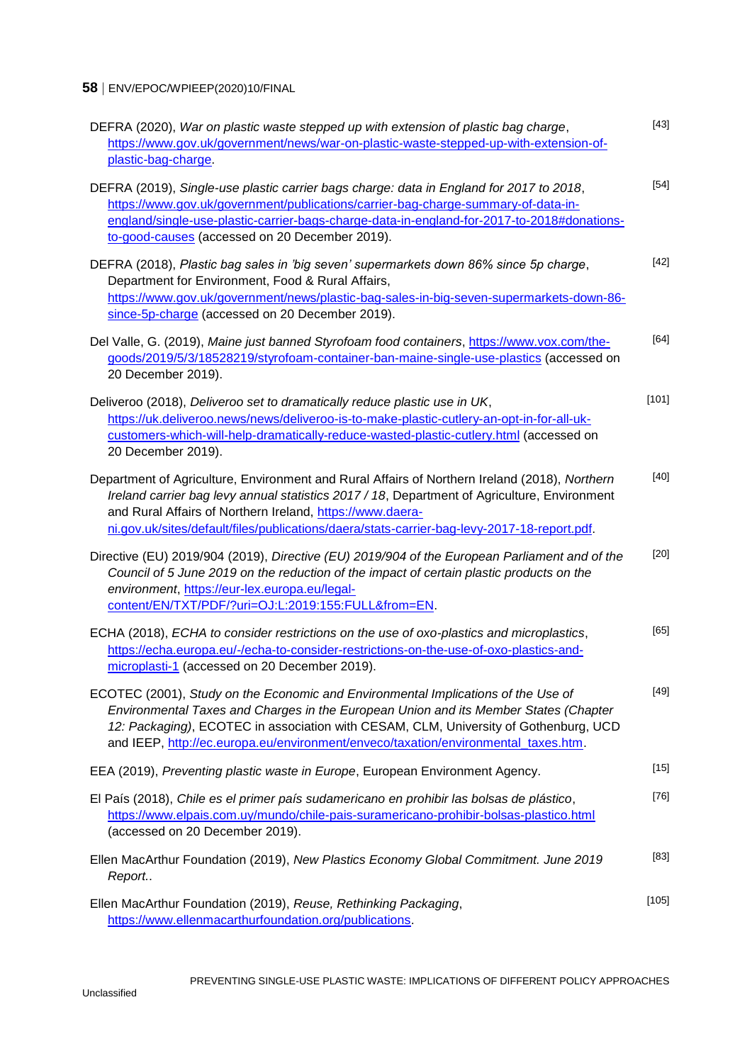DEFRA (2020), *War on plastic waste stepped up with extension of plastic bag charge*, https://www.gov.uk/government/news/war-on-plastic-waste-stepped-up-with-extension-of-plastic-bag-charge. [43]

DEFRA (2019), *Single-use plastic carrier bags charge: data in England for 2017 to 2018*, https://www.gov.uk/government/publications/carrier-bag-charge-summary-of-data-in-england/single-use-plastic-carrier-bags-charge-data-in-england-for-2017-to-2018#donations-to-good-causes (accessed on 20 December 2019). [54]

DEFRA (2018), *Plastic bag sales in 'big seven' supermarkets down 86% since 5p charge*, Department for Environment, Food & Rural Affairs, https://www.gov.uk/government/news/plastic-bag-sales-in-big-seven-supermarkets-down-86-since-5p-charge (accessed on 20 December 2019). [42]

Del Valle, G. (2019), *Maine just banned Styrofoam food containers*, https://www.vox.com/the-goods/2019/5/3/18528219/styrofoam-container-ban-maine-single-use-plastics (accessed on 20 December 2019). [64]

Deliveroo (2018), *Deliveroo set to dramatically reduce plastic use in UK*, https://uk.deliveroo.news/news/deliveroo-is-to-make-plastic-cutlery-an-opt-in-for-all-uk-customers-which-will-help-dramatically-reduce-wasted-plastic-cutlery.html (accessed on 20 December 2019). [101]

Department of Agriculture, Environment and Rural Affairs of Northern Ireland (2018), *Northern Ireland carrier bag levy annual statistics 2017 / 18*, Department of Agriculture, Environment and Rural Affairs of Northern Ireland, https://www.daera-ni.gov.uk/sites/default/files/publications/daera/stats-carrier-bag-levy-2017-18-report.pdf. [40]

Directive (EU) 2019/904 (2019), *Directive (EU) 2019/904 of the European Parliament and of the Council of 5 June 2019 on the reduction of the impact of certain plastic products on the environment*, https://eur-lex.europa.eu/legal-content/EN/TXT/PDF/?uri=OJ:L:2019:155:FULL&from=EN. [20]

ECHA (2018), *ECHA to consider restrictions on the use of oxo-plastics and microplastics*, https://echa.europa.eu/-/echa-to-consider-restrictions-on-the-use-of-oxo-plastics-and-microplasti-1 (accessed on 20 December 2019). [65]

ECOTEC (2001), *Study on the Economic and Environmental Implications of the Use of Environmental Taxes and Charges in the European Union and its Member States (Chapter 12: Packaging)*, ECOTEC in association with CESAM, CLM, University of Gothenburg, UCD and IEEP, http://ec.europa.eu/environment/enveco/taxation/environmental_taxes.htm. [49]

EEA (2019), *Preventing plastic waste in Europe*, European Environment Agency. [15]

El País (2018), *Chile es el primer país sudamericano en prohibir las bolsas de plástico*, https://www.elpais.com.uy/mundo/chile-pais-suramericano-prohibir-bolsas-plastico.html (accessed on 20 December 2019). [76]

Ellen MacArthur Foundation (2019), *New Plastics Economy Global Commitment. June 2019 Report.*. [83]

Ellen MacArthur Foundation (2019), *Reuse, Rethinking Packaging*, https://www.ellenmacarthurfoundation.org/publications. [105]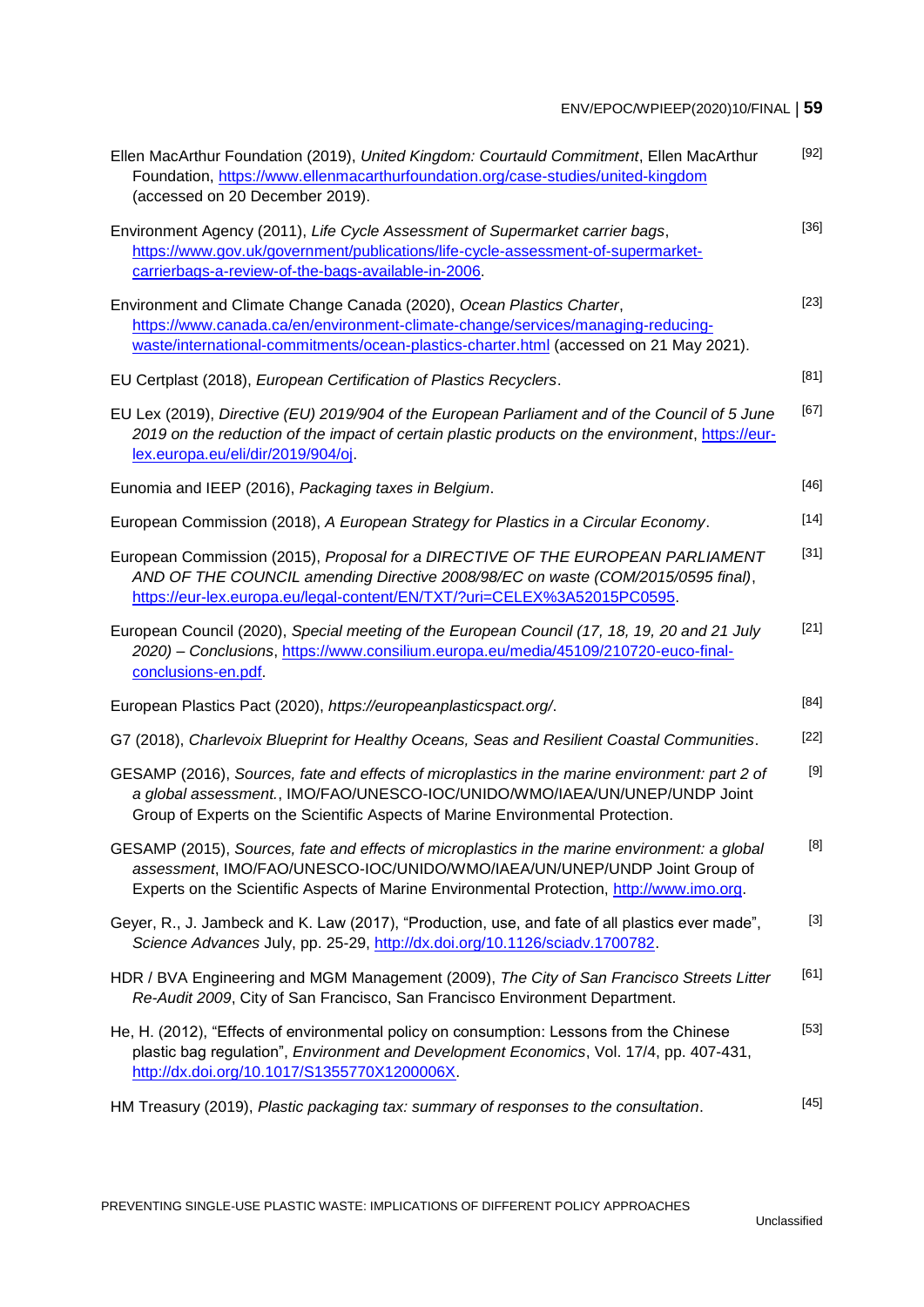Ellen MacArthur Foundation (2019), *United Kingdom: Courtauld Commitment*, Ellen MacArthur Foundation, https://www.ellenmacarthurfoundation.org/case-studies/united-kingdom (accessed on 20 December 2019). [92]

Environment Agency (2011), *Life Cycle Assessment of Supermarket carrier bags*, https://www.gov.uk/government/publications/life-cycle-assessment-of-supermarket-carrierbags-a-review-of-the-bags-available-in-2006. [36]

Environment and Climate Change Canada (2020), *Ocean Plastics Charter*, https://www.canada.ca/en/environment-climate-change/services/managing-reducing-waste/international-commitments/ocean-plastics-charter.html (accessed on 21 May 2021). [23]

EU Certplast (2018), *European Certification of Plastics Recyclers*. [81]

EU Lex (2019), *Directive (EU) 2019/904 of the European Parliament and of the Council of 5 June 2019 on the reduction of the impact of certain plastic products on the environment*, https://eur-lex.europa.eu/eli/dir/2019/904/oj. [67]

Eunomia and IEEP (2016), *Packaging taxes in Belgium*. [46]

European Commission (2018), *A European Strategy for Plastics in a Circular Economy*. [14]

European Commission (2015), *Proposal for a DIRECTIVE OF THE EUROPEAN PARLIAMENT AND OF THE COUNCIL amending Directive 2008/98/EC on waste (COM/2015/0595 final)*, https://eur-lex.europa.eu/legal-content/EN/TXT/?uri=CELEX%3A52015PC0595. [31]

European Council (2020), *Special meeting of the European Council (17, 18, 19, 20 and 21 July 2020) – Conclusions*, https://www.consilium.europa.eu/media/45109/210720-euco-final-conclusions-en.pdf. [21]

European Plastics Pact (2020), *https://europeanplasticspact.org/*. [84]

G7 (2018), *Charlevoix Blueprint for Healthy Oceans, Seas and Resilient Coastal Communities*. [22]

GESAMP (2016), *Sources, fate and effects of microplastics in the marine environment: part 2 of a global assessment.*, IMO/FAO/UNESCO-IOC/UNIDO/WMO/IAEA/UN/UNEP/UNDP Joint Group of Experts on the Scientific Aspects of Marine Environmental Protection. [9]

GESAMP (2015), *Sources, fate and effects of microplastics in the marine environment: a global assessment*, IMO/FAO/UNESCO-IOC/UNIDO/WMO/IAEA/UN/UNEP/UNDP Joint Group of Experts on the Scientific Aspects of Marine Environmental Protection, http://www.imo.org. [8]

Geyer, R., J. Jambeck and K. Law (2017), "Production, use, and fate of all plastics ever made", *Science Advances* July, pp. 25-29, http://dx.doi.org/10.1126/sciadv.1700782. [3]

HDR / BVA Engineering and MGM Management (2009), *The City of San Francisco Streets Litter Re-Audit 2009*, City of San Francisco, San Francisco Environment Department. [61]

He, H. (2012), "Effects of environmental policy on consumption: Lessons from the Chinese plastic bag regulation", *Environment and Development Economics*, Vol. 17/4, pp. 407-431, http://dx.doi.org/10.1017/S1355770X1200006X. [53]

HM Treasury (2019), *Plastic packaging tax: summary of responses to the consultation*. [45]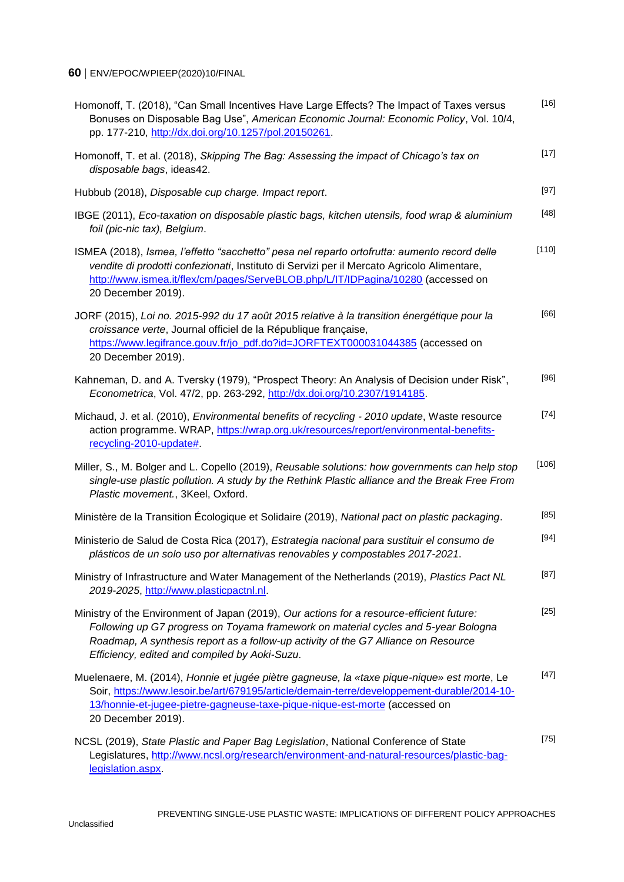Homonoff, T. (2018), "Can Small Incentives Have Large Effects? The Impact of Taxes versus Bonuses on Disposable Bag Use", *American Economic Journal: Economic Policy*, Vol. 10/4, pp. 177-210, http://dx.doi.org/10.1257/pol.20150261. [16]

Homonoff, T. et al. (2018), *Skipping The Bag: Assessing the impact of Chicago's tax on disposable bags*, ideas42. [17]

Hubbub (2018), *Disposable cup charge. Impact report*. [97]

IBGE (2011), *Eco-taxation on disposable plastic bags, kitchen utensils, food wrap & aluminium foil (pic-nic tax), Belgium*. [48]

ISMEA (2018), *Ismea, l'effetto "sacchetto" pesa nel reparto ortofrutta: aumento record delle vendite di prodotti confezionati*, Instituto di Servizi per il Mercato Agricolo Alimentare, http://www.ismea.it/flex/cm/pages/ServeBLOB.php/L/IT/IDPagina/10280 (accessed on 20 December 2019). [110]

JORF (2015), *Loi no. 2015-992 du 17 août 2015 relative à la transition énergétique pour la croissance verte*, Journal officiel de la République française, https://www.legifrance.gouv.fr/jo_pdf.do?id=JORFTEXT000031044385 (accessed on 20 December 2019). [66]

Kahneman, D. and A. Tversky (1979), "Prospect Theory: An Analysis of Decision under Risk", *Econometrica*, Vol. 47/2, pp. 263-292, http://dx.doi.org/10.2307/1914185. [96]

Michaud, J. et al. (2010), *Environmental benefits of recycling - 2010 update*, Waste resource action programme. WRAP, https://wrap.org.uk/resources/report/environmental-benefits-recycling-2010-update#. [74]

Miller, S., M. Bolger and L. Copello (2019), *Reusable solutions: how governments can help stop single-use plastic pollution. A study by the Rethink Plastic alliance and the Break Free From Plastic movement.*, 3Keel, Oxford. [106]

Ministère de la Transition Écologique et Solidaire (2019), *National pact on plastic packaging*. [85]

Ministerio de Salud de Costa Rica (2017), *Estrategia nacional para sustituir el consumo de plásticos de un solo uso por alternativas renovables y compostables 2017-2021*. [94]

Ministry of Infrastructure and Water Management of the Netherlands (2019), *Plastics Pact NL 2019-2025*, http://www.plasticpactnl.nl. [87]

Ministry of the Environment of Japan (2019), *Our actions for a resource-efficient future: Following up G7 progress on Toyama framework on material cycles and 5-year Bologna Roadmap, A synthesis report as a follow-up activity of the G7 Alliance on Resource Efficiency, edited and compiled by Aoki-Suzu*. [25]

Muelenaere, M. (2014), *Honnie et jugée piètre gagneuse, la «taxe pique-nique» est morte*, Le Soir, https://www.lesoir.be/art/679195/article/demain-terre/developpement-durable/2014-10-13/honnie-et-jugee-pietre-gagneuse-taxe-pique-nique-est-morte (accessed on 20 December 2019). [47]

NCSL (2019), *State Plastic and Paper Bag Legislation*, National Conference of State Legislatures, http://www.ncsl.org/research/environment-and-natural-resources/plastic-bag-legislation.aspx. [75]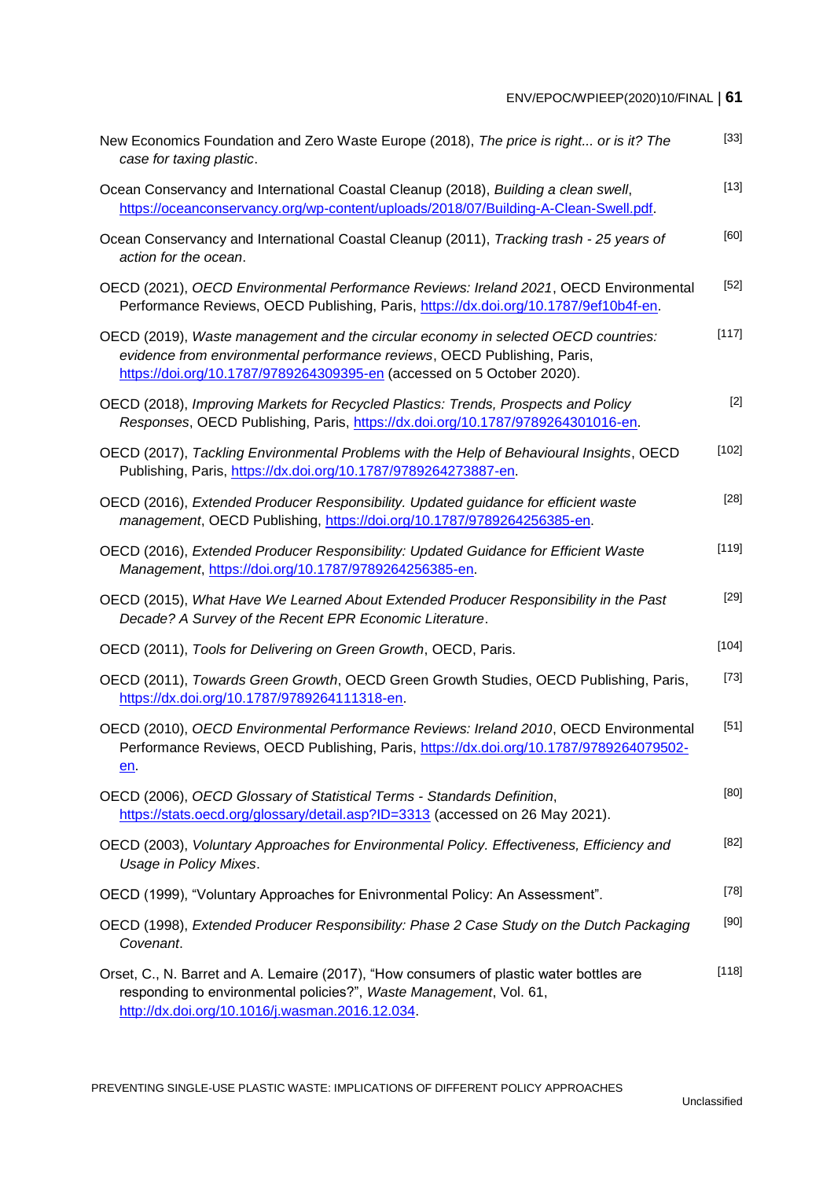New Economics Foundation and Zero Waste Europe (2018), *The price is right... or is it? The case for taxing plastic*. [33]

Ocean Conservancy and International Coastal Cleanup (2018), *Building a clean swell*, https://oceanconservancy.org/wp-content/uploads/2018/07/Building-A-Clean-Swell.pdf. [13]

Ocean Conservancy and International Coastal Cleanup (2011), *Tracking trash - 25 years of action for the ocean*. [60]

OECD (2021), *OECD Environmental Performance Reviews: Ireland 2021*, OECD Environmental Performance Reviews, OECD Publishing, Paris, https://dx.doi.org/10.1787/9ef10b4f-en. [52]

OECD (2019), *Waste management and the circular economy in selected OECD countries: evidence from environmental performance reviews*, OECD Publishing, Paris, https://doi.org/10.1787/9789264309395-en (accessed on 5 October 2020). [117]

OECD (2018), *Improving Markets for Recycled Plastics: Trends, Prospects and Policy Responses*, OECD Publishing, Paris, https://dx.doi.org/10.1787/9789264301016-en. [2]

OECD (2017), *Tackling Environmental Problems with the Help of Behavioural Insights*, OECD Publishing, Paris, https://dx.doi.org/10.1787/9789264273887-en. [102]

OECD (2016), *Extended Producer Responsibility. Updated guidance for efficient waste management*, OECD Publishing, https://doi.org/10.1787/9789264256385-en. [28]

OECD (2016), *Extended Producer Responsibility: Updated Guidance for Efficient Waste Management*, https://doi.org/10.1787/9789264256385-en. [119]

OECD (2015), *What Have We Learned About Extended Producer Responsibility in the Past Decade? A Survey of the Recent EPR Economic Literature*. [29]

OECD (2011), *Tools for Delivering on Green Growth*, OECD, Paris. [104]

OECD (2011), *Towards Green Growth*, OECD Green Growth Studies, OECD Publishing, Paris, https://dx.doi.org/10.1787/9789264111318-en. [73]

OECD (2010), *OECD Environmental Performance Reviews: Ireland 2010*, OECD Environmental Performance Reviews, OECD Publishing, Paris, https://dx.doi.org/10.1787/9789264079502-en. [51]

OECD (2006), *OECD Glossary of Statistical Terms - Standards Definition*, https://stats.oecd.org/glossary/detail.asp?ID=3313 (accessed on 26 May 2021). [80]

OECD (2003), *Voluntary Approaches for Environmental Policy. Effectiveness, Efficiency and Usage in Policy Mixes*. [82]

OECD (1999), "Voluntary Approaches for Enivronmental Policy: An Assessment". [78]

OECD (1998), *Extended Producer Responsibility: Phase 2 Case Study on the Dutch Packaging Covenant*. [90]

Orset, C., N. Barret and A. Lemaire (2017), "How consumers of plastic water bottles are responding to environmental policies?", *Waste Management*, Vol. 61, http://dx.doi.org/10.1016/j.wasman.2016.12.034. [118]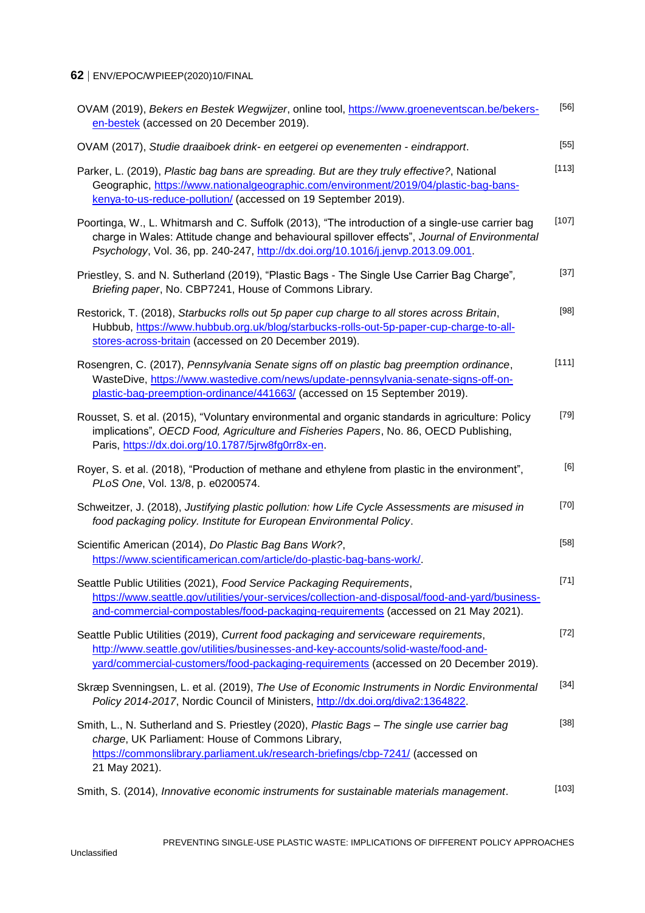OVAM (2019), *Bekers en Bestek Wegwijzer*, online tool, https://www.groeneventscan.be/bekers-en-bestek (accessed on 20 December 2019). [56]

OVAM (2017), *Studie draaiboek drink- en eetgerei op evenementen - eindrapport*. [55]

Parker, L. (2019), *Plastic bag bans are spreading. But are they truly effective?*, National Geographic, https://www.nationalgeographic.com/environment/2019/04/plastic-bag-bans-kenya-to-us-reduce-pollution/ (accessed on 19 September 2019). [113]

Poortinga, W., L. Whitmarsh and C. Suffolk (2013), "The introduction of a single-use carrier bag charge in Wales: Attitude change and behavioural spillover effects", *Journal of Environmental Psychology*, Vol. 36, pp. 240-247, http://dx.doi.org/10.1016/j.jenvp.2013.09.001. [107]

Priestley, S. and N. Sutherland (2019), "Plastic Bags - The Single Use Carrier Bag Charge", *Briefing paper*, No. CBP7241, House of Commons Library. [37]

Restorick, T. (2018), *Starbucks rolls out 5p paper cup charge to all stores across Britain*, Hubbub, https://www.hubbub.org.uk/blog/starbucks-rolls-out-5p-paper-cup-charge-to-all-stores-across-britain (accessed on 20 December 2019). [98]

Rosengren, C. (2017), *Pennsylvania Senate signs off on plastic bag preemption ordinance*, WasteDive, https://www.wastedive.com/news/update-pennsylvania-senate-signs-off-on-plastic-bag-preemption-ordinance/441663/ (accessed on 15 September 2019). [111]

Rousset, S. et al. (2015), "Voluntary environmental and organic standards in agriculture: Policy implications", *OECD Food, Agriculture and Fisheries Papers*, No. 86, OECD Publishing, Paris, https://dx.doi.org/10.1787/5jrw8fg0rr8x-en. [79]

Royer, S. et al. (2018), "Production of methane and ethylene from plastic in the environment", *PLoS One*, Vol. 13/8, p. e0200574. [6]

Schweitzer, J. (2018), *Justifying plastic pollution: how Life Cycle Assessments are misused in food packaging policy. Institute for European Environmental Policy*. [70]

Scientific American (2014), *Do Plastic Bag Bans Work?*, https://www.scientificamerican.com/article/do-plastic-bag-bans-work/. [58]

Seattle Public Utilities (2021), *Food Service Packaging Requirements*, https://www.seattle.gov/utilities/your-services/collection-and-disposal/food-and-yard/business-and-commercial-compostables/food-packaging-requirements (accessed on 21 May 2021). [71]

Seattle Public Utilities (2019), *Current food packaging and serviceware requirements*, http://www.seattle.gov/utilities/businesses-and-key-accounts/solid-waste/food-and-yard/commercial-customers/food-packaging-requirements (accessed on 20 December 2019). [72]

Skræp Svenningsen, L. et al. (2019), *The Use of Economic Instruments in Nordic Environmental Policy 2014-2017*, Nordic Council of Ministers, http://dx.doi.org/diva2:1364822. [34]

Smith, L., N. Sutherland and S. Priestley (2020), *Plastic Bags – The single use carrier bag charge*, UK Parliament: House of Commons Library, https://commonslibrary.parliament.uk/research-briefings/cbp-7241/ (accessed on 21 May 2021). [38]

Smith, S. (2014), *Innovative economic instruments for sustainable materials management*. [103]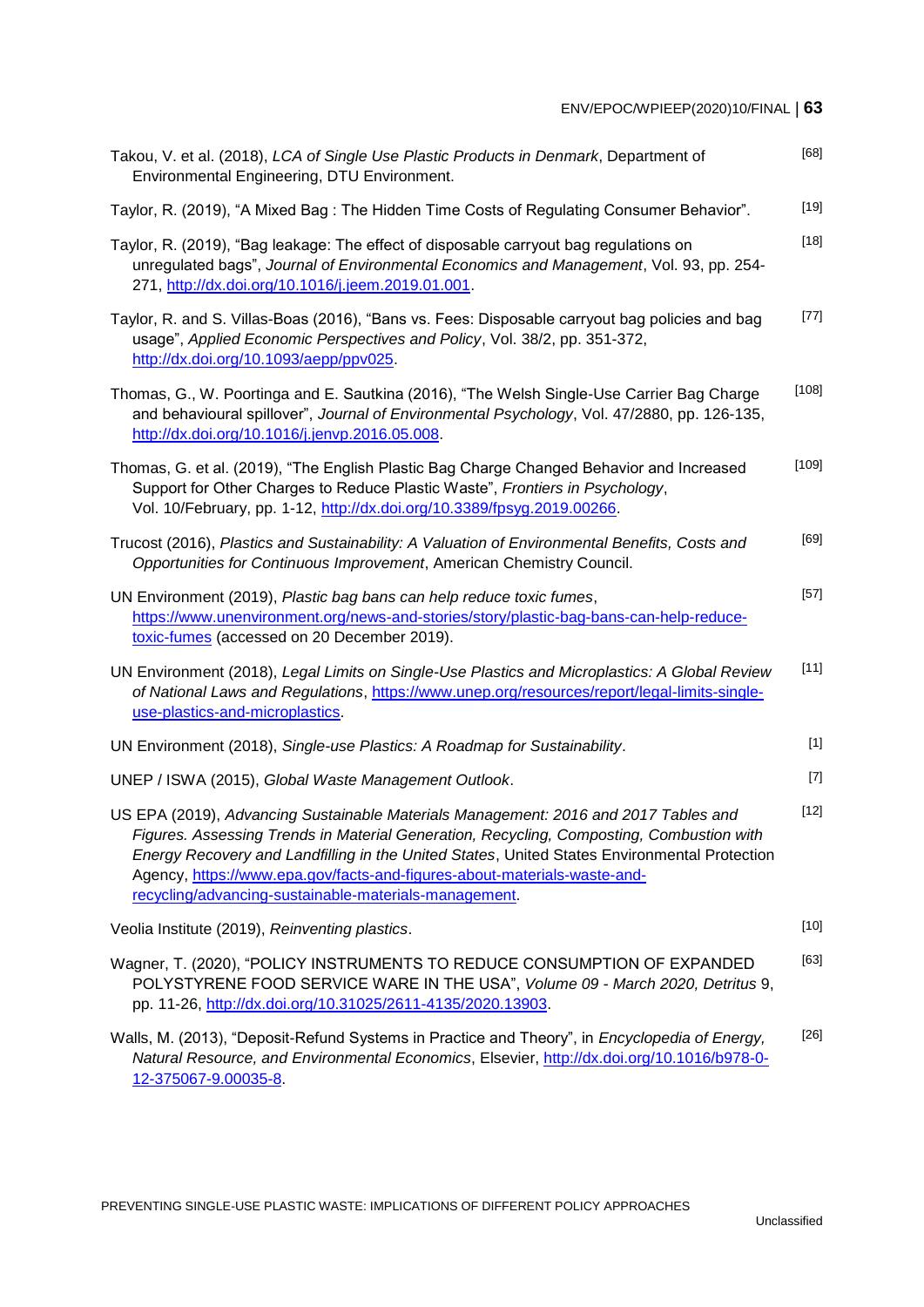Takou, V. et al. (2018), *LCA of Single Use Plastic Products in Denmark*, Department of Environmental Engineering, DTU Environment. [68]

Taylor, R. (2019), "A Mixed Bag : The Hidden Time Costs of Regulating Consumer Behavior". [19]

Taylor, R. (2019), "Bag leakage: The effect of disposable carryout bag regulations on unregulated bags", *Journal of Environmental Economics and Management*, Vol. 93, pp. 254-271, http://dx.doi.org/10.1016/j.jeem.2019.01.001. [18]

Taylor, R. and S. Villas-Boas (2016), "Bans vs. Fees: Disposable carryout bag policies and bag usage", *Applied Economic Perspectives and Policy*, Vol. 38/2, pp. 351-372, http://dx.doi.org/10.1093/aepp/ppv025. [77]

Thomas, G., W. Poortinga and E. Sautkina (2016), "The Welsh Single-Use Carrier Bag Charge and behavioural spillover", *Journal of Environmental Psychology*, Vol. 47/2880, pp. 126-135, http://dx.doi.org/10.1016/j.jenvp.2016.05.008. [108]

Thomas, G. et al. (2019), "The English Plastic Bag Charge Changed Behavior and Increased Support for Other Charges to Reduce Plastic Waste", *Frontiers in Psychology*, Vol. 10/February, pp. 1-12, http://dx.doi.org/10.3389/fpsyg.2019.00266. [109]

Trucost (2016), *Plastics and Sustainability: A Valuation of Environmental Benefits, Costs and Opportunities for Continuous Improvement*, American Chemistry Council. [69]

UN Environment (2019), *Plastic bag bans can help reduce toxic fumes*, https://www.unenvironment.org/news-and-stories/story/plastic-bag-bans-can-help-reduce-toxic-fumes (accessed on 20 December 2019). [57]

UN Environment (2018), *Legal Limits on Single-Use Plastics and Microplastics: A Global Review of National Laws and Regulations*, https://www.unep.org/resources/report/legal-limits-single-use-plastics-and-microplastics. [11]

UN Environment (2018), *Single-use Plastics: A Roadmap for Sustainability*. [1]

UNEP / ISWA (2015), *Global Waste Management Outlook*. [7]

US EPA (2019), *Advancing Sustainable Materials Management: 2016 and 2017 Tables and Figures. Assessing Trends in Material Generation, Recycling, Composting, Combustion with Energy Recovery and Landfilling in the United States*, United States Environmental Protection Agency, https://www.epa.gov/facts-and-figures-about-materials-waste-and-recycling/advancing-sustainable-materials-management. [12]

Veolia Institute (2019), *Reinventing plastics*. [10]

Wagner, T. (2020), "POLICY INSTRUMENTS TO REDUCE CONSUMPTION OF EXPANDED POLYSTYRENE FOOD SERVICE WARE IN THE USA", *Volume 09 - March 2020, Detritus* 9, pp. 11-26, http://dx.doi.org/10.31025/2611-4135/2020.13903. [63]

Walls, M. (2013), "Deposit-Refund Systems in Practice and Theory", in *Encyclopedia of Energy, Natural Resource, and Environmental Economics*, Elsevier, http://dx.doi.org/10.1016/b978-0-12-375067-9.00035-8. [26]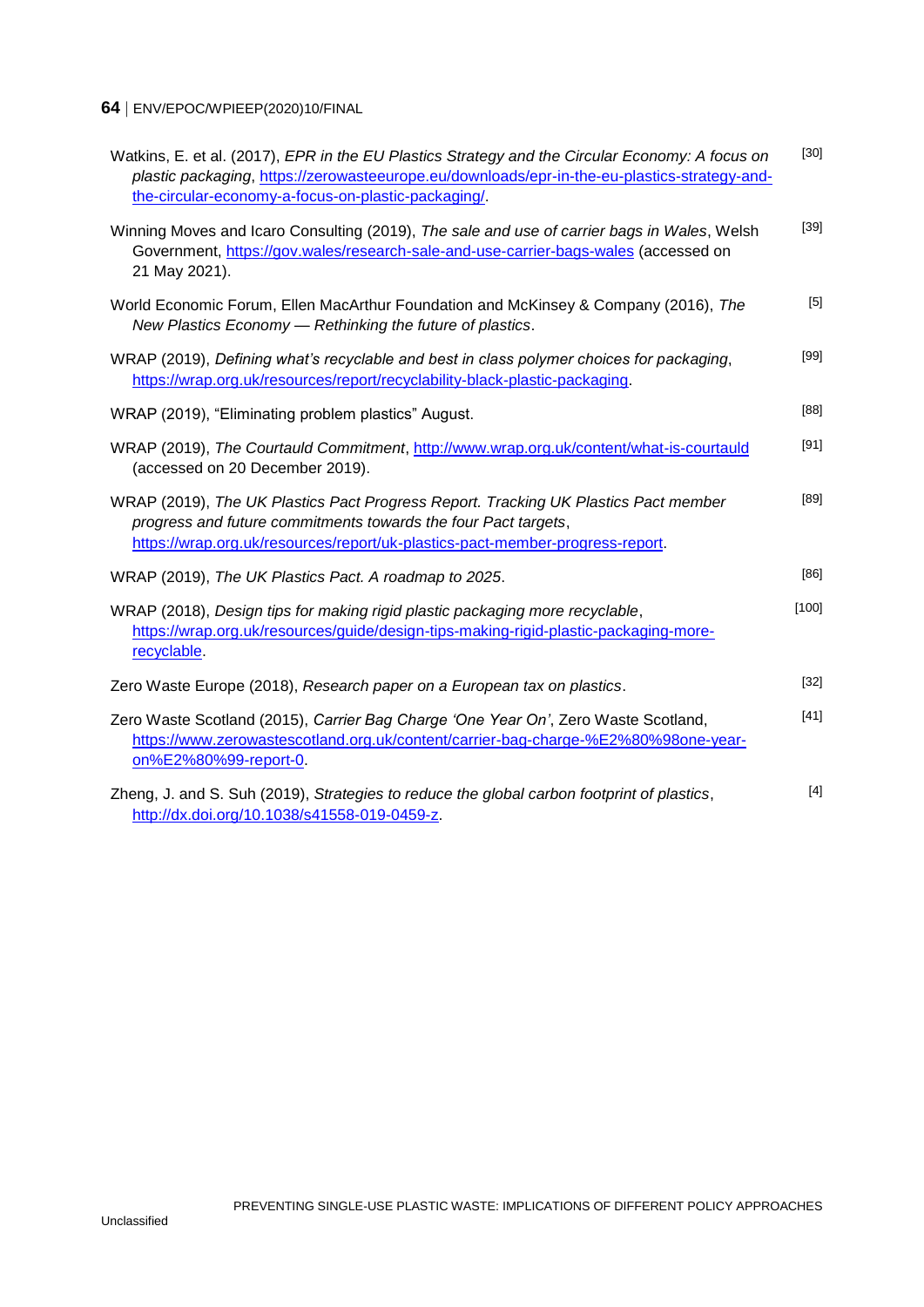Watkins, E. et al. (2017), *EPR in the EU Plastics Strategy and the Circular Economy: A focus on plastic packaging*, https://zerowasteeurope.eu/downloads/epr-in-the-eu-plastics-strategy-and-the-circular-economy-a-focus-on-plastic-packaging/. [30]

Winning Moves and Icaro Consulting (2019), *The sale and use of carrier bags in Wales*, Welsh Government, https://gov.wales/research-sale-and-use-carrier-bags-wales (accessed on 21 May 2021). [39]

World Economic Forum, Ellen MacArthur Foundation and McKinsey & Company (2016), *The New Plastics Economy — Rethinking the future of plastics*. [5]

WRAP (2019), *Defining what's recyclable and best in class polymer choices for packaging*, https://wrap.org.uk/resources/report/recyclability-black-plastic-packaging. [99]

WRAP (2019), "Eliminating problem plastics" August. [88]

WRAP (2019), *The Courtauld Commitment*, http://www.wrap.org.uk/content/what-is-courtauld (accessed on 20 December 2019). [91]

WRAP (2019), *The UK Plastics Pact Progress Report. Tracking UK Plastics Pact member progress and future commitments towards the four Pact targets*, https://wrap.org.uk/resources/report/uk-plastics-pact-member-progress-report. [89]

WRAP (2019), *The UK Plastics Pact. A roadmap to 2025*. [86]

WRAP (2018), *Design tips for making rigid plastic packaging more recyclable*, https://wrap.org.uk/resources/guide/design-tips-making-rigid-plastic-packaging-more-recyclable. [100]

Zero Waste Europe (2018), *Research paper on a European tax on plastics*. [32]

Zero Waste Scotland (2015), *Carrier Bag Charge 'One Year On'*, Zero Waste Scotland, https://www.zerowastescotland.org.uk/content/carrier-bag-charge-%E2%80%98one-year-on%E2%80%99-report-0. [41]

Zheng, J. and S. Suh (2019), *Strategies to reduce the global carbon footprint of plastics*, http://dx.doi.org/10.1038/s41558-019-0459-z. [4]